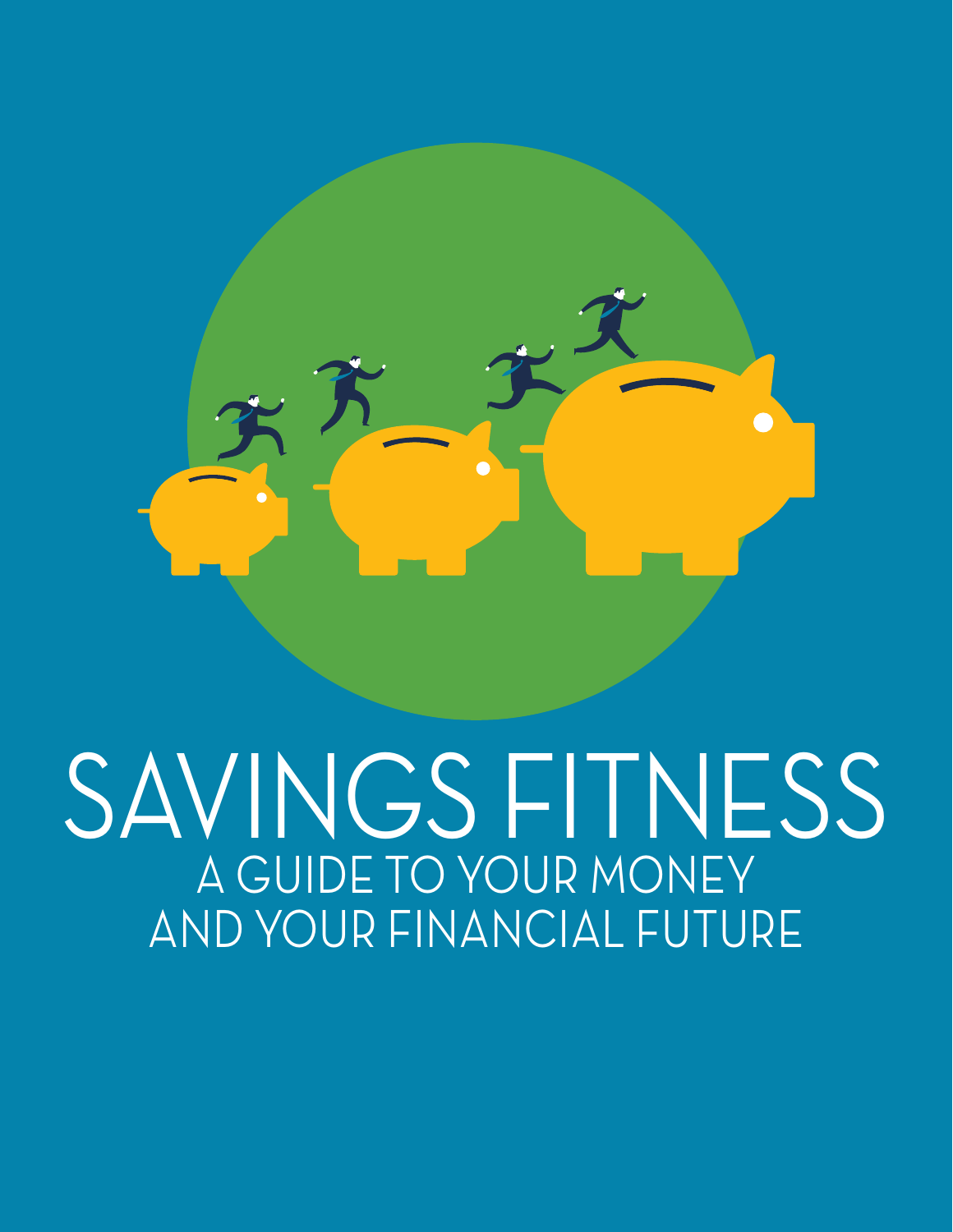# SAVINGS FITNESS

## A GUIDE TO YOUR MONEY AND YOUR FINANCIAL FUTURE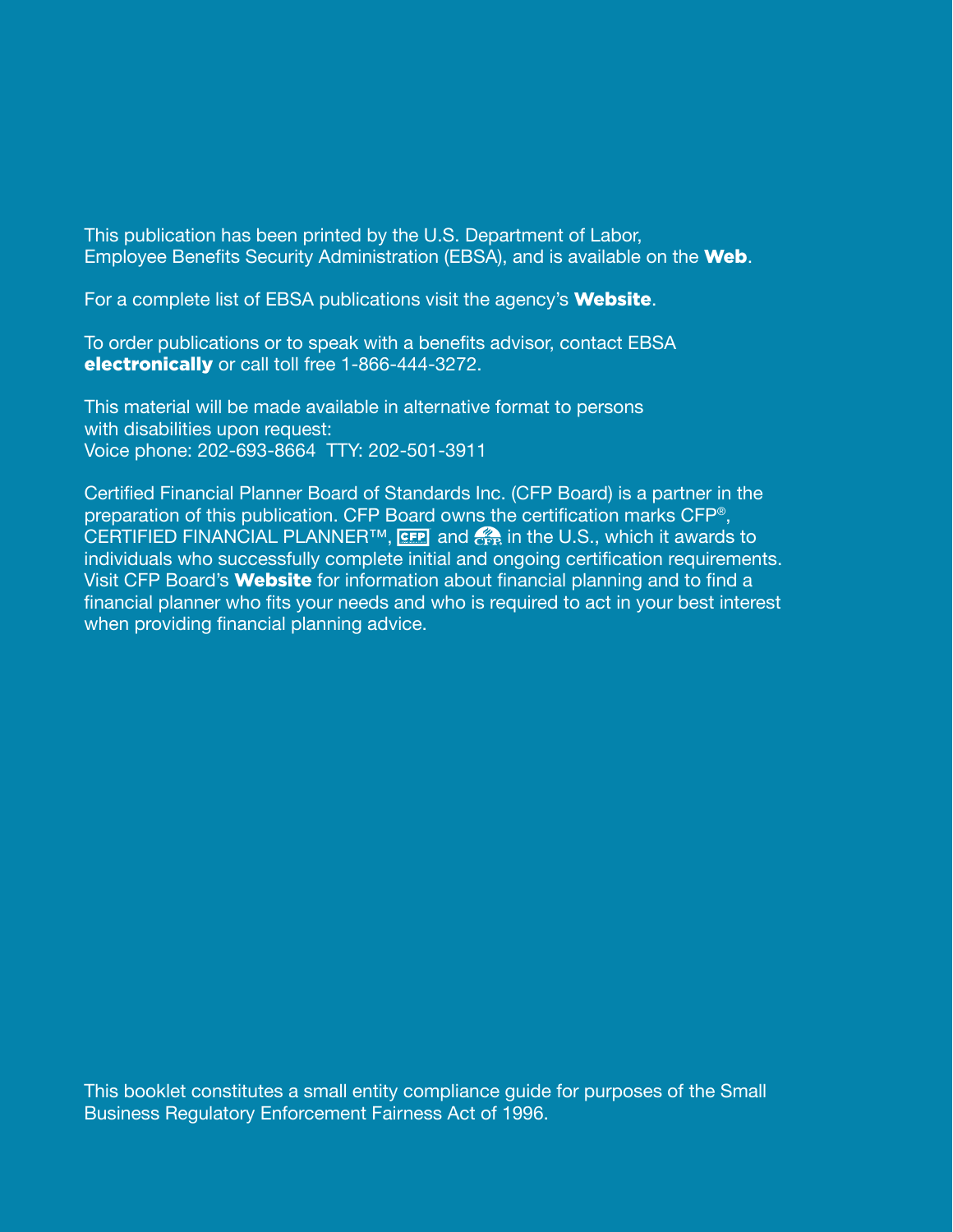This publication has been printed by the U.S. Department of Labor, Employee Benefits Security Administration (EBSA), and is available on the **Web**.

For a complete list of EBSA publications visit the agency's **Website**.

To order publications or to speak with a benefits advisor, contact EBSA **electronically** or call toll free 1-866-444-3272.

This material will be made available in alternative format to persons with disabilities upon request:
Voice phone: 202-693-8664 TTY: 202-501-3911

Certified Financial Planner Board of Standards Inc. (CFP Board) is a partner in the preparation of this publication. CFP Board owns the certification marks CFP®, CERTIFIED FINANCIAL PLANNER™, CFP and CFP in the U.S., which it awards to individuals who successfully complete initial and ongoing certification requirements. Visit CFP Board's **Website** for information about financial planning and to find a financial planner who fits your needs and who is required to act in your best interest when providing financial planning advice.

This booklet constitutes a small entity compliance guide for purposes of the Small Business Regulatory Enforcement Fairness Act of 1996.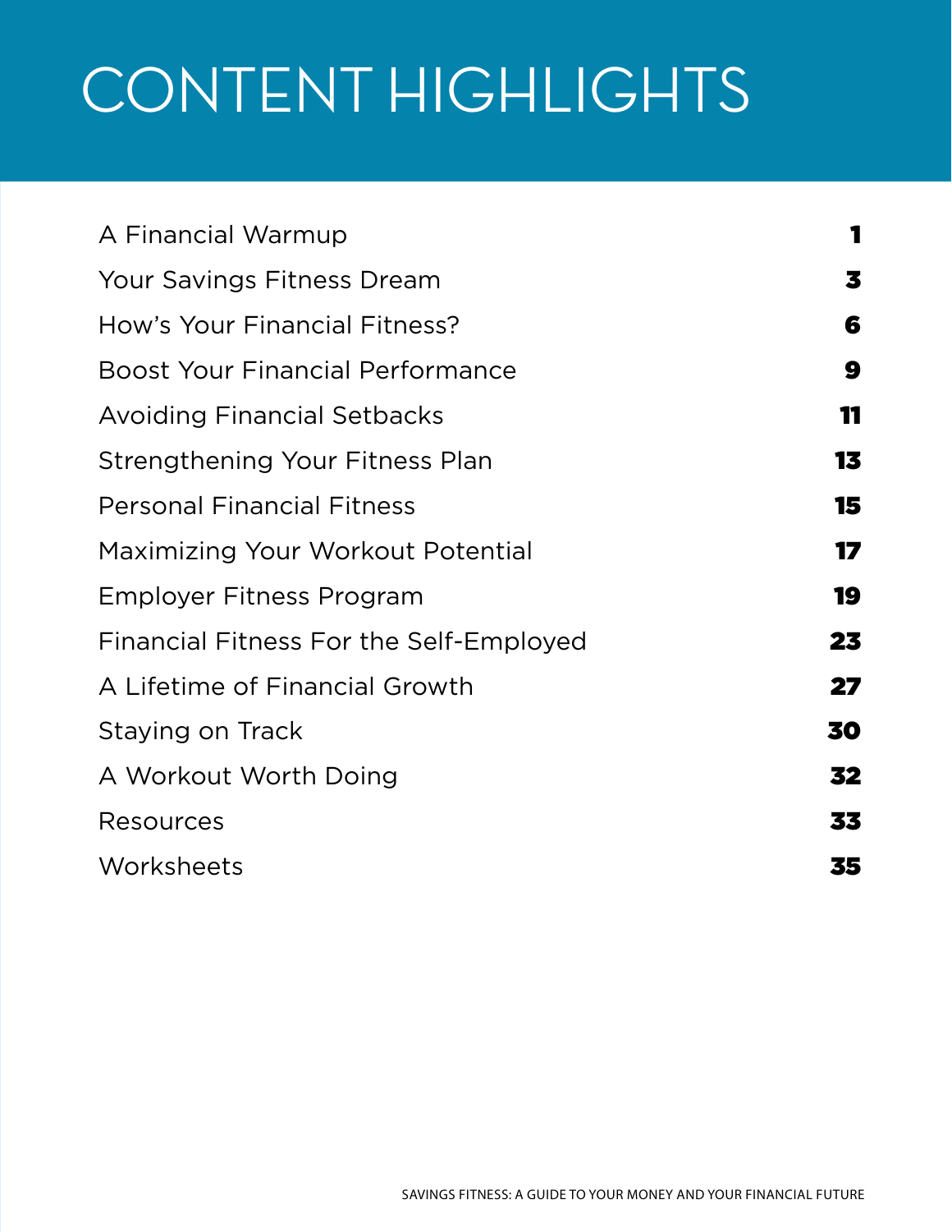# CONTENT HIGHLIGHTS

| | |
|---|---|
| A Financial Warmup | **1** |
| Your Savings Fitness Dream | **3** |
| How's Your Financial Fitness? | **6** |
| Boost Your Financial Performance | **9** |
| Avoiding Financial Setbacks | **11** |
| Strengthening Your Fitness Plan | **13** |
| Personal Financial Fitness | **15** |
| Maximizing Your Workout Potential | **17** |
| Employer Fitness Program | **19** |
| Financial Fitness For the Self-Employed | **23** |
| A Lifetime of Financial Growth | **27** |
| Staying on Track | **30** |
| A Workout Worth Doing | **32** |
| Resources | **33** |
| Worksheets | **35** |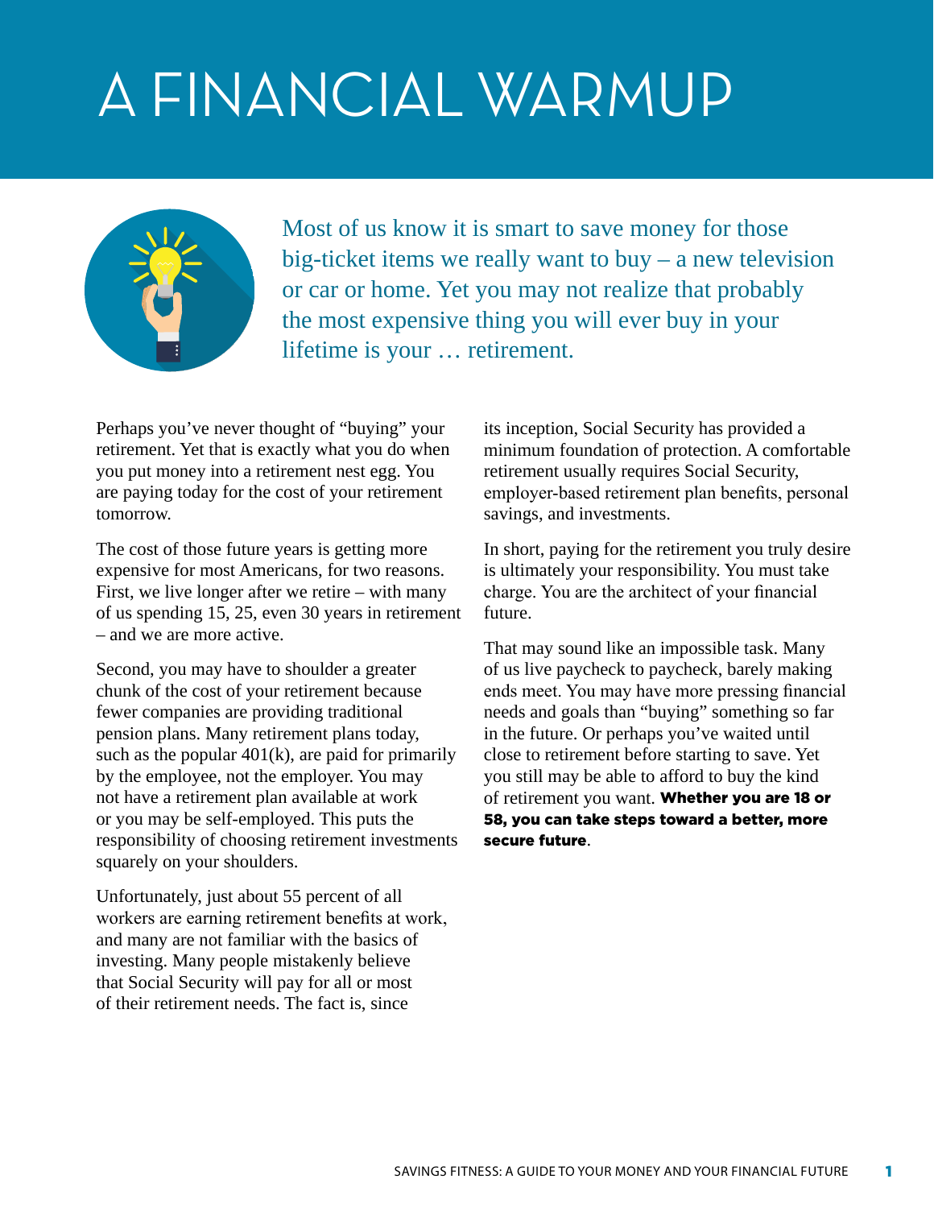# A FINANCIAL WARMUP

Most of us know it is smart to save money for those big-ticket items we really want to buy – a new television or car or home. Yet you may not realize that probably the most expensive thing you will ever buy in your lifetime is your … retirement.

Perhaps you've never thought of "buying" your retirement. Yet that is exactly what you do when you put money into a retirement nest egg. You are paying today for the cost of your retirement tomorrow.

The cost of those future years is getting more expensive for most Americans, for two reasons. First, we live longer after we retire – with many of us spending 15, 25, even 30 years in retirement – and we are more active.

Second, you may have to shoulder a greater chunk of the cost of your retirement because fewer companies are providing traditional pension plans. Many retirement plans today, such as the popular 401(k), are paid for primarily by the employee, not the employer. You may not have a retirement plan available at work or you may be self-employed. This puts the responsibility of choosing retirement investments squarely on your shoulders.

Unfortunately, just about 55 percent of all workers are earning retirement benefits at work, and many are not familiar with the basics of investing. Many people mistakenly believe that Social Security will pay for all or most of their retirement needs. The fact is, since its inception, Social Security has provided a minimum foundation of protection. A comfortable retirement usually requires Social Security, employer-based retirement plan benefits, personal savings, and investments.

In short, paying for the retirement you truly desire is ultimately your responsibility. You must take charge. You are the architect of your financial future.

That may sound like an impossible task. Many of us live paycheck to paycheck, barely making ends meet. You may have more pressing financial needs and goals than "buying" something so far in the future. Or perhaps you've waited until close to retirement before starting to save. Yet you still may be able to afford to buy the kind of retirement you want. **Whether you are 18 or 58, you can take steps toward a better, more secure future**.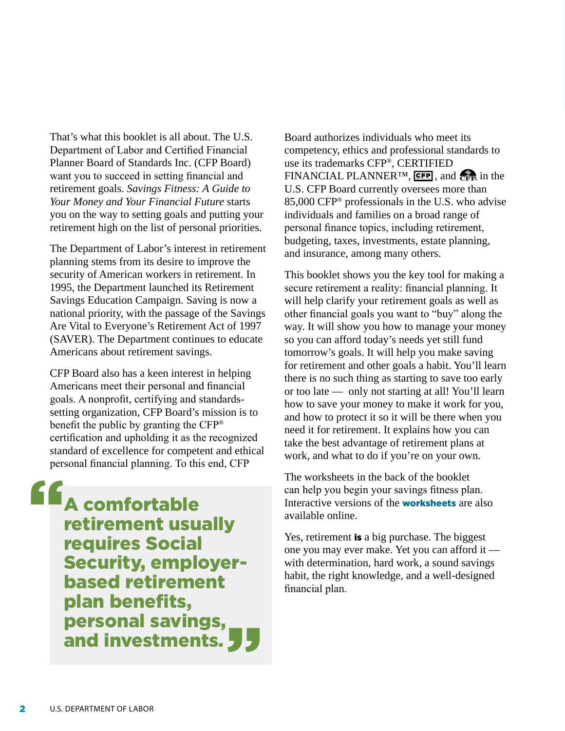That's what this booklet is all about. The U.S. Department of Labor and Certified Financial Planner Board of Standards Inc. (CFP Board) want you to succeed in setting financial and retirement goals. *Savings Fitness: A Guide to Your Money and Your Financial Future* starts you on the way to setting goals and putting your retirement high on the list of personal priorities.

The Department of Labor's interest in retirement planning stems from its desire to improve the security of American workers in retirement. In 1995, the Department launched its Retirement Savings Education Campaign. Saving is now a national priority, with the passage of the Savings Are Vital to Everyone's Retirement Act of 1997 (SAVER). The Department continues to educate Americans about retirement savings.

CFP Board also has a keen interest in helping Americans meet their personal and financial goals. A nonprofit, certifying and standards-setting organization, CFP Board's mission is to benefit the public by granting the CFP® certification and upholding it as the recognized standard of excellence for competent and ethical personal financial planning. To this end, CFP Board authorizes individuals who meet its competency, ethics and professional standards to use its trademarks CFP®, CERTIFIED FINANCIAL PLANNER™, CFP, and CFP in the U.S. CFP Board currently oversees more than 85,000 CFP® professionals in the U.S. who advise individuals and families on a broad range of personal finance topics, including retirement, budgeting, taxes, investments, estate planning, and insurance, among many others.

> **"A comfortable retirement usually requires Social Security, employer-based retirement plan benefits, personal savings, and investments."**

This booklet shows you the key tool for making a secure retirement a reality: financial planning. It will help clarify your retirement goals as well as other financial goals you want to "buy" along the way. It will show you how to manage your money so you can afford today's needs yet still fund tomorrow's goals. It will help you make saving for retirement and other goals a habit. You'll learn there is no such thing as starting to save too early or too late — only not starting at all! You'll learn how to save your money to make it work for you, and how to protect it so it will be there when you need it for retirement. It explains how you can take the best advantage of retirement plans at work, and what to do if you're on your own.

The worksheets in the back of the booklet can help you begin your savings fitness plan. Interactive versions of the **worksheets** are also available online.

Yes, retirement **is** a big purchase. The biggest one you may ever make. Yet you can afford it — with determination, hard work, a sound savings habit, the right knowledge, and a well-designed financial plan.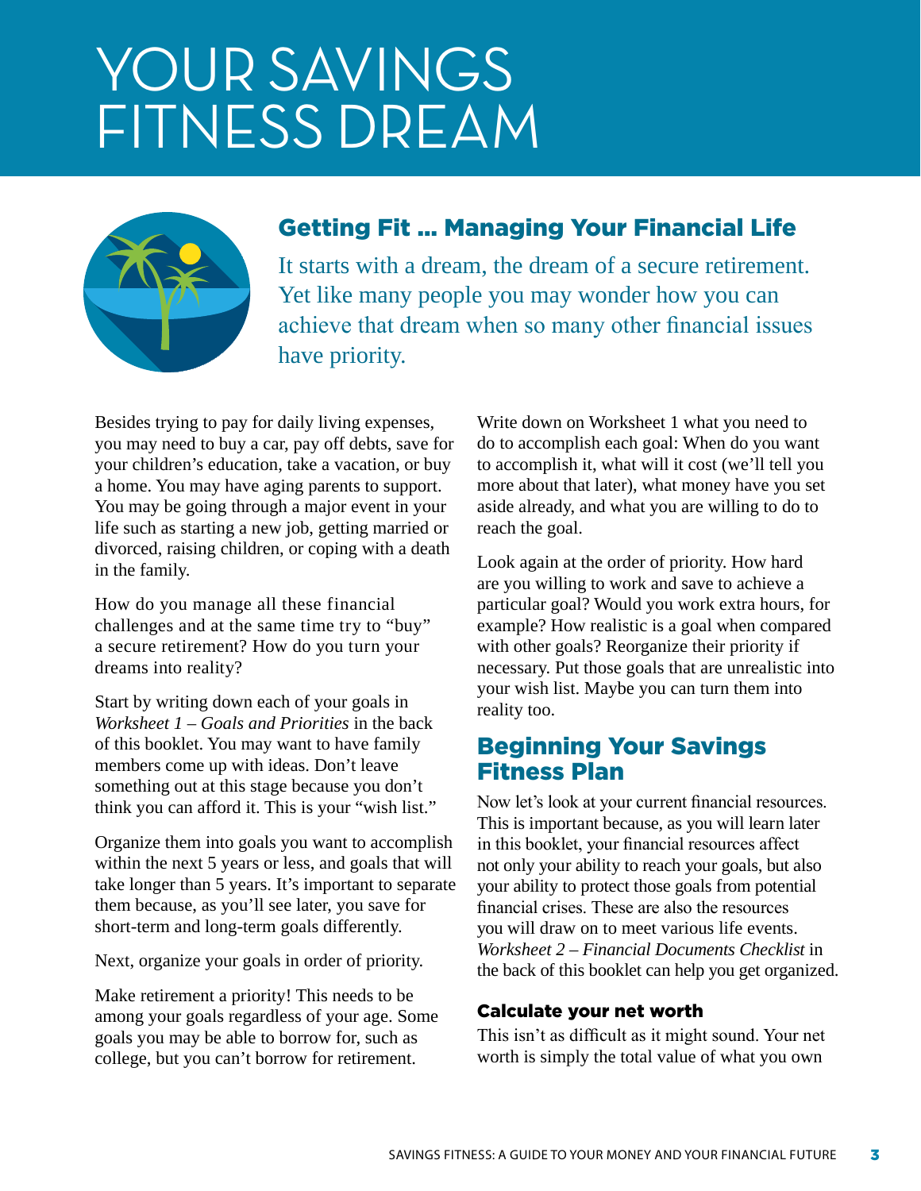# YOUR SAVINGS FITNESS DREAM

## Getting Fit ... Managing Your Financial Life

It starts with a dream, the dream of a secure retirement. Yet like many people you may wonder how you can achieve that dream when so many other financial issues have priority.

Besides trying to pay for daily living expenses, you may need to buy a car, pay off debts, save for your children's education, take a vacation, or buy a home. You may have aging parents to support. You may be going through a major event in your life such as starting a new job, getting married or divorced, raising children, or coping with a death in the family.

How do you manage all these financial challenges and at the same time try to "buy" a secure retirement? How do you turn your dreams into reality?

Start by writing down each of your goals in *Worksheet 1 – Goals and Priorities* in the back of this booklet. You may want to have family members come up with ideas. Don't leave something out at this stage because you don't think you can afford it. This is your "wish list."

Organize them into goals you want to accomplish within the next 5 years or less, and goals that will take longer than 5 years. It's important to separate them because, as you'll see later, you save for short-term and long-term goals differently.

Next, organize your goals in order of priority.

Make retirement a priority! This needs to be among your goals regardless of your age. Some goals you may be able to borrow for, such as college, but you can't borrow for retirement.

Write down on Worksheet 1 what you need to do to accomplish each goal: When do you want to accomplish it, what will it cost (we'll tell you more about that later), what money have you set aside already, and what you are willing to do to reach the goal.

Look again at the order of priority. How hard are you willing to work and save to achieve a particular goal? Would you work extra hours, for example? How realistic is a goal when compared with other goals? Reorganize their priority if necessary. Put those goals that are unrealistic into your wish list. Maybe you can turn them into reality too.

## Beginning Your Savings Fitness Plan

Now let's look at your current financial resources. This is important because, as you will learn later in this booklet, your financial resources affect not only your ability to reach your goals, but also your ability to protect those goals from potential financial crises. These are also the resources you will draw on to meet various life events. *Worksheet 2 – Financial Documents Checklist* in the back of this booklet can help you get organized.

### Calculate your net worth

This isn't as difficult as it might sound. Your net worth is simply the total value of what you own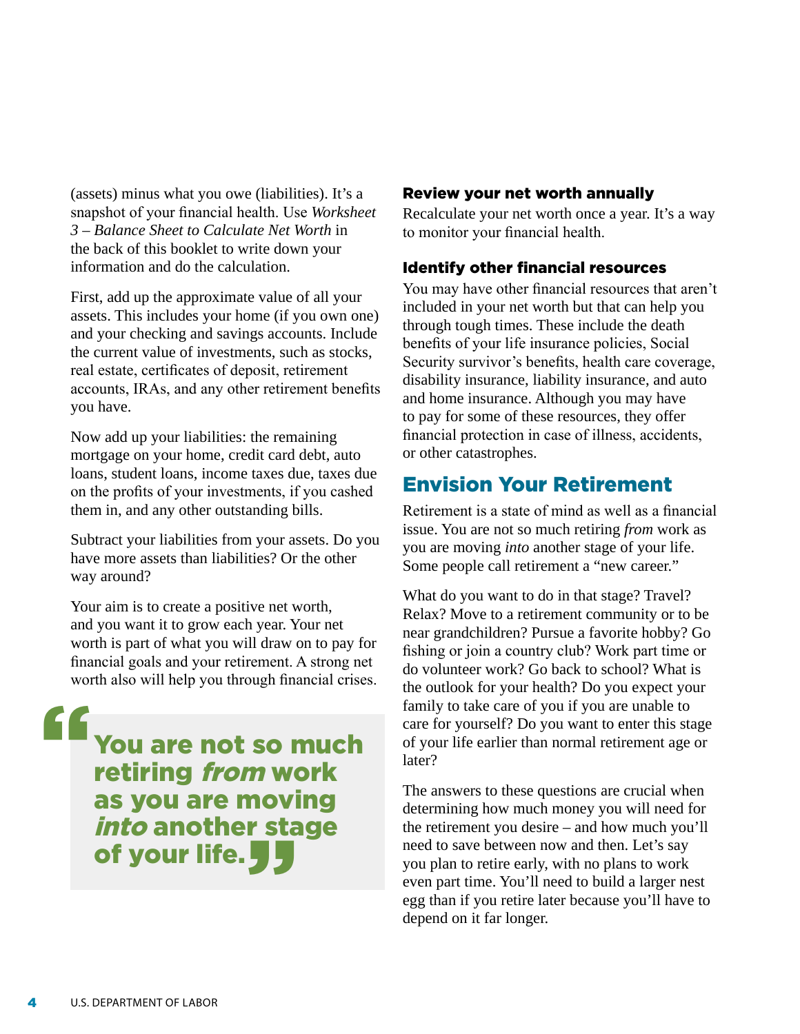(assets) minus what you owe (liabilities). It's a snapshot of your financial health. Use *Worksheet 3 – Balance Sheet to Calculate Net Worth* in the back of this booklet to write down your information and do the calculation.

First, add up the approximate value of all your assets. This includes your home (if you own one) and your checking and savings accounts. Include the current value of investments, such as stocks, real estate, certificates of deposit, retirement accounts, IRAs, and any other retirement benefits you have.

Now add up your liabilities: the remaining mortgage on your home, credit card debt, auto loans, student loans, income taxes due, taxes due on the profits of your investments, if you cashed them in, and any other outstanding bills.

Subtract your liabilities from your assets. Do you have more assets than liabilities? Or the other way around?

Your aim is to create a positive net worth, and you want it to grow each year. Your net worth is part of what you will draw on to pay for financial goals and your retirement. A strong net worth also will help you through financial crises.

> **You are not so much retiring *from* work as you are moving *into* another stage of your life.**

### Review your net worth annually

Recalculate your net worth once a year. It's a way to monitor your financial health.

### Identify other financial resources

You may have other financial resources that aren't included in your net worth but that can help you through tough times. These include the death benefits of your life insurance policies, Social Security survivor's benefits, health care coverage, disability insurance, liability insurance, and auto and home insurance. Although you may have to pay for some of these resources, they offer financial protection in case of illness, accidents, or other catastrophes.

## Envision Your Retirement

Retirement is a state of mind as well as a financial issue. You are not so much retiring *from* work as you are moving *into* another stage of your life. Some people call retirement a "new career."

What do you want to do in that stage? Travel? Relax? Move to a retirement community or to be near grandchildren? Pursue a favorite hobby? Go fishing or join a country club? Work part time or do volunteer work? Go back to school? What is the outlook for your health? Do you expect your family to take care of you if you are unable to care for yourself? Do you want to enter this stage of your life earlier than normal retirement age or later?

The answers to these questions are crucial when determining how much money you will need for the retirement you desire – and how much you'll need to save between now and then. Let's say you plan to retire early, with no plans to work even part time. You'll need to build a larger nest egg than if you retire later because you'll have to depend on it far longer.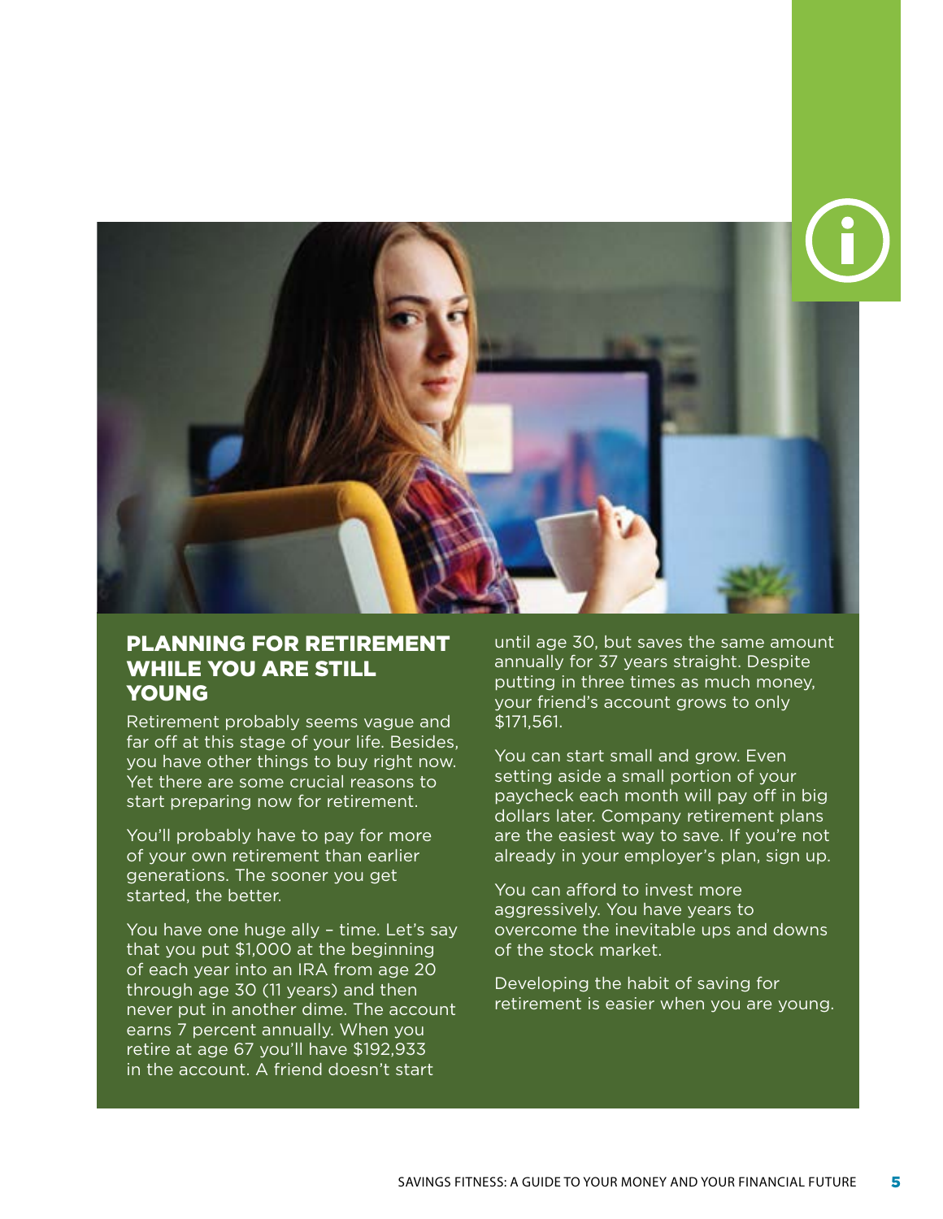## PLANNING FOR RETIREMENT WHILE YOU ARE STILL YOUNG

Retirement probably seems vague and far off at this stage of your life. Besides, you have other things to buy right now. Yet there are some crucial reasons to start preparing now for retirement.

You'll probably have to pay for more of your own retirement than earlier generations. The sooner you get started, the better.

You have one huge ally – time. Let's say that you put $1,000 at the beginning of each year into an IRA from age 20 through age 30 (11 years) and then never put in another dime. The account earns 7 percent annually. When you retire at age 67 you'll have $192,933 in the account. A friend doesn't start until age 30, but saves the same amount annually for 37 years straight. Despite putting in three times as much money, your friend's account grows to only $171,561.

You can start small and grow. Even setting aside a small portion of your paycheck each month will pay off in big dollars later. Company retirement plans are the easiest way to save. If you're not already in your employer's plan, sign up.

You can afford to invest more aggressively. You have years to overcome the inevitable ups and downs of the stock market.

Developing the habit of saving for retirement is easier when you are young.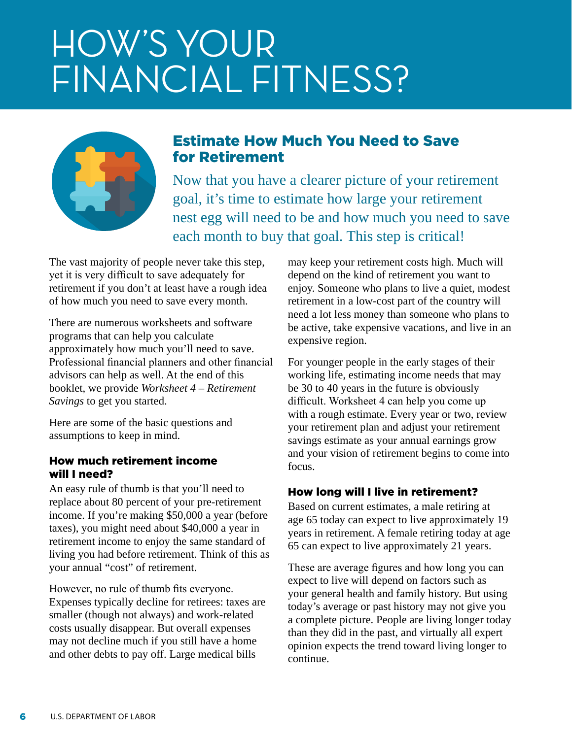# HOW'S YOUR FINANCIAL FITNESS?

## Estimate How Much You Need to Save for Retirement

Now that you have a clearer picture of your retirement goal, it's time to estimate how large your retirement nest egg will need to be and how much you need to save each month to buy that goal. This step is critical!

The vast majority of people never take this step, yet it is very difficult to save adequately for retirement if you don't at least have a rough idea of how much you need to save every month.

There are numerous worksheets and software programs that can help you calculate approximately how much you'll need to save. Professional financial planners and other financial advisors can help as well. At the end of this booklet, we provide *Worksheet 4 – Retirement Savings* to get you started.

Here are some of the basic questions and assumptions to keep in mind.

### How much retirement income will I need?

An easy rule of thumb is that you'll need to replace about 80 percent of your pre-retirement income. If you're making $50,000 a year (before taxes), you might need about $40,000 a year in retirement income to enjoy the same standard of living you had before retirement. Think of this as your annual "cost" of retirement.

However, no rule of thumb fits everyone. Expenses typically decline for retirees: taxes are smaller (though not always) and work-related costs usually disappear. But overall expenses may not decline much if you still have a home and other debts to pay off. Large medical bills may keep your retirement costs high. Much will depend on the kind of retirement you want to enjoy. Someone who plans to live a quiet, modest retirement in a low-cost part of the country will need a lot less money than someone who plans to be active, take expensive vacations, and live in an expensive region.

For younger people in the early stages of their working life, estimating income needs that may be 30 to 40 years in the future is obviously difficult. Worksheet 4 can help you come up with a rough estimate. Every year or two, review your retirement plan and adjust your retirement savings estimate as your annual earnings grow and your vision of retirement begins to come into focus.

### How long will I live in retirement?

Based on current estimates, a male retiring at age 65 today can expect to live approximately 19 years in retirement. A female retiring today at age 65 can expect to live approximately 21 years.

These are average figures and how long you can expect to live will depend on factors such as your general health and family history. But using today's average or past history may not give you a complete picture. People are living longer today than they did in the past, and virtually all expert opinion expects the trend toward living longer to continue.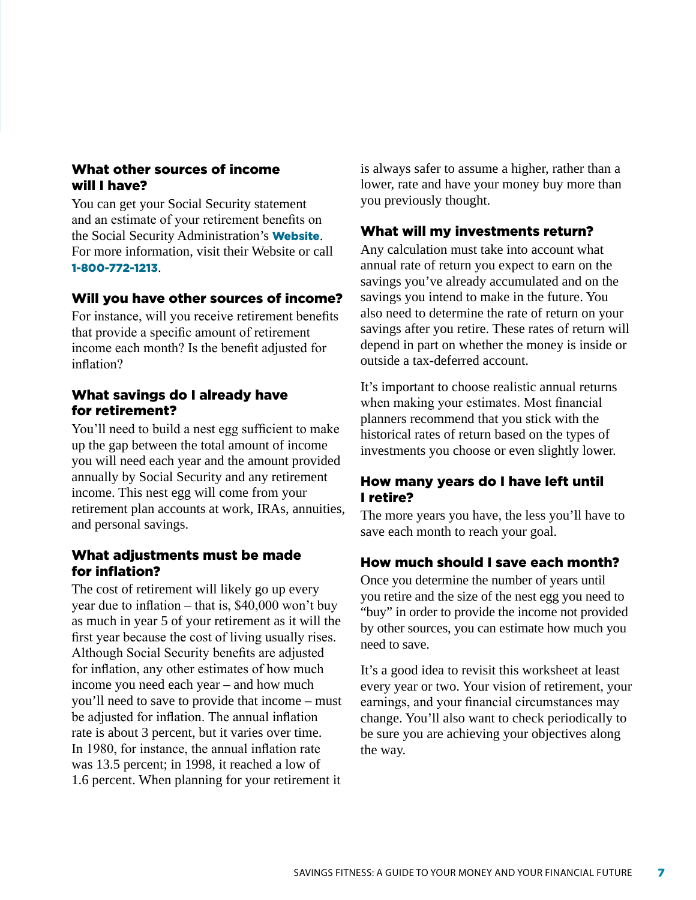### What other sources of income will I have?

You can get your Social Security statement and an estimate of your retirement benefits on the Social Security Administration's **Website**. For more information, visit their Website or call **1-800-772-1213**.

### Will you have other sources of income?

For instance, will you receive retirement benefits that provide a specific amount of retirement income each month? Is the benefit adjusted for inflation?

### What savings do I already have for retirement?

You'll need to build a nest egg sufficient to make up the gap between the total amount of income you will need each year and the amount provided annually by Social Security and any retirement income. This nest egg will come from your retirement plan accounts at work, IRAs, annuities, and personal savings.

### What adjustments must be made for inflation?

The cost of retirement will likely go up every year due to inflation – that is, $40,000 won't buy as much in year 5 of your retirement as it will the first year because the cost of living usually rises. Although Social Security benefits are adjusted for inflation, any other estimates of how much income you need each year – and how much you'll need to save to provide that income – must be adjusted for inflation. The annual inflation rate is about 3 percent, but it varies over time. In 1980, for instance, the annual inflation rate was 13.5 percent; in 1998, it reached a low of 1.6 percent. When planning for your retirement it is always safer to assume a higher, rather than a lower, rate and have your money buy more than you previously thought.

### What will my investments return?

Any calculation must take into account what annual rate of return you expect to earn on the savings you've already accumulated and on the savings you intend to make in the future. You also need to determine the rate of return on your savings after you retire. These rates of return will depend in part on whether the money is inside or outside a tax-deferred account.

It's important to choose realistic annual returns when making your estimates. Most financial planners recommend that you stick with the historical rates of return based on the types of investments you choose or even slightly lower.

### How many years do I have left until I retire?

The more years you have, the less you'll have to save each month to reach your goal.

### How much should I save each month?

Once you determine the number of years until you retire and the size of the nest egg you need to "buy" in order to provide the income not provided by other sources, you can estimate how much you need to save.

It's a good idea to revisit this worksheet at least every year or two. Your vision of retirement, your earnings, and your financial circumstances may change. You'll also want to check periodically to be sure you are achieving your objectives along the way.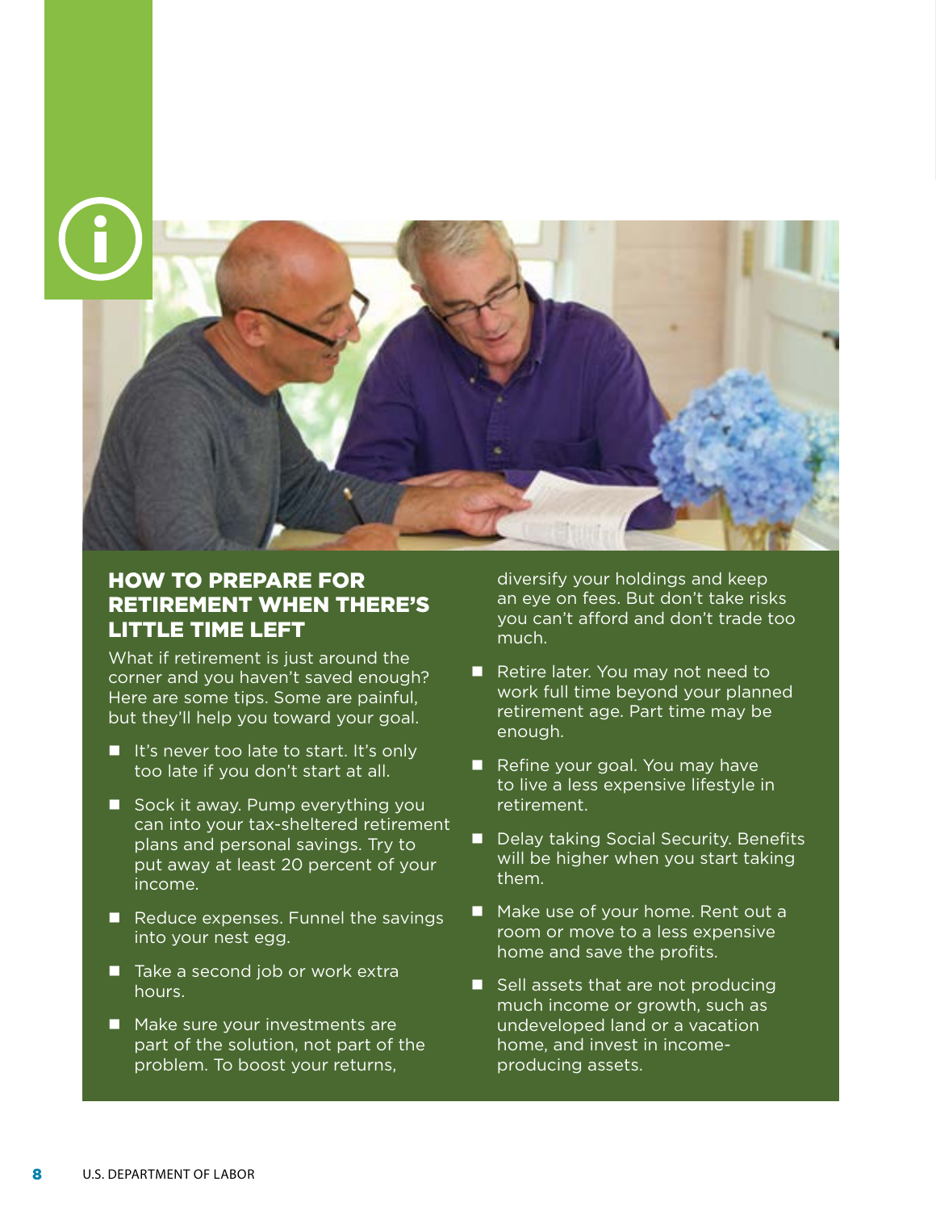## HOW TO PREPARE FOR RETIREMENT WHEN THERE'S LITTLE TIME LEFT

What if retirement is just around the corner and you haven't saved enough? Here are some tips. Some are painful, but they'll help you toward your goal.

- It's never too late to start. It's only too late if you don't start at all.
- Sock it away. Pump everything you can into your tax-sheltered retirement plans and personal savings. Try to put away at least 20 percent of your income.
- Reduce expenses. Funnel the savings into your nest egg.
- Take a second job or work extra hours.
- Make sure your investments are part of the solution, not part of the problem. To boost your returns, diversify your holdings and keep an eye on fees. But don't take risks you can't afford and don't trade too much.
- Retire later. You may not need to work full time beyond your planned retirement age. Part time may be enough.
- Refine your goal. You may have to live a less expensive lifestyle in retirement.
- Delay taking Social Security. Benefits will be higher when you start taking them.
- Make use of your home. Rent out a room or move to a less expensive home and save the profits.
- Sell assets that are not producing much income or growth, such as undeveloped land or a vacation home, and invest in income-producing assets.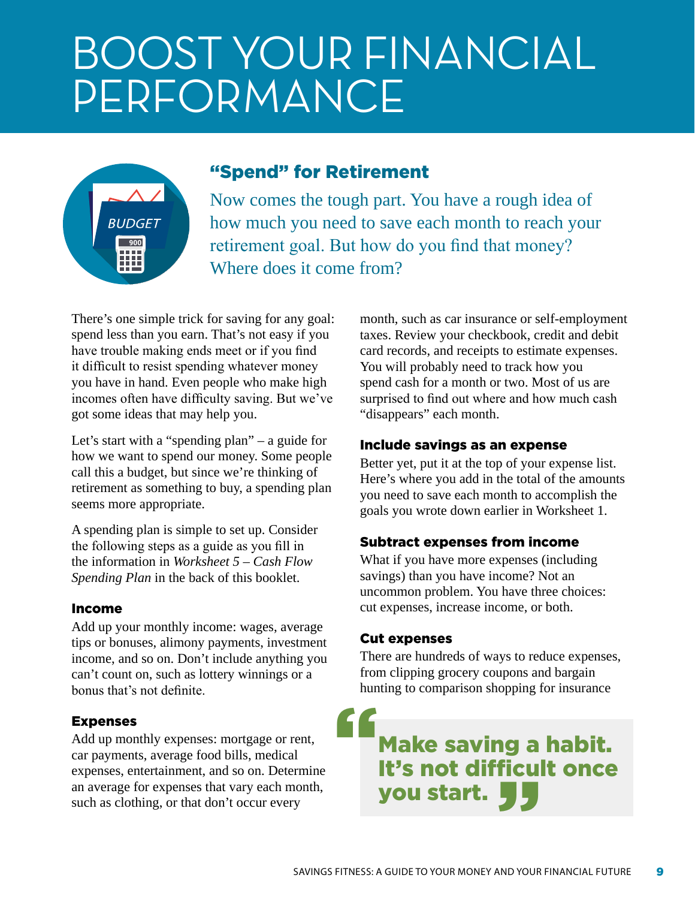# BOOST YOUR FINANCIAL PERFORMANCE

## "Spend" for Retirement

Now comes the tough part. You have a rough idea of how much you need to save each month to reach your retirement goal. But how do you find that money? Where does it come from?

There's one simple trick for saving for any goal: spend less than you earn. That's not easy if you have trouble making ends meet or if you find it difficult to resist spending whatever money you have in hand. Even people who make high incomes often have difficulty saving. But we've got some ideas that may help you.

Let's start with a "spending plan" – a guide for how we want to spend our money. Some people call this a budget, but since we're thinking of retirement as something to buy, a spending plan seems more appropriate.

A spending plan is simple to set up. Consider the following steps as a guide as you fill in the information in *Worksheet 5 – Cash Flow Spending Plan* in the back of this booklet.

### Income

Add up your monthly income: wages, average tips or bonuses, alimony payments, investment income, and so on. Don't include anything you can't count on, such as lottery winnings or a bonus that's not definite.

### Expenses

Add up monthly expenses: mortgage or rent, car payments, average food bills, medical expenses, entertainment, and so on. Determine an average for expenses that vary each month, such as clothing, or that don't occur every month, such as car insurance or self-employment taxes. Review your checkbook, credit and debit card records, and receipts to estimate expenses. You will probably need to track how you spend cash for a month or two. Most of us are surprised to find out where and how much cash "disappears" each month.

### Include savings as an expense

Better yet, put it at the top of your expense list. Here's where you add in the total of the amounts you need to save each month to accomplish the goals you wrote down earlier in Worksheet 1.

### Subtract expenses from income

What if you have more expenses (including savings) than you have income? Not an uncommon problem. You have three choices: cut expenses, increase income, or both.

### Cut expenses

There are hundreds of ways to reduce expenses, from clipping grocery coupons and bargain hunting to comparison shopping for insurance

> **Make saving a habit. It's not difficult once you start.**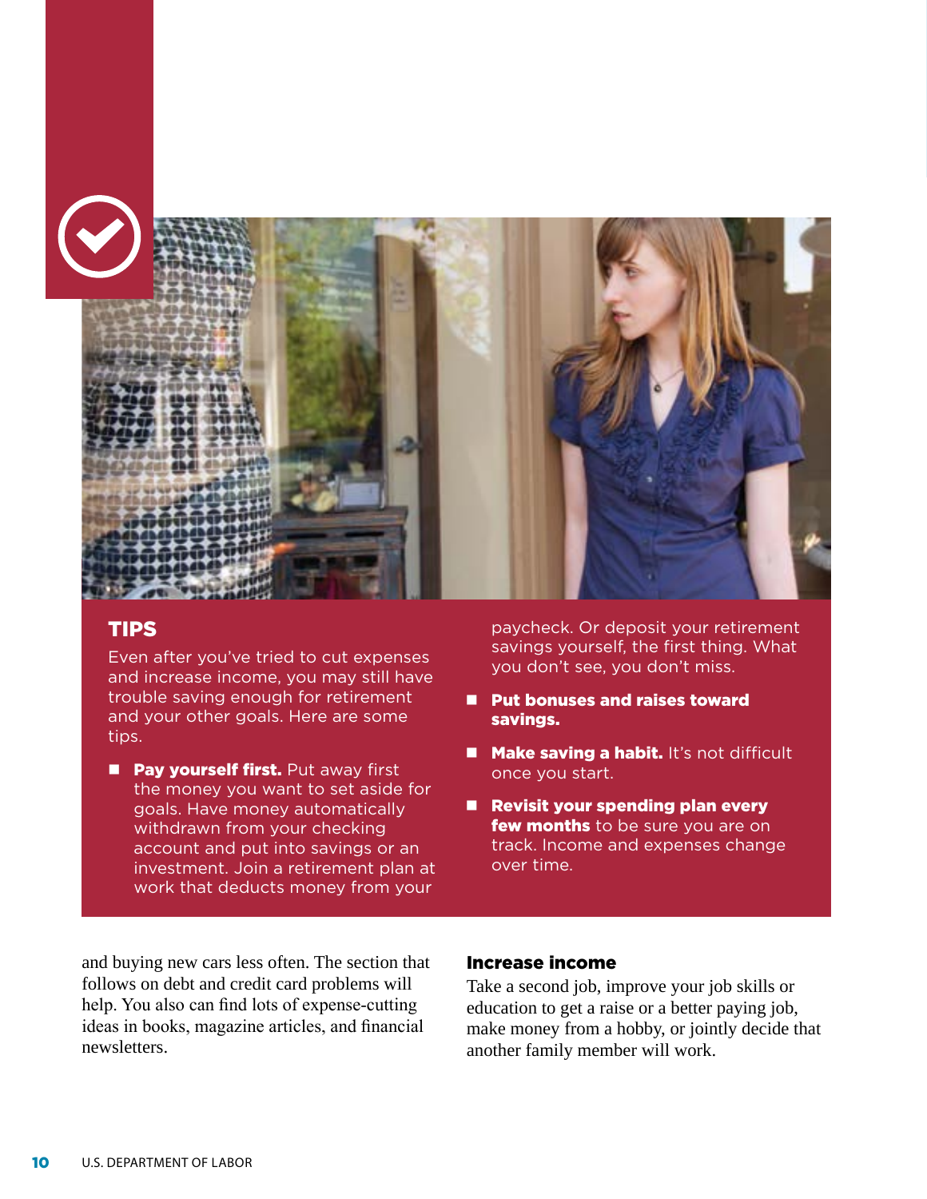## TIPS

Even after you've tried to cut expenses and increase income, you may still have trouble saving enough for retirement and your other goals. Here are some tips.

- **Pay yourself first.** Put away first the money you want to set aside for goals. Have money automatically withdrawn from your checking account and put into savings or an investment. Join a retirement plan at work that deducts money from your paycheck. Or deposit your retirement savings yourself, the first thing. What you don't see, you don't miss.
- **Put bonuses and raises toward savings.**
- **Make saving a habit.** It's not difficult once you start.
- **Revisit your spending plan every few months** to be sure you are on track. Income and expenses change over time.

and buying new cars less often. The section that follows on debt and credit card problems will help. You also can find lots of expense-cutting ideas in books, magazine articles, and financial newsletters.

### Increase income

Take a second job, improve your job skills or education to get a raise or a better paying job, make money from a hobby, or jointly decide that another family member will work.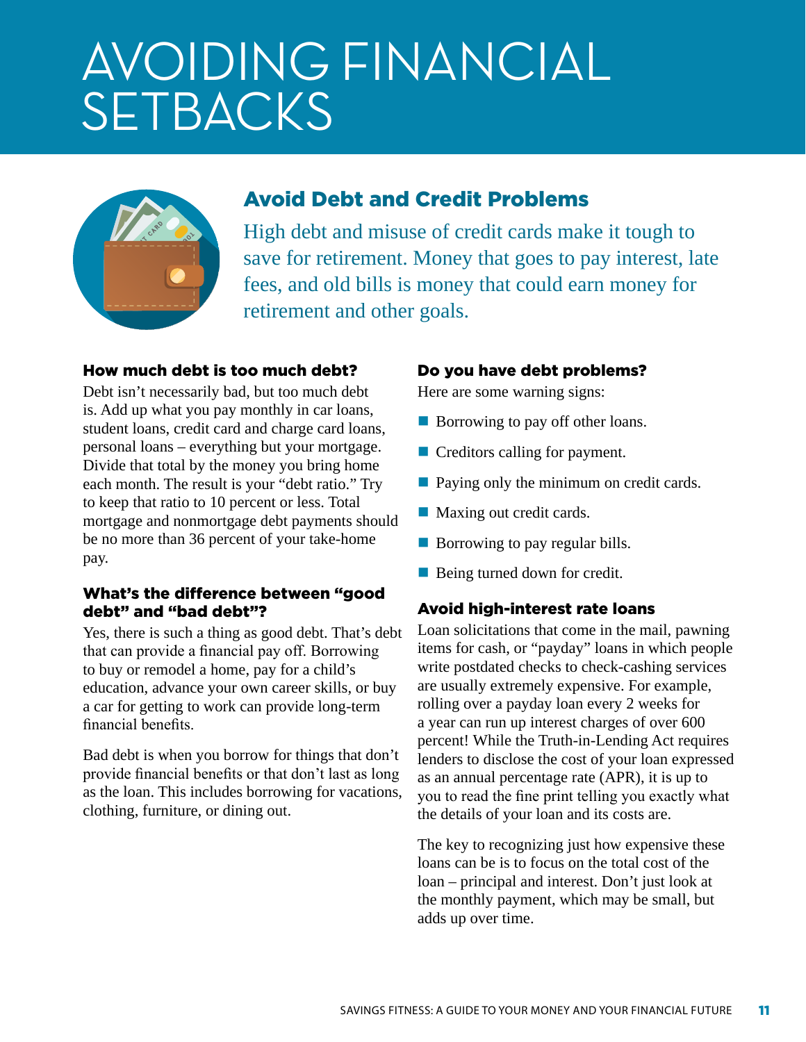# AVOIDING FINANCIAL SETBACKS

## Avoid Debt and Credit Problems

High debt and misuse of credit cards make it tough to save for retirement. Money that goes to pay interest, late fees, and old bills is money that could earn money for retirement and other goals.

### How much debt is too much debt?

Debt isn't necessarily bad, but too much debt is. Add up what you pay monthly in car loans, student loans, credit card and charge card loans, personal loans – everything but your mortgage. Divide that total by the money you bring home each month. The result is your "debt ratio." Try to keep that ratio to 10 percent or less. Total mortgage and nonmortgage debt payments should be no more than 36 percent of your take-home pay.

### What's the difference between "good debt" and "bad debt"?

Yes, there is such a thing as good debt. That's debt that can provide a financial pay off. Borrowing to buy or remodel a home, pay for a child's education, advance your own career skills, or buy a car for getting to work can provide long-term financial benefits.

Bad debt is when you borrow for things that don't provide financial benefits or that don't last as long as the loan. This includes borrowing for vacations, clothing, furniture, or dining out.

### Do you have debt problems?

Here are some warning signs:

- Borrowing to pay off other loans.
- Creditors calling for payment.
- Paying only the minimum on credit cards.
- Maxing out credit cards.
- Borrowing to pay regular bills.
- Being turned down for credit.

### Avoid high-interest rate loans

Loan solicitations that come in the mail, pawning items for cash, or "payday" loans in which people write postdated checks to check-cashing services are usually extremely expensive. For example, rolling over a payday loan every 2 weeks for a year can run up interest charges of over 600 percent! While the Truth-in-Lending Act requires lenders to disclose the cost of your loan expressed as an annual percentage rate (APR), it is up to you to read the fine print telling you exactly what the details of your loan and its costs are.

The key to recognizing just how expensive these loans can be is to focus on the total cost of the loan – principal and interest. Don't just look at the monthly payment, which may be small, but adds up over time.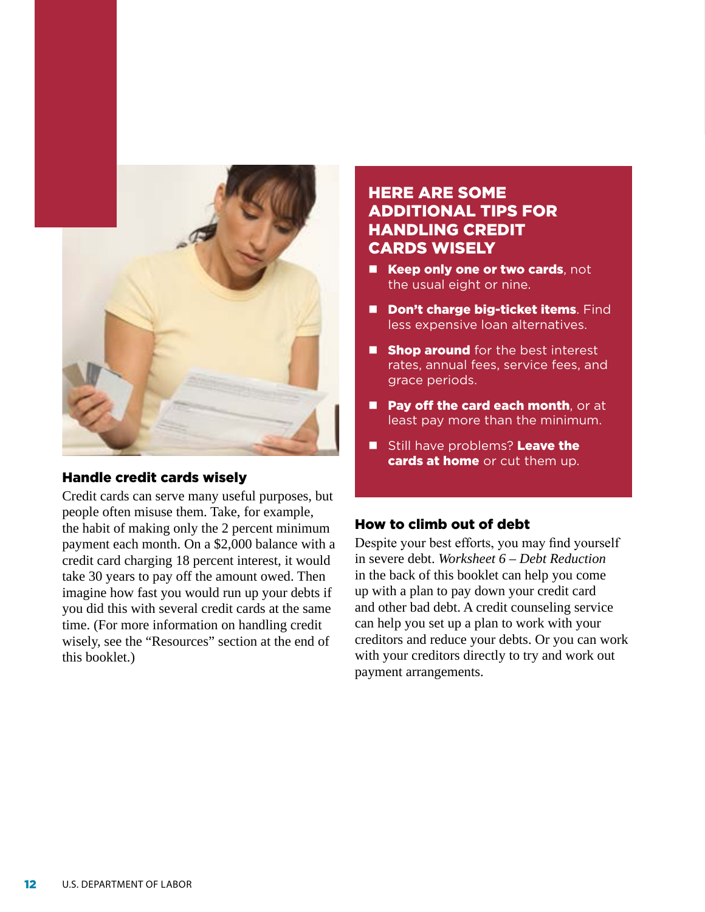## Handle credit cards wisely

Credit cards can serve many useful purposes, but people often misuse them. Take, for example, the habit of making only the 2 percent minimum payment each month. On a $2,000 balance with a credit card charging 18 percent interest, it would take 30 years to pay off the amount owed. Then imagine how fast you would run up your debts if you did this with several credit cards at the same time. (For more information on handling credit wisely, see the "Resources" section at the end of this booklet.)

### HERE ARE SOME ADDITIONAL TIPS FOR HANDLING CREDIT CARDS WISELY

- **Keep only one or two cards**, not the usual eight or nine.
- **Don't charge big-ticket items**. Find less expensive loan alternatives.
- **Shop around** for the best interest rates, annual fees, service fees, and grace periods.
- **Pay off the card each month**, or at least pay more than the minimum.
- Still have problems? **Leave the cards at home** or cut them up.

## How to climb out of debt

Despite your best efforts, you may find yourself in severe debt. *Worksheet 6 – Debt Reduction* in the back of this booklet can help you come up with a plan to pay down your credit card and other bad debt. A credit counseling service can help you set up a plan to work with your creditors and reduce your debts. Or you can work with your creditors directly to try and work out payment arrangements.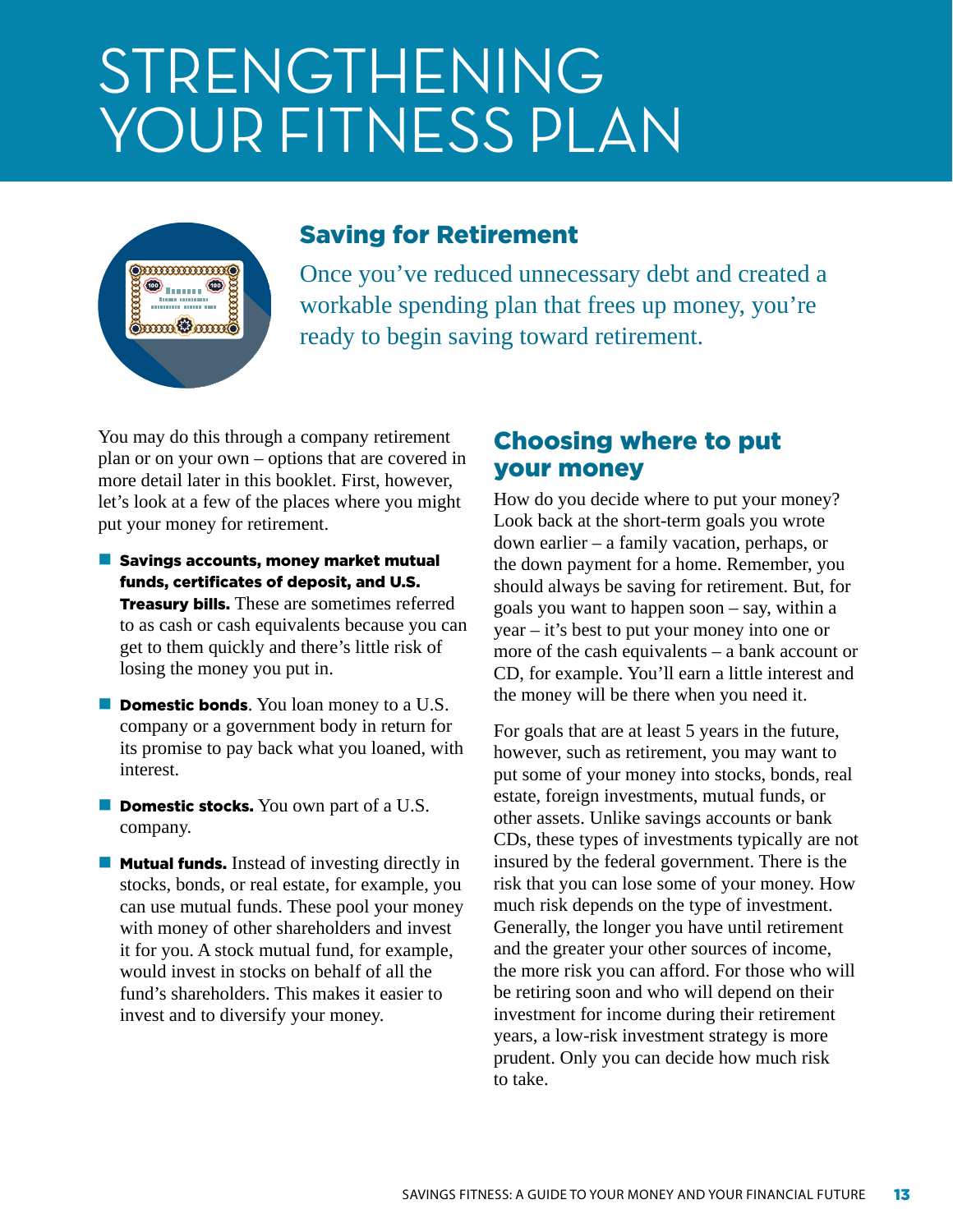# STRENGTHENING YOUR FITNESS PLAN

## Saving for Retirement

Once you've reduced unnecessary debt and created a workable spending plan that frees up money, you're ready to begin saving toward retirement.

You may do this through a company retirement plan or on your own – options that are covered in more detail later in this booklet. First, however, let's look at a few of the places where you might put your money for retirement.

- **Savings accounts, money market mutual funds, certificates of deposit, and U.S. Treasury bills.** These are sometimes referred to as cash or cash equivalents because you can get to them quickly and there's little risk of losing the money you put in.
- **Domestic bonds**. You loan money to a U.S. company or a government body in return for its promise to pay back what you loaned, with interest.
- **Domestic stocks.** You own part of a U.S. company.
- **Mutual funds.** Instead of investing directly in stocks, bonds, or real estate, for example, you can use mutual funds. These pool your money with money of other shareholders and invest it for you. A stock mutual fund, for example, would invest in stocks on behalf of all the fund's shareholders. This makes it easier to invest and to diversify your money.

## Choosing where to put your money

How do you decide where to put your money? Look back at the short-term goals you wrote down earlier – a family vacation, perhaps, or the down payment for a home. Remember, you should always be saving for retirement. But, for goals you want to happen soon – say, within a year – it's best to put your money into one or more of the cash equivalents – a bank account or CD, for example. You'll earn a little interest and the money will be there when you need it.

For goals that are at least 5 years in the future, however, such as retirement, you may want to put some of your money into stocks, bonds, real estate, foreign investments, mutual funds, or other assets. Unlike savings accounts or bank CDs, these types of investments typically are not insured by the federal government. There is the risk that you can lose some of your money. How much risk depends on the type of investment. Generally, the longer you have until retirement and the greater your other sources of income, the more risk you can afford. For those who will be retiring soon and who will depend on their investment for income during their retirement years, a low-risk investment strategy is more prudent. Only you can decide how much risk to take.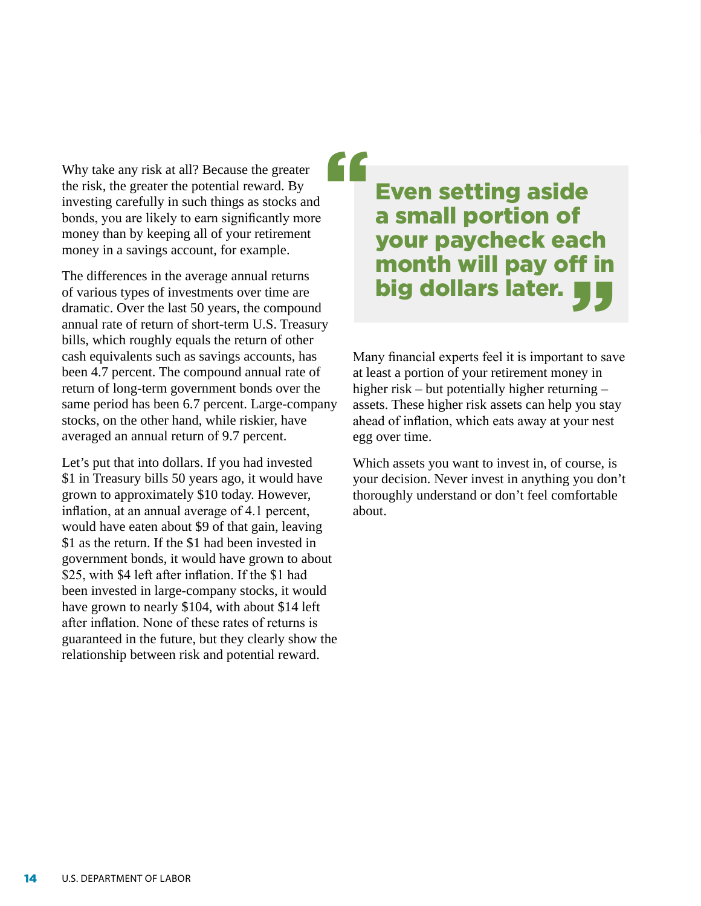Why take any risk at all? Because the greater the risk, the greater the potential reward. By investing carefully in such things as stocks and bonds, you are likely to earn significantly more money than by keeping all of your retirement money in a savings account, for example.

The differences in the average annual returns of various types of investments over time are dramatic. Over the last 50 years, the compound annual rate of return of short-term U.S. Treasury bills, which roughly equals the return of other cash equivalents such as savings accounts, has been 4.7 percent. The compound annual rate of return of long-term government bonds over the same period has been 6.7 percent. Large-company stocks, on the other hand, while riskier, have averaged an annual return of 9.7 percent.

Let's put that into dollars. If you had invested $1 in Treasury bills 50 years ago, it would have grown to approximately $10 today. However, inflation, at an annual average of 4.1 percent, would have eaten about $9 of that gain, leaving $1 as the return. If the $1 had been invested in government bonds, it would have grown to about $25, with $4 left after inflation. If the $1 had been invested in large-company stocks, it would have grown to nearly $104, with about $14 left after inflation. None of these rates of returns is guaranteed in the future, but they clearly show the relationship between risk and potential reward.

> **Even setting aside a small portion of your paycheck each month will pay off in big dollars later.**

Many financial experts feel it is important to save at least a portion of your retirement money in higher risk – but potentially higher returning – assets. These higher risk assets can help you stay ahead of inflation, which eats away at your nest egg over time.

Which assets you want to invest in, of course, is your decision. Never invest in anything you don't thoroughly understand or don't feel comfortable about.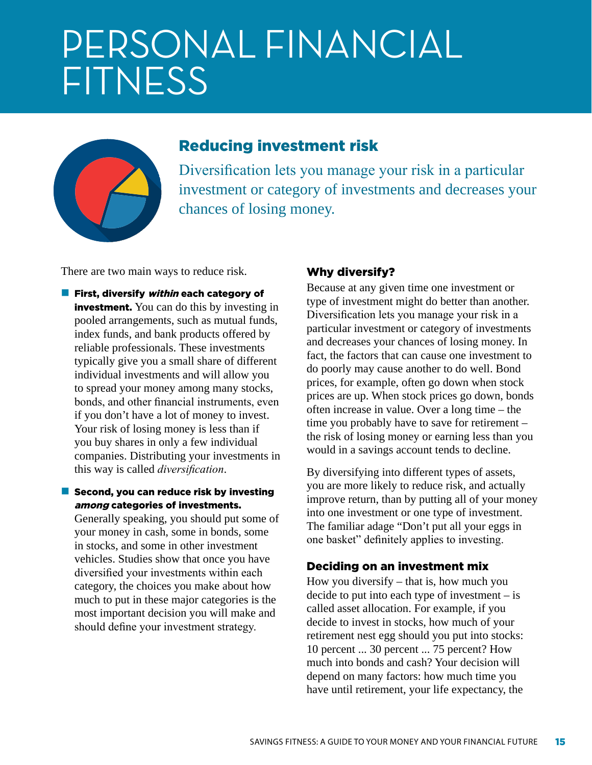# PERSONAL FINANCIAL FITNESS

## Reducing investment risk

Diversification lets you manage your risk in a particular investment or category of investments and decreases your chances of losing money.

There are two main ways to reduce risk.

- **First, diversify *within* each category of investment.** You can do this by investing in pooled arrangements, such as mutual funds, index funds, and bank products offered by reliable professionals. These investments typically give you a small share of different individual investments and will allow you to spread your money among many stocks, bonds, and other financial instruments, even if you don't have a lot of money to invest. Your risk of losing money is less than if you buy shares in only a few individual companies. Distributing your investments in this way is called *diversification*.

- **Second, you can reduce risk by investing *among* categories of investments.** Generally speaking, you should put some of your money in cash, some in bonds, some in stocks, and some in other investment vehicles. Studies show that once you have diversified your investments within each category, the choices you make about how much to put in these major categories is the most important decision you will make and should define your investment strategy.

### Why diversify?

Because at any given time one investment or type of investment might do better than another. Diversification lets you manage your risk in a particular investment or category of investments and decreases your chances of losing money. In fact, the factors that can cause one investment to do poorly may cause another to do well. Bond prices, for example, often go down when stock prices are up. When stock prices go down, bonds often increase in value. Over a long time – the time you probably have to save for retirement – the risk of losing money or earning less than you would in a savings account tends to decline.

By diversifying into different types of assets, you are more likely to reduce risk, and actually improve return, than by putting all of your money into one investment or one type of investment. The familiar adage "Don't put all your eggs in one basket" definitely applies to investing.

### Deciding on an investment mix

How you diversify – that is, how much you decide to put into each type of investment – is called asset allocation. For example, if you decide to invest in stocks, how much of your retirement nest egg should you put into stocks: 10 percent ... 30 percent ... 75 percent? How much into bonds and cash? Your decision will depend on many factors: how much time you have until retirement, your life expectancy, the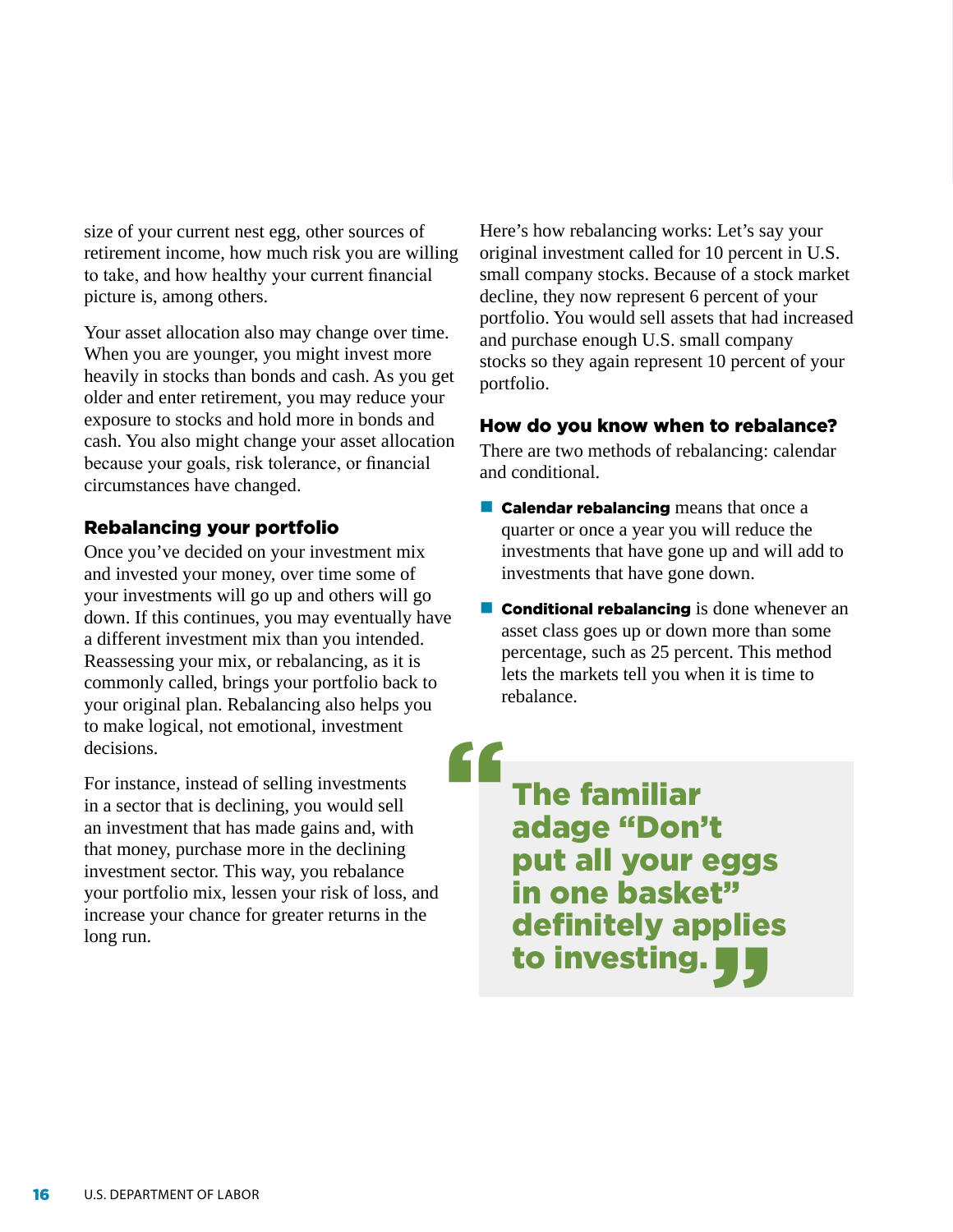size of your current nest egg, other sources of retirement income, how much risk you are willing to take, and how healthy your current financial picture is, among others.

Your asset allocation also may change over time. When you are younger, you might invest more heavily in stocks than bonds and cash. As you get older and enter retirement, you may reduce your exposure to stocks and hold more in bonds and cash. You also might change your asset allocation because your goals, risk tolerance, or financial circumstances have changed.

### Rebalancing your portfolio

Once you've decided on your investment mix and invested your money, over time some of your investments will go up and others will go down. If this continues, you may eventually have a different investment mix than you intended. Reassessing your mix, or rebalancing, as it is commonly called, brings your portfolio back to your original plan. Rebalancing also helps you to make logical, not emotional, investment decisions.

For instance, instead of selling investments in a sector that is declining, you would sell an investment that has made gains and, with that money, purchase more in the declining investment sector. This way, you rebalance your portfolio mix, lessen your risk of loss, and increase your chance for greater returns in the long run.

Here's how rebalancing works: Let's say your original investment called for 10 percent in U.S. small company stocks. Because of a stock market decline, they now represent 6 percent of your portfolio. You would sell assets that had increased and purchase enough U.S. small company stocks so they again represent 10 percent of your portfolio.

### How do you know when to rebalance?

There are two methods of rebalancing: calendar and conditional.

- **Calendar rebalancing** means that once a quarter or once a year you will reduce the investments that have gone up and will add to investments that have gone down.
- **Conditional rebalancing** is done whenever an asset class goes up or down more than some percentage, such as 25 percent. This method lets the markets tell you when it is time to rebalance.

> **"The familiar adage "Don't put all your eggs in one basket" definitely applies to investing."**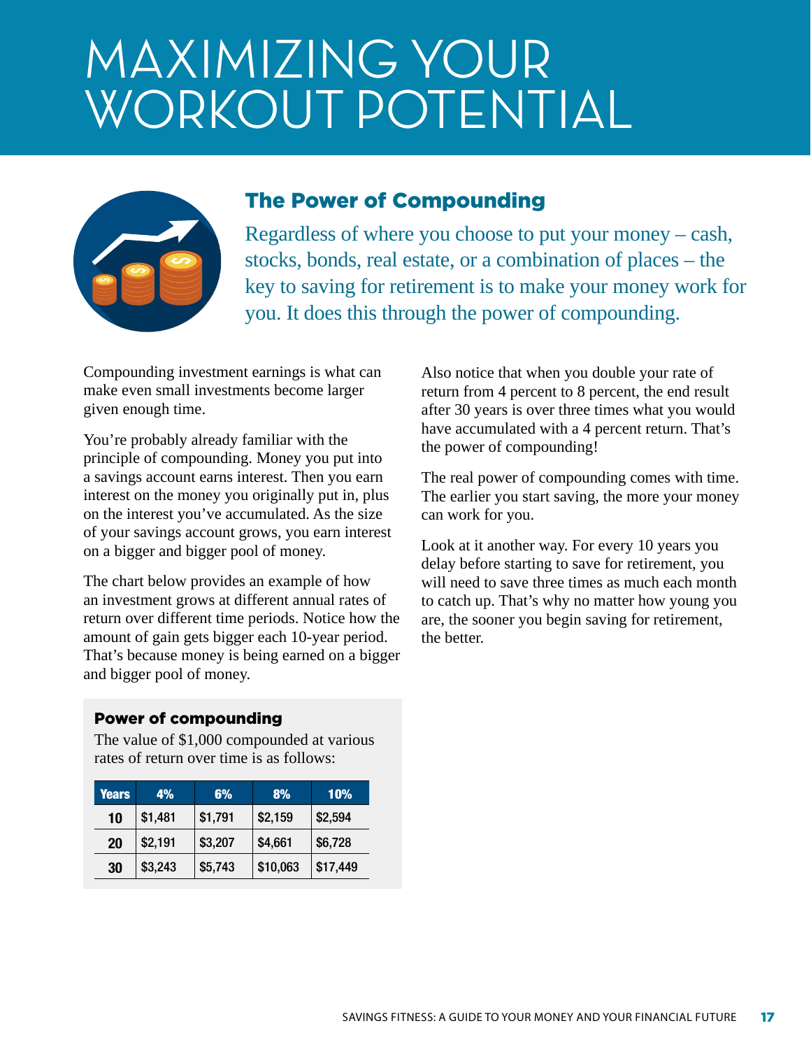# MAXIMIZING YOUR WORKOUT POTENTIAL

## The Power of Compounding

Regardless of where you choose to put your money – cash, stocks, bonds, real estate, or a combination of places – the key to saving for retirement is to make your money work for you. It does this through the power of compounding.

Compounding investment earnings is what can make even small investments become larger given enough time.

You're probably already familiar with the principle of compounding. Money you put into a savings account earns interest. Then you earn interest on the money you originally put in, plus on the interest you've accumulated. As the size of your savings account grows, you earn interest on a bigger and bigger pool of money.

The chart below provides an example of how an investment grows at different annual rates of return over different time periods. Notice how the amount of gain gets bigger each 10-year period. That's because money is being earned on a bigger and bigger pool of money.

### Power of compounding

The value of $1,000 compounded at various rates of return over time is as follows:

| Years | 4% | 6% | 8% | 10% |
|---|---|---|---|---|
| 10 | $1,481 | $1,791 | $2,159 | $2,594 |
| 20 | $2,191 | $3,207 | $4,661 | $6,728 |
| 30 | $3,243 | $5,743 | $10,063 | $17,449 |

Also notice that when you double your rate of return from 4 percent to 8 percent, the end result after 30 years is over three times what you would have accumulated with a 4 percent return. That's the power of compounding!

The real power of compounding comes with time. The earlier you start saving, the more your money can work for you.

Look at it another way. For every 10 years you delay before starting to save for retirement, you will need to save three times as much each month to catch up. That's why no matter how young you are, the sooner you begin saving for retirement, the better.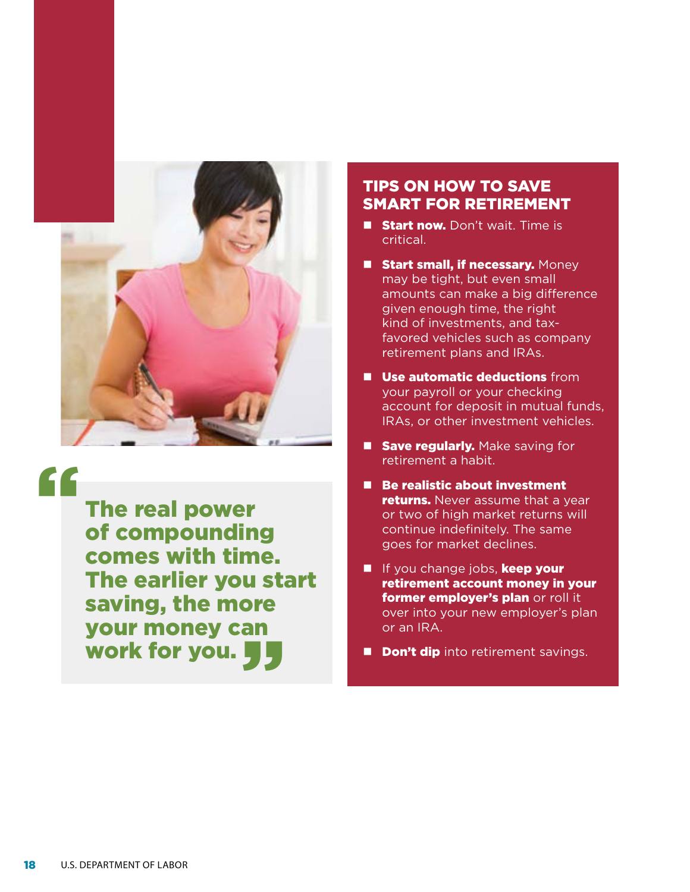> The real power of compounding comes with time. The earlier you start saving, the more your money can work for you.

## TIPS ON HOW TO SAVE SMART FOR RETIREMENT

- **Start now.** Don't wait. Time is critical.
- **Start small, if necessary.** Money may be tight, but even small amounts can make a big difference given enough time, the right kind of investments, and tax-favored vehicles such as company retirement plans and IRAs.
- **Use automatic deductions** from your payroll or your checking account for deposit in mutual funds, IRAs, or other investment vehicles.
- **Save regularly.** Make saving for retirement a habit.
- **Be realistic about investment returns.** Never assume that a year or two of high market returns will continue indefinitely. The same goes for market declines.
- If you change jobs, **keep your retirement account money in your former employer's plan** or roll it over into your new employer's plan or an IRA.
- **Don't dip** into retirement savings.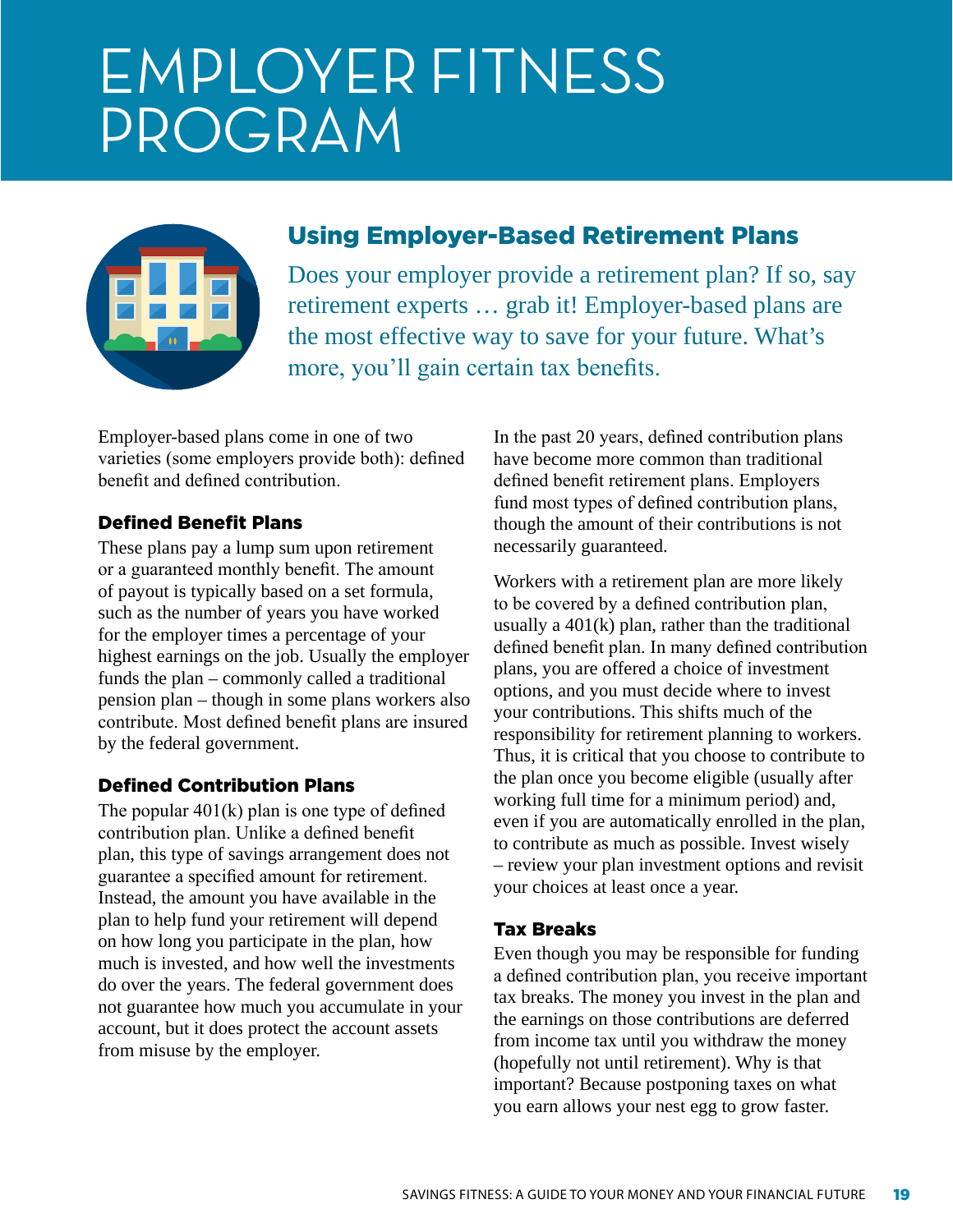# EMPLOYER FITNESS PROGRAM

## Using Employer-Based Retirement Plans

Does your employer provide a retirement plan? If so, say retirement experts … grab it! Employer-based plans are the most effective way to save for your future. What's more, you'll gain certain tax benefits.

Employer-based plans come in one of two varieties (some employers provide both): defined benefit and defined contribution.

### Defined Benefit Plans

These plans pay a lump sum upon retirement or a guaranteed monthly benefit. The amount of payout is typically based on a set formula, such as the number of years you have worked for the employer times a percentage of your highest earnings on the job. Usually the employer funds the plan – commonly called a traditional pension plan – though in some plans workers also contribute. Most defined benefit plans are insured by the federal government.

### Defined Contribution Plans

The popular 401(k) plan is one type of defined contribution plan. Unlike a defined benefit plan, this type of savings arrangement does not guarantee a specified amount for retirement. Instead, the amount you have available in the plan to help fund your retirement will depend on how long you participate in the plan, how much is invested, and how well the investments do over the years. The federal government does not guarantee how much you accumulate in your account, but it does protect the account assets from misuse by the employer.

In the past 20 years, defined contribution plans have become more common than traditional defined benefit retirement plans. Employers fund most types of defined contribution plans, though the amount of their contributions is not necessarily guaranteed.

Workers with a retirement plan are more likely to be covered by a defined contribution plan, usually a 401(k) plan, rather than the traditional defined benefit plan. In many defined contribution plans, you are offered a choice of investment options, and you must decide where to invest your contributions. This shifts much of the responsibility for retirement planning to workers. Thus, it is critical that you choose to contribute to the plan once you become eligible (usually after working full time for a minimum period) and, even if you are automatically enrolled in the plan, to contribute as much as possible. Invest wisely – review your plan investment options and revisit your choices at least once a year.

### Tax Breaks

Even though you may be responsible for funding a defined contribution plan, you receive important tax breaks. The money you invest in the plan and the earnings on those contributions are deferred from income tax until you withdraw the money (hopefully not until retirement). Why is that important? Because postponing taxes on what you earn allows your nest egg to grow faster.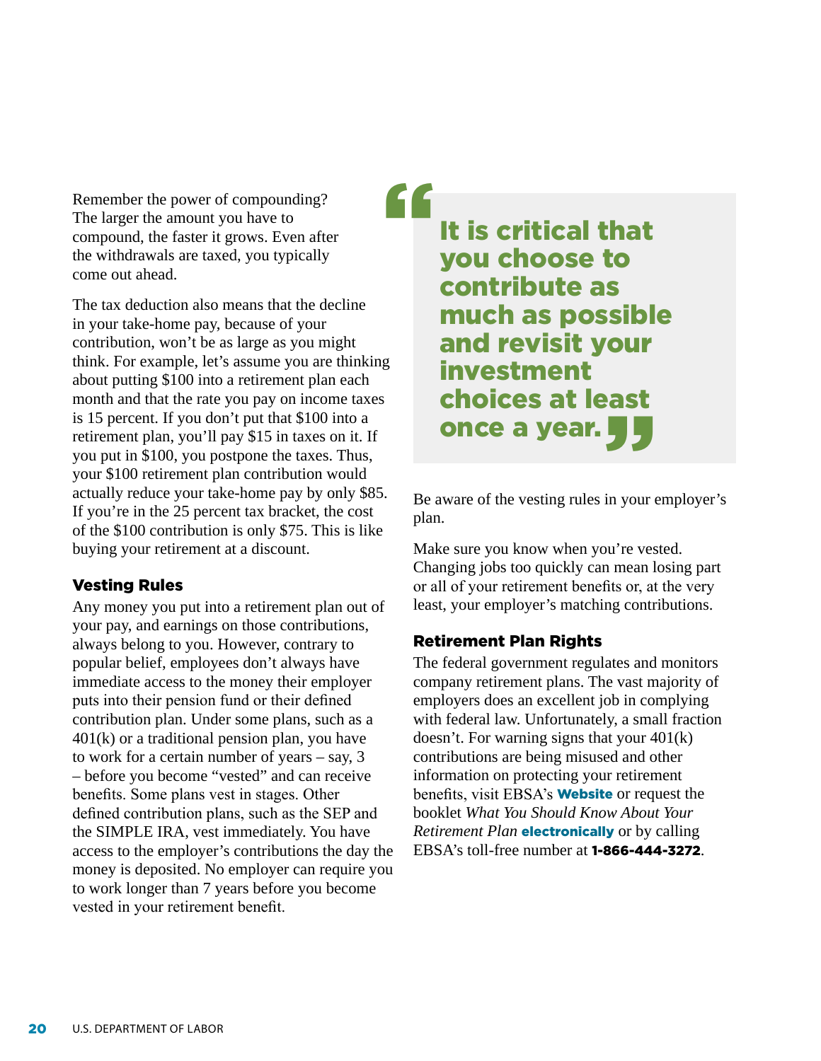Remember the power of compounding? The larger the amount you have to compound, the faster it grows. Even after the withdrawals are taxed, you typically come out ahead.

The tax deduction also means that the decline in your take-home pay, because of your contribution, won't be as large as you might think. For example, let's assume you are thinking about putting $100 into a retirement plan each month and that the rate you pay on income taxes is 15 percent. If you don't put that $100 into a retirement plan, you'll pay $15 in taxes on it. If you put in $100, you postpone the taxes. Thus, your $100 retirement plan contribution would actually reduce your take-home pay by only $85. If you're in the 25 percent tax bracket, the cost of the $100 contribution is only $75. This is like buying your retirement at a discount.

### Vesting Rules

Any money you put into a retirement plan out of your pay, and earnings on those contributions, always belong to you. However, contrary to popular belief, employees don't always have immediate access to the money their employer puts into their pension fund or their defined contribution plan. Under some plans, such as a 401(k) or a traditional pension plan, you have to work for a certain number of years – say, 3 – before you become "vested" and can receive benefits. Some plans vest in stages. Other defined contribution plans, such as the SEP and the SIMPLE IRA, vest immediately. You have access to the employer's contributions the day the money is deposited. No employer can require you to work longer than 7 years before you become vested in your retirement benefit.

> **"It is critical that you choose to contribute as much as possible and revisit your investment choices at least once a year."**

Be aware of the vesting rules in your employer's plan.

Make sure you know when you're vested. Changing jobs too quickly can mean losing part or all of your retirement benefits or, at the very least, your employer's matching contributions.

### Retirement Plan Rights

The federal government regulates and monitors company retirement plans. The vast majority of employers does an excellent job in complying with federal law. Unfortunately, a small fraction doesn't. For warning signs that your 401(k) contributions are being misused and other information on protecting your retirement benefits, visit EBSA's **Website** or request the booklet *What You Should Know About Your Retirement Plan* **electronically** or by calling EBSA's toll-free number at **1-866-444-3272**.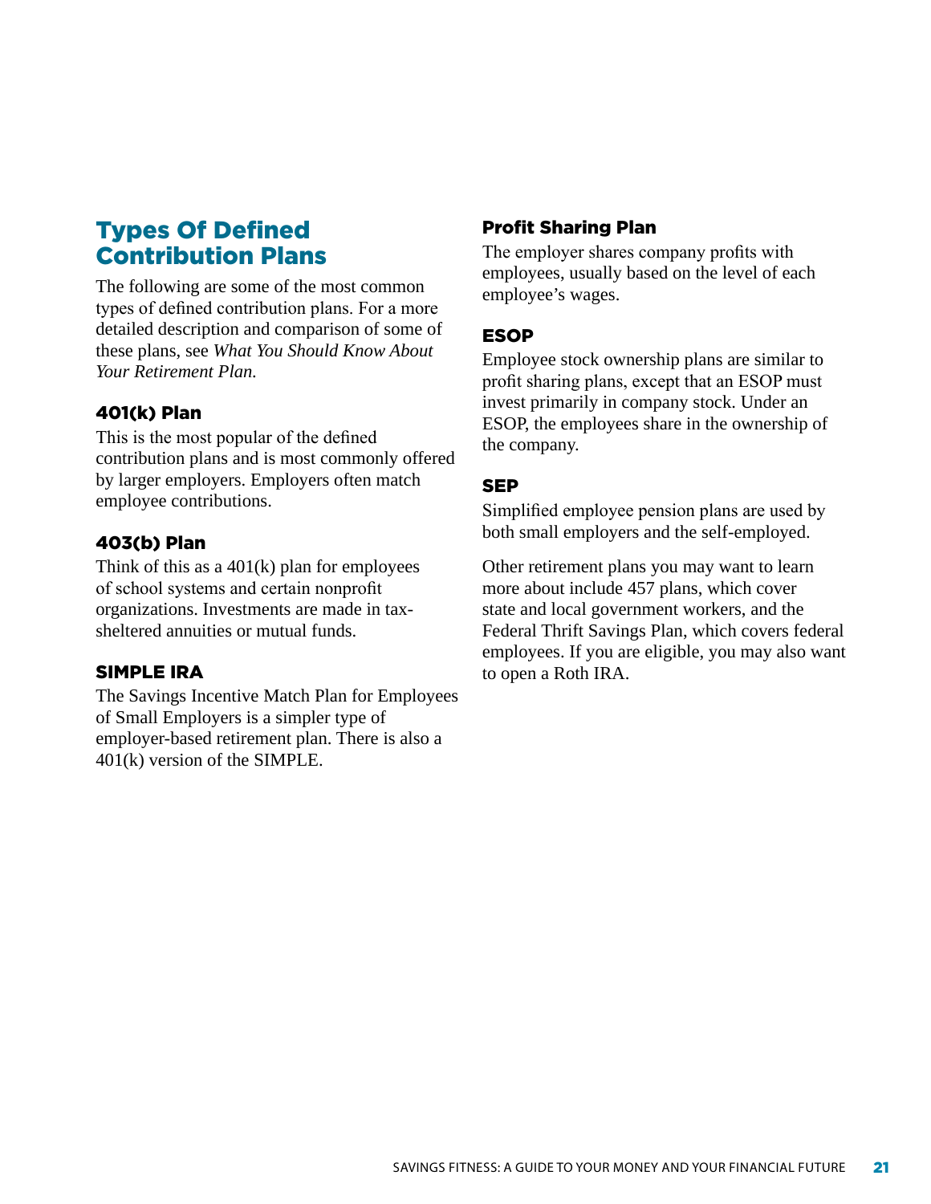## Types Of Defined Contribution Plans

The following are some of the most common types of defined contribution plans. For a more detailed description and comparison of some of these plans, see *What You Should Know About Your Retirement Plan.*

### 401(k) Plan

This is the most popular of the defined contribution plans and is most commonly offered by larger employers. Employers often match employee contributions.

### 403(b) Plan

Think of this as a 401(k) plan for employees of school systems and certain nonprofit organizations. Investments are made in tax-sheltered annuities or mutual funds.

### SIMPLE IRA

The Savings Incentive Match Plan for Employees of Small Employers is a simpler type of employer-based retirement plan. There is also a 401(k) version of the SIMPLE.

### Profit Sharing Plan

The employer shares company profits with employees, usually based on the level of each employee's wages.

### ESOP

Employee stock ownership plans are similar to profit sharing plans, except that an ESOP must invest primarily in company stock. Under an ESOP, the employees share in the ownership of the company.

### SEP

Simplified employee pension plans are used by both small employers and the self-employed.

Other retirement plans you may want to learn more about include 457 plans, which cover state and local government workers, and the Federal Thrift Savings Plan, which covers federal employees. If you are eligible, you may also want to open a Roth IRA.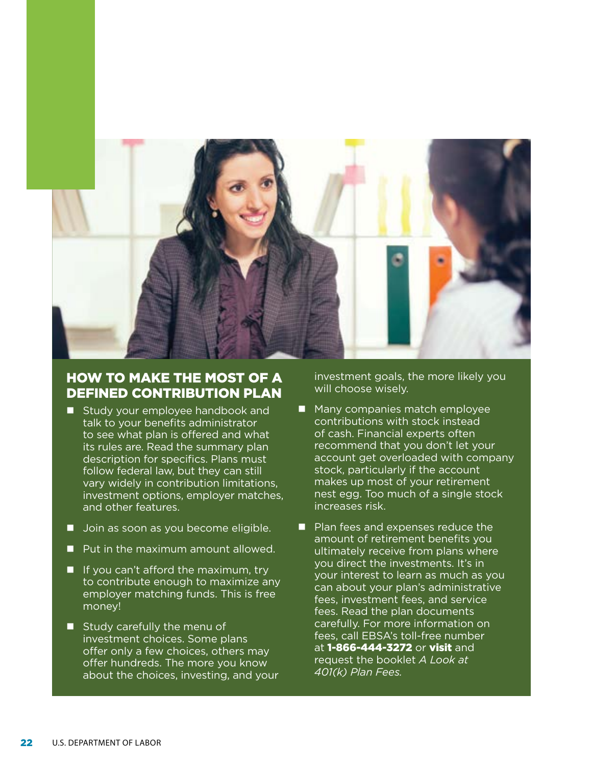## HOW TO MAKE THE MOST OF A DEFINED CONTRIBUTION PLAN

- Study your employee handbook and talk to your benefits administrator to see what plan is offered and what its rules are. Read the summary plan description for specifics. Plans must follow federal law, but they can still vary widely in contribution limitations, investment options, employer matches, and other features.
- Join as soon as you become eligible.
- Put in the maximum amount allowed.
- If you can't afford the maximum, try to contribute enough to maximize any employer matching funds. This is free money!
- Study carefully the menu of investment choices. Some plans offer only a few choices, others may offer hundreds. The more you know about the choices, investing, and your investment goals, the more likely you will choose wisely.
- Many companies match employee contributions with stock instead of cash. Financial experts often recommend that you don't let your account get overloaded with company stock, particularly if the account makes up most of your retirement nest egg. Too much of a single stock increases risk.
- Plan fees and expenses reduce the amount of retirement benefits you ultimately receive from plans where you direct the investments. It's in your interest to learn as much as you can about your plan's administrative fees, investment fees, and service fees. Read the plan documents carefully. For more information on fees, call EBSA's toll-free number at **1-866-444-3272** or **visit** and request the booklet *A Look at 401(k) Plan Fees.*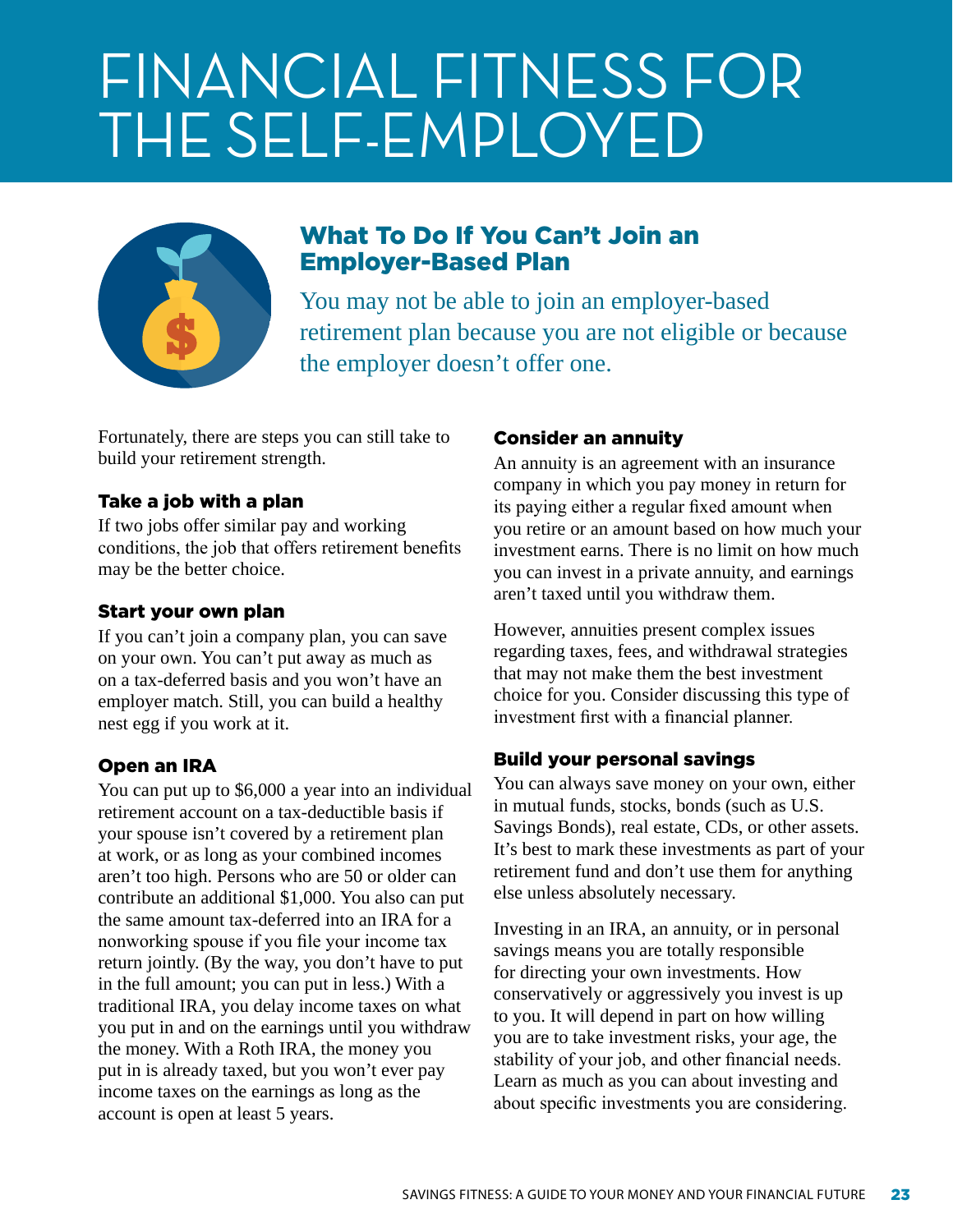# FINANCIAL FITNESS FOR THE SELF-EMPLOYED

## What To Do If You Can't Join an Employer-Based Plan

You may not be able to join an employer-based retirement plan because you are not eligible or because the employer doesn't offer one.

Fortunately, there are steps you can still take to build your retirement strength.

### Take a job with a plan

If two jobs offer similar pay and working conditions, the job that offers retirement benefits may be the better choice.

### Start your own plan

If you can't join a company plan, you can save on your own. You can't put away as much as on a tax-deferred basis and you won't have an employer match. Still, you can build a healthy nest egg if you work at it.

### Open an IRA

You can put up to $6,000 a year into an individual retirement account on a tax-deductible basis if your spouse isn't covered by a retirement plan at work, or as long as your combined incomes aren't too high. Persons who are 50 or older can contribute an additional $1,000. You also can put the same amount tax-deferred into an IRA for a nonworking spouse if you file your income tax return jointly. (By the way, you don't have to put in the full amount; you can put in less.) With a traditional IRA, you delay income taxes on what you put in and on the earnings until you withdraw the money. With a Roth IRA, the money you put in is already taxed, but you won't ever pay income taxes on the earnings as long as the account is open at least 5 years.

### Consider an annuity

An annuity is an agreement with an insurance company in which you pay money in return for its paying either a regular fixed amount when you retire or an amount based on how much your investment earns. There is no limit on how much you can invest in a private annuity, and earnings aren't taxed until you withdraw them.

However, annuities present complex issues regarding taxes, fees, and withdrawal strategies that may not make them the best investment choice for you. Consider discussing this type of investment first with a financial planner.

### Build your personal savings

You can always save money on your own, either in mutual funds, stocks, bonds (such as U.S. Savings Bonds), real estate, CDs, or other assets. It's best to mark these investments as part of your retirement fund and don't use them for anything else unless absolutely necessary.

Investing in an IRA, an annuity, or in personal savings means you are totally responsible for directing your own investments. How conservatively or aggressively you invest is up to you. It will depend in part on how willing you are to take investment risks, your age, the stability of your job, and other financial needs. Learn as much as you can about investing and about specific investments you are considering.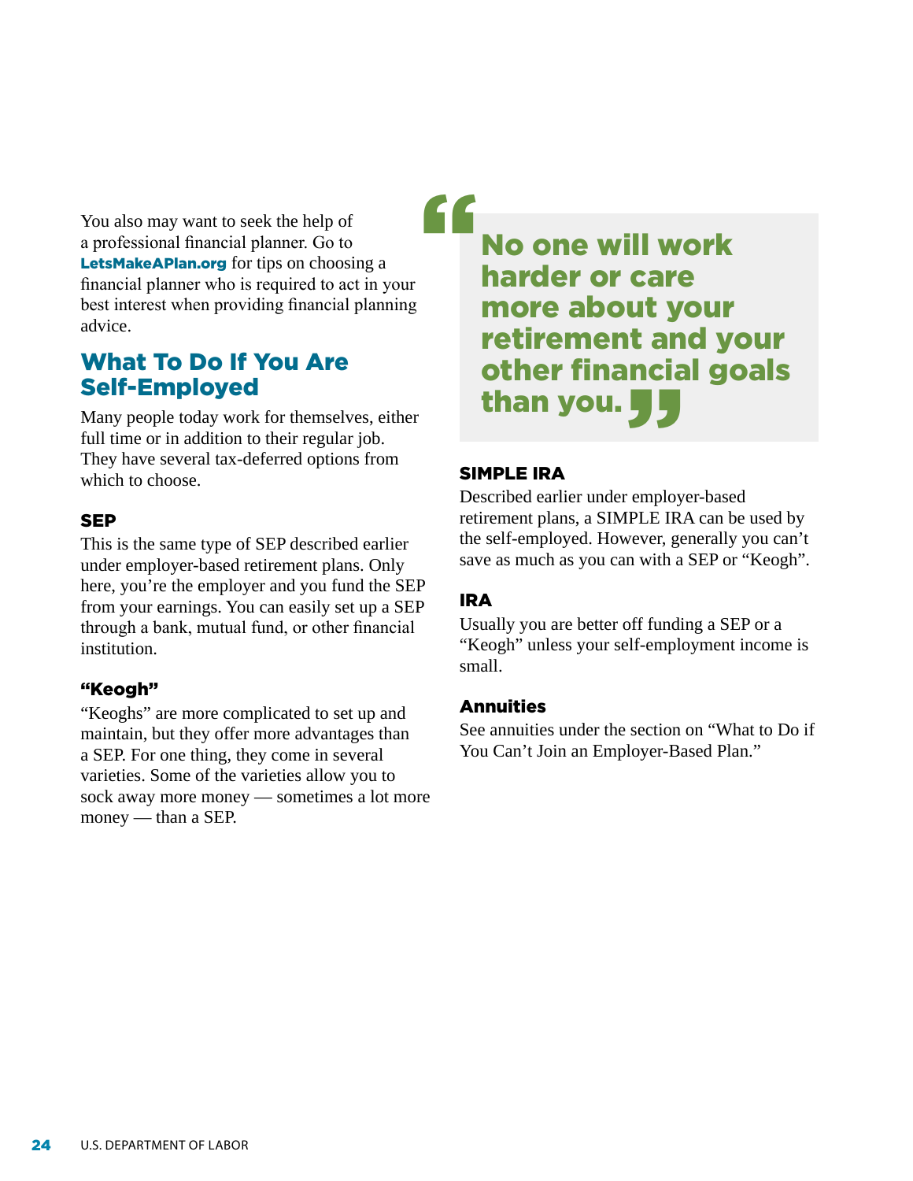You also may want to seek the help of a professional financial planner. Go to **LetsMakeAPlan.org** for tips on choosing a financial planner who is required to act in your best interest when providing financial planning advice.

## What To Do If You Are Self-Employed

Many people today work for themselves, either full time or in addition to their regular job. They have several tax-deferred options from which to choose.

### SEP

This is the same type of SEP described earlier under employer-based retirement plans. Only here, you're the employer and you fund the SEP from your earnings. You can easily set up a SEP through a bank, mutual fund, or other financial institution.

### "Keogh"

"Keoghs" are more complicated to set up and maintain, but they offer more advantages than a SEP. For one thing, they come in several varieties. Some of the varieties allow you to sock away more money — sometimes a lot more money — than a SEP.

> **No one will work harder or care more about your retirement and your other financial goals than you.**

### SIMPLE IRA

Described earlier under employer-based retirement plans, a SIMPLE IRA can be used by the self-employed. However, generally you can't save as much as you can with a SEP or "Keogh".

### IRA

Usually you are better off funding a SEP or a "Keogh" unless your self-employment income is small.

### Annuities

See annuities under the section on "What to Do if You Can't Join an Employer-Based Plan."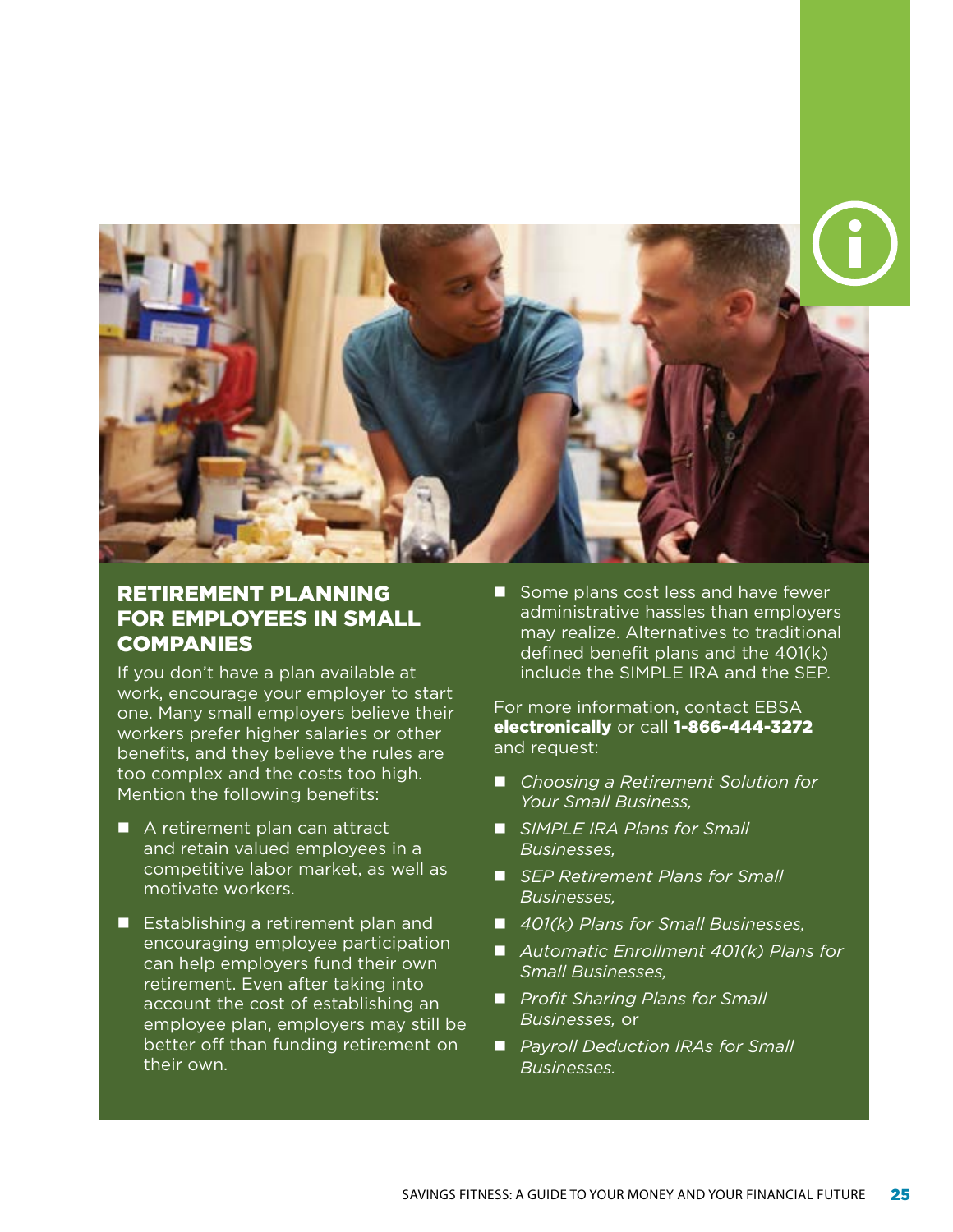## RETIREMENT PLANNING FOR EMPLOYEES IN SMALL COMPANIES

If you don't have a plan available at work, encourage your employer to start one. Many small employers believe their workers prefer higher salaries or other benefits, and they believe the rules are too complex and the costs too high. Mention the following benefits:

- A retirement plan can attract and retain valued employees in a competitive labor market, as well as motivate workers.
- Establishing a retirement plan and encouraging employee participation can help employers fund their own retirement. Even after taking into account the cost of establishing an employee plan, employers may still be better off than funding retirement on their own.
- Some plans cost less and have fewer administrative hassles than employers may realize. Alternatives to traditional defined benefit plans and the 401(k) include the SIMPLE IRA and the SEP.

For more information, contact EBSA **electronically** or call **1-866-444-3272** and request:

- *Choosing a Retirement Solution for Your Small Business,*
- *SIMPLE IRA Plans for Small Businesses,*
- *SEP Retirement Plans for Small Businesses,*
- *401(k) Plans for Small Businesses,*
- *Automatic Enrollment 401(k) Plans for Small Businesses,*
- *Profit Sharing Plans for Small Businesses,* or
- *Payroll Deduction IRAs for Small Businesses.*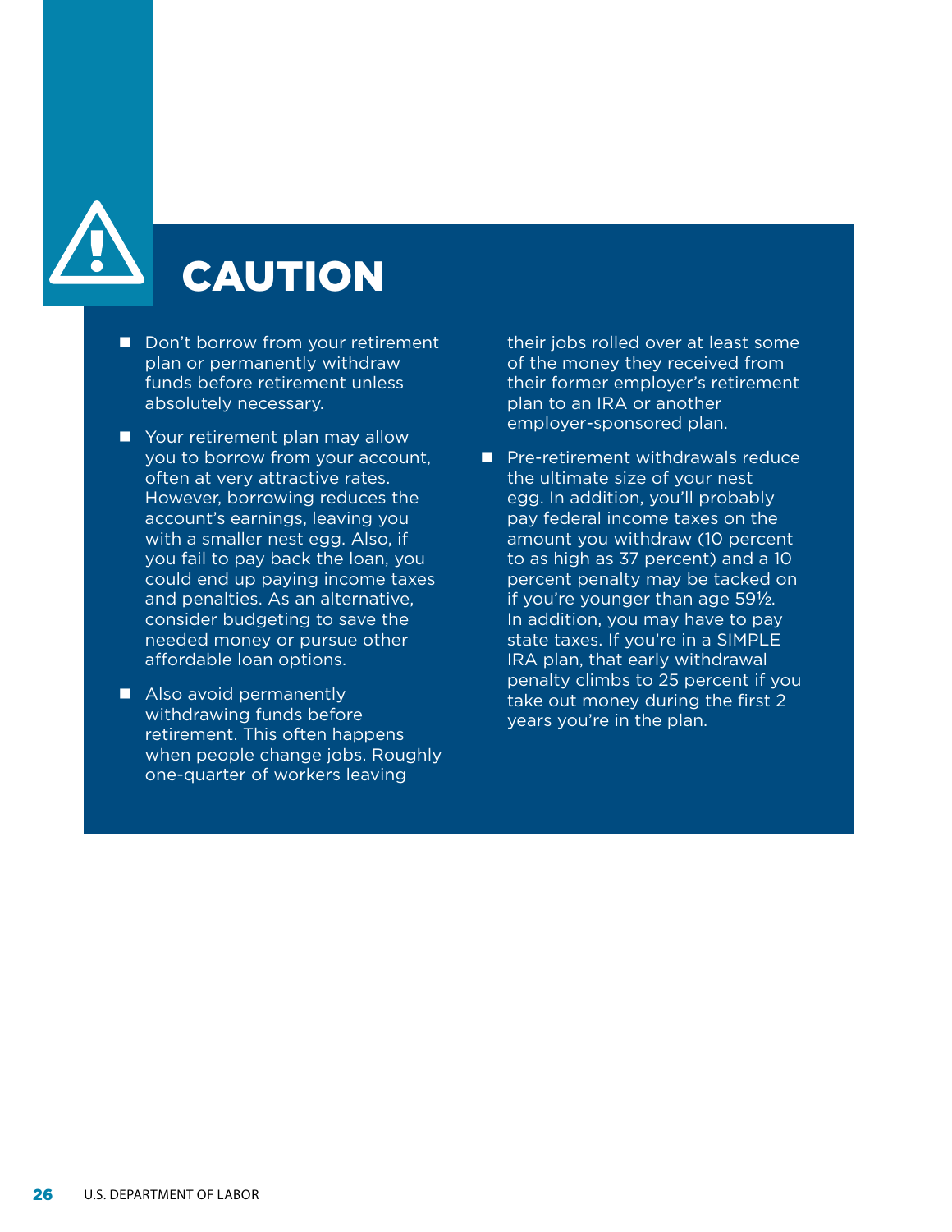# CAUTION

- Don't borrow from your retirement plan or permanently withdraw funds before retirement unless absolutely necessary.
- Your retirement plan may allow you to borrow from your account, often at very attractive rates. However, borrowing reduces the account's earnings, leaving you with a smaller nest egg. Also, if you fail to pay back the loan, you could end up paying income taxes and penalties. As an alternative, consider budgeting to save the needed money or pursue other affordable loan options.
- Also avoid permanently withdrawing funds before retirement. This often happens when people change jobs. Roughly one-quarter of workers leaving their jobs rolled over at least some of the money they received from their former employer's retirement plan to an IRA or another employer-sponsored plan.
- Pre-retirement withdrawals reduce the ultimate size of your nest egg. In addition, you'll probably pay federal income taxes on the amount you withdraw (10 percent to as high as 37 percent) and a 10 percent penalty may be tacked on if you're younger than age 59½. In addition, you may have to pay state taxes. If you're in a SIMPLE IRA plan, that early withdrawal penalty climbs to 25 percent if you take out money during the first 2 years you're in the plan.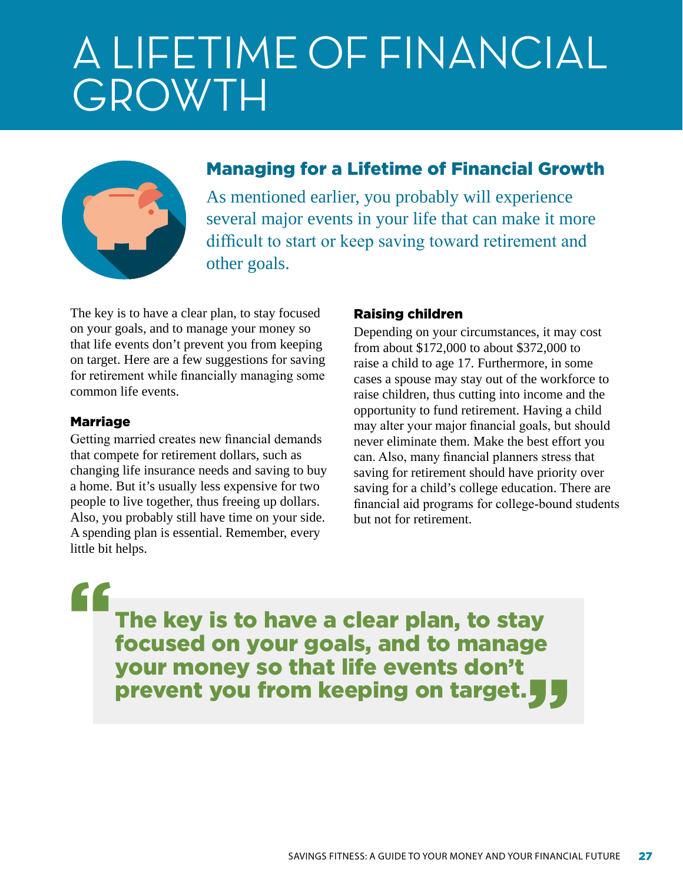# A LIFETIME OF FINANCIAL GROWTH

## Managing for a Lifetime of Financial Growth

As mentioned earlier, you probably will experience several major events in your life that can make it more difficult to start or keep saving toward retirement and other goals.

The key is to have a clear plan, to stay focused on your goals, and to manage your money so that life events don't prevent you from keeping on target. Here are a few suggestions for saving for retirement while financially managing some common life events.

### Marriage

Getting married creates new financial demands that compete for retirement dollars, such as changing life insurance needs and saving to buy a home. But it's usually less expensive for two people to live together, thus freeing up dollars. Also, you probably still have time on your side. A spending plan is essential. Remember, every little bit helps.

### Raising children

Depending on your circumstances, it may cost from about $172,000 to about $372,000 to raise a child to age 17. Furthermore, in some cases a spouse may stay out of the workforce to raise children, thus cutting into income and the opportunity to fund retirement. Having a child may alter your major financial goals, but should never eliminate them. Make the best effort you can. Also, many financial planners stress that saving for retirement should have priority over saving for a child's college education. There are financial aid programs for college-bound students but not for retirement.

> **"The key is to have a clear plan, to stay focused on your goals, and to manage your money so that life events don't prevent you from keeping on target."**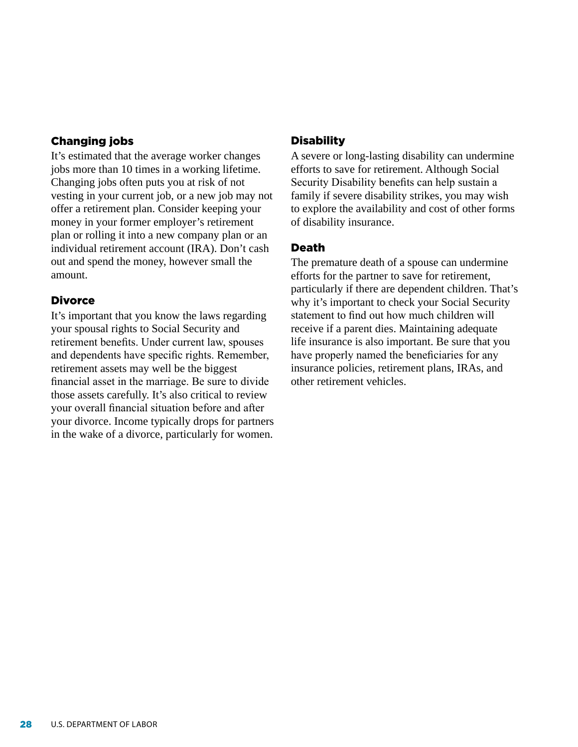### Changing jobs

It's estimated that the average worker changes jobs more than 10 times in a working lifetime. Changing jobs often puts you at risk of not vesting in your current job, or a new job may not offer a retirement plan. Consider keeping your money in your former employer's retirement plan or rolling it into a new company plan or an individual retirement account (IRA). Don't cash out and spend the money, however small the amount.

### Divorce

It's important that you know the laws regarding your spousal rights to Social Security and retirement benefits. Under current law, spouses and dependents have specific rights. Remember, retirement assets may well be the biggest financial asset in the marriage. Be sure to divide those assets carefully. It's also critical to review your overall financial situation before and after your divorce. Income typically drops for partners in the wake of a divorce, particularly for women.

### Disability

A severe or long-lasting disability can undermine efforts to save for retirement. Although Social Security Disability benefits can help sustain a family if severe disability strikes, you may wish to explore the availability and cost of other forms of disability insurance.

### Death

The premature death of a spouse can undermine efforts for the partner to save for retirement, particularly if there are dependent children. That's why it's important to check your Social Security statement to find out how much children will receive if a parent dies. Maintaining adequate life insurance is also important. Be sure that you have properly named the beneficiaries for any insurance policies, retirement plans, IRAs, and other retirement vehicles.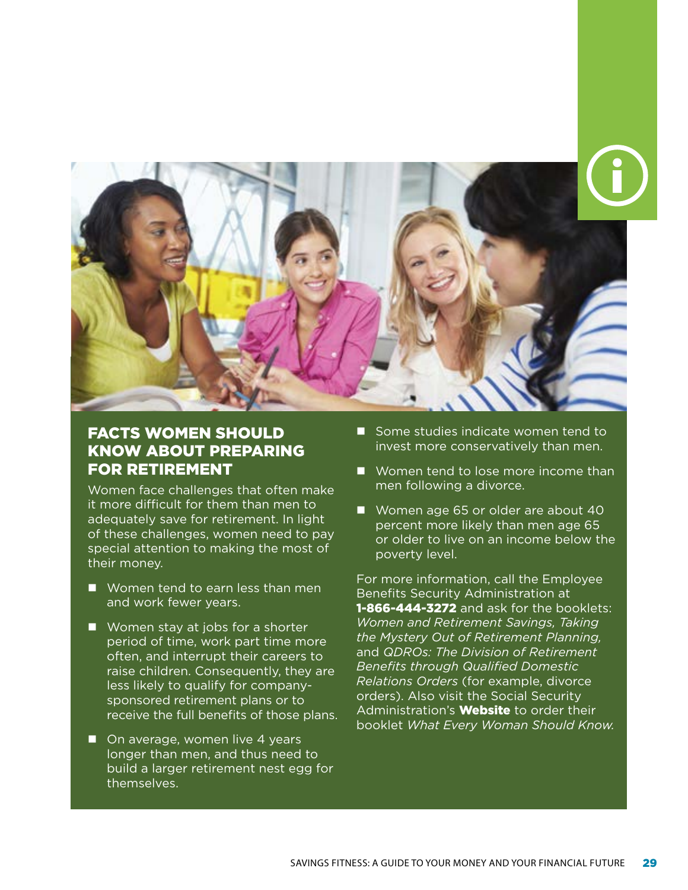## FACTS WOMEN SHOULD KNOW ABOUT PREPARING FOR RETIREMENT

Women face challenges that often make it more difficult for them than men to adequately save for retirement. In light of these challenges, women need to pay special attention to making the most of their money.

- Women tend to earn less than men and work fewer years.
- Women stay at jobs for a shorter period of time, work part time more often, and interrupt their careers to raise children. Consequently, they are less likely to qualify for company-sponsored retirement plans or to receive the full benefits of those plans.
- On average, women live 4 years longer than men, and thus need to build a larger retirement nest egg for themselves.
- Some studies indicate women tend to invest more conservatively than men.
- Women tend to lose more income than men following a divorce.
- Women age 65 or older are about 40 percent more likely than men age 65 or older to live on an income below the poverty level.

For more information, call the Employee Benefits Security Administration at **1-866-444-3272** and ask for the booklets: *Women and Retirement Savings, Taking the Mystery Out of Retirement Planning,* and *QDROs: The Division of Retirement Benefits through Qualified Domestic Relations Orders* (for example, divorce orders). Also visit the Social Security Administration's **Website** to order their booklet *What Every Woman Should Know.*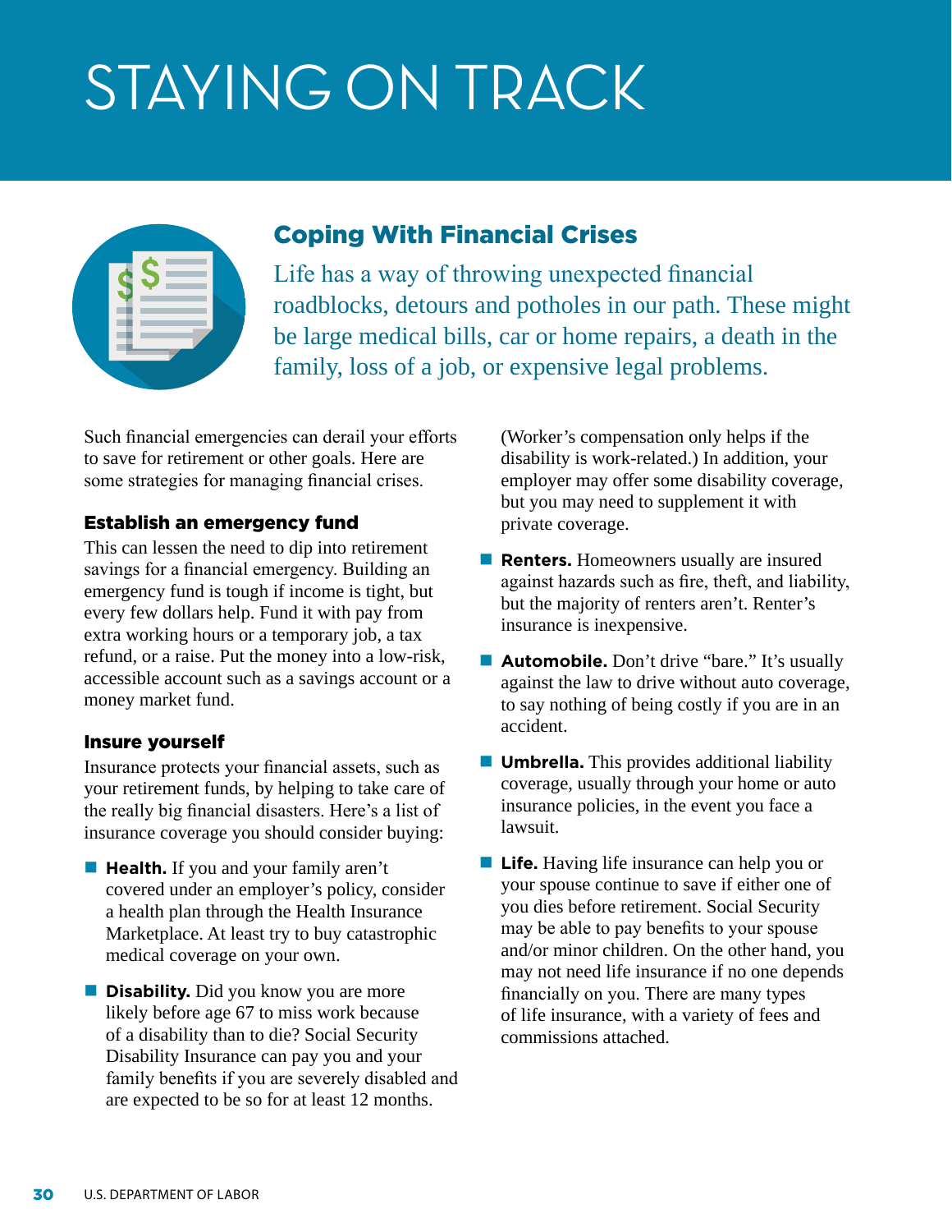# STAYING ON TRACK

## Coping With Financial Crises

Life has a way of throwing unexpected financial roadblocks, detours and potholes in our path. These might be large medical bills, car or home repairs, a death in the family, loss of a job, or expensive legal problems.

Such financial emergencies can derail your efforts to save for retirement or other goals. Here are some strategies for managing financial crises.

### Establish an emergency fund

This can lessen the need to dip into retirement savings for a financial emergency. Building an emergency fund is tough if income is tight, but every few dollars help. Fund it with pay from extra working hours or a temporary job, a tax refund, or a raise. Put the money into a low-risk, accessible account such as a savings account or a money market fund.

### Insure yourself

Insurance protects your financial assets, such as your retirement funds, by helping to take care of the really big financial disasters. Here's a list of insurance coverage you should consider buying:

- **Health.** If you and your family aren't covered under an employer's policy, consider a health plan through the Health Insurance Marketplace. At least try to buy catastrophic medical coverage on your own.
- **Disability.** Did you know you are more likely before age 67 to miss work because of a disability than to die? Social Security Disability Insurance can pay you and your family benefits if you are severely disabled and are expected to be so for at least 12 months. (Worker's compensation only helps if the disability is work-related.) In addition, your employer may offer some disability coverage, but you may need to supplement it with private coverage.
- **Renters.** Homeowners usually are insured against hazards such as fire, theft, and liability, but the majority of renters aren't. Renter's insurance is inexpensive.
- **Automobile.** Don't drive "bare." It's usually against the law to drive without auto coverage, to say nothing of being costly if you are in an accident.
- **Umbrella.** This provides additional liability coverage, usually through your home or auto insurance policies, in the event you face a lawsuit.
- **Life.** Having life insurance can help you or your spouse continue to save if either one of you dies before retirement. Social Security may be able to pay benefits to your spouse and/or minor children. On the other hand, you may not need life insurance if no one depends financially on you. There are many types of life insurance, with a variety of fees and commissions attached.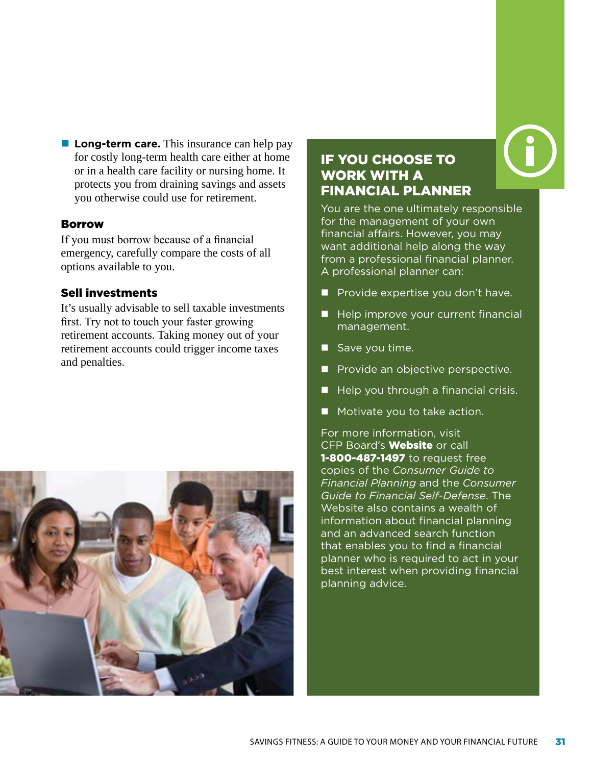- **Long-term care.** This insurance can help pay for costly long-term health care either at home or in a health care facility or nursing home. It protects you from draining savings and assets you otherwise could use for retirement.

### Borrow

If you must borrow because of a financial emergency, carefully compare the costs of all options available to you.

### Sell investments

It's usually advisable to sell taxable investments first. Try not to touch your faster growing retirement accounts. Taking money out of your retirement accounts could trigger income taxes and penalties.

## IF YOU CHOOSE TO WORK WITH A FINANCIAL PLANNER

You are the one ultimately responsible for the management of your own financial affairs. However, you may want additional help along the way from a professional financial planner. A professional planner can:

- Provide expertise you don't have.
- Help improve your current financial management.
- Save you time.
- Provide an objective perspective.
- Help you through a financial crisis.
- Motivate you to take action.

For more information, visit CFP Board's **Website** or call **1-800-487-1497** to request free copies of the *Consumer Guide to Financial Planning* and the *Consumer Guide to Financial Self-Defense*. The Website also contains a wealth of information about financial planning and an advanced search function that enables you to find a financial planner who is required to act in your best interest when providing financial planning advice.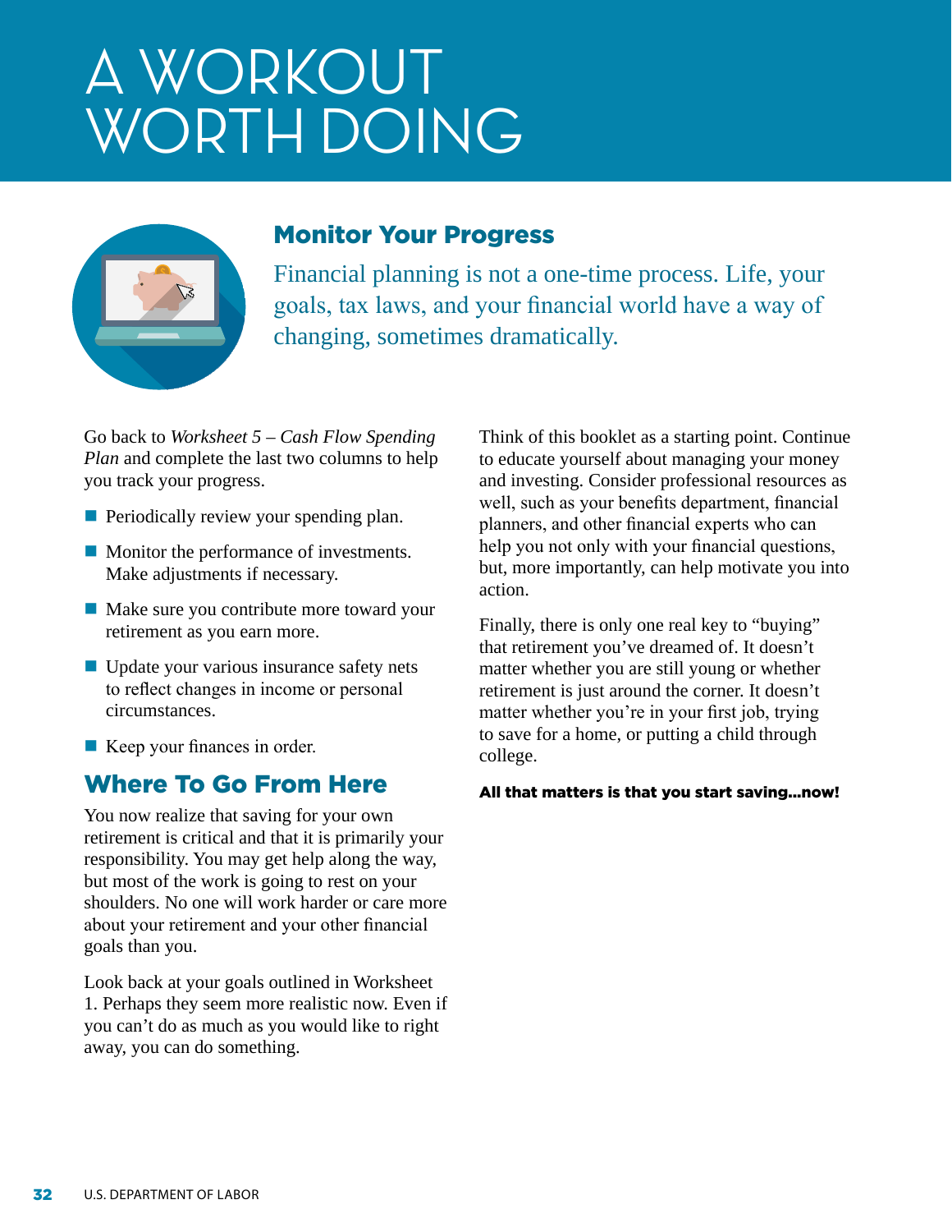# A WORKOUT WORTH DOING

## Monitor Your Progress

Financial planning is not a one-time process. Life, your goals, tax laws, and your financial world have a way of changing, sometimes dramatically.

Go back to *Worksheet 5 – Cash Flow Spending Plan* and complete the last two columns to help you track your progress.

- Periodically review your spending plan.
- Monitor the performance of investments. Make adjustments if necessary.
- Make sure you contribute more toward your retirement as you earn more.
- Update your various insurance safety nets to reflect changes in income or personal circumstances.
- Keep your finances in order.

## Where To Go From Here

You now realize that saving for your own retirement is critical and that it is primarily your responsibility. You may get help along the way, but most of the work is going to rest on your shoulders. No one will work harder or care more about your retirement and your other financial goals than you.

Look back at your goals outlined in Worksheet 1. Perhaps they seem more realistic now. Even if you can't do as much as you would like to right away, you can do something.

Think of this booklet as a starting point. Continue to educate yourself about managing your money and investing. Consider professional resources as well, such as your benefits department, financial planners, and other financial experts who can help you not only with your financial questions, but, more importantly, can help motivate you into action.

Finally, there is only one real key to "buying" that retirement you've dreamed of. It doesn't matter whether you are still young or whether retirement is just around the corner. It doesn't matter whether you're in your first job, trying to save for a home, or putting a child through college.

**All that matters is that you start saving...now!**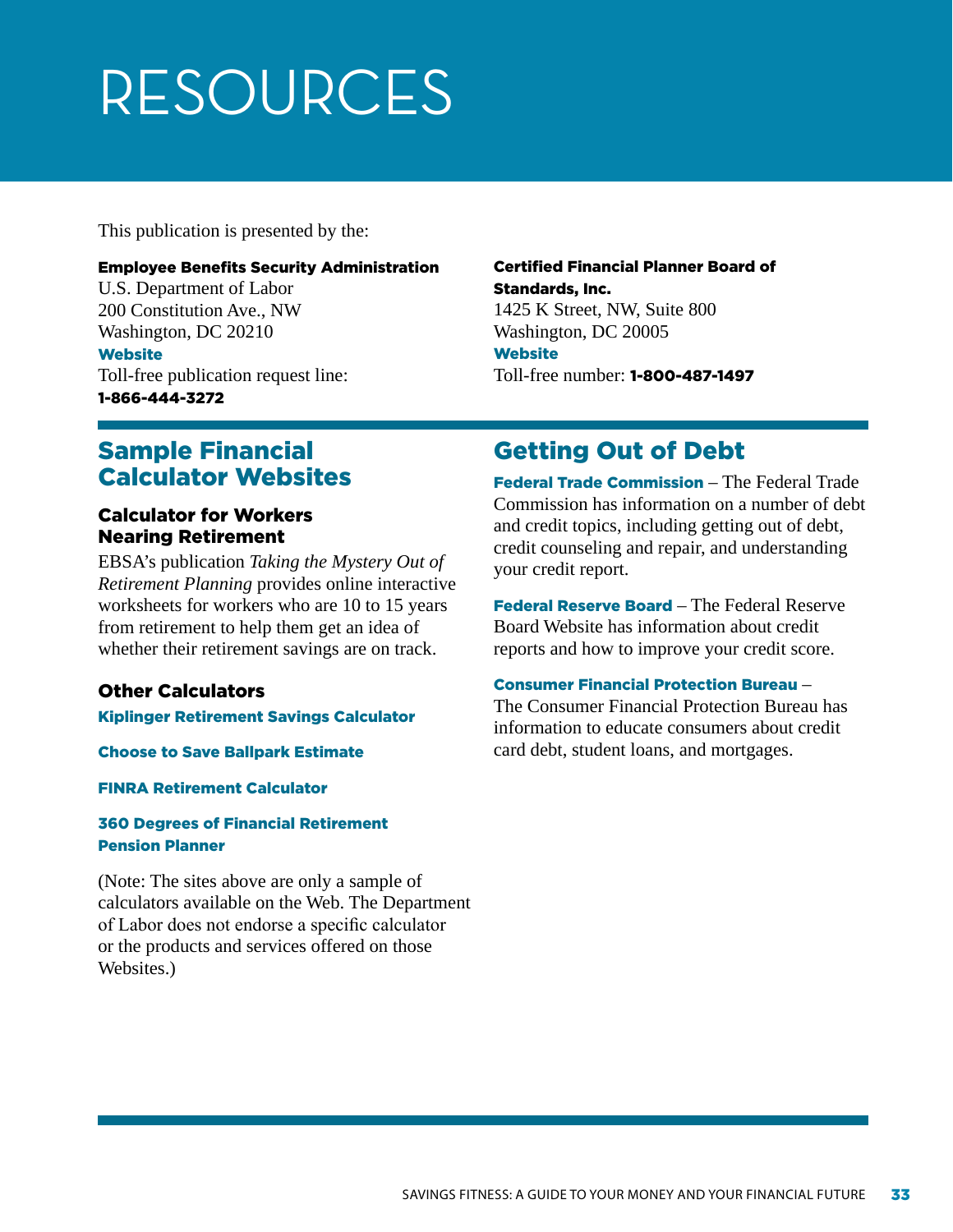# RESOURCES

This publication is presented by the:

**Employee Benefits Security Administration**
U.S. Department of Labor
200 Constitution Ave., NW
Washington, DC 20210
**Website**
Toll-free publication request line:
**1-866-444-3272**

**Certified Financial Planner Board of Standards, Inc.**
1425 K Street, NW, Suite 800
Washington, DC 20005
**Website**
Toll-free number: **1-800-487-1497**

## Sample Financial Calculator Websites

### Calculator for Workers Nearing Retirement

EBSA's publication *Taking the Mystery Out of Retirement Planning* provides online interactive worksheets for workers who are 10 to 15 years from retirement to help them get an idea of whether their retirement savings are on track.

### Other Calculators

**Kiplinger Retirement Savings Calculator**

**Choose to Save Ballpark Estimate**

**FINRA Retirement Calculator**

**360 Degrees of Financial Retirement Pension Planner**

(Note: The sites above are only a sample of calculators available on the Web. The Department of Labor does not endorse a specific calculator or the products and services offered on those Websites.)

## Getting Out of Debt

**Federal Trade Commission** – The Federal Trade Commission has information on a number of debt and credit topics, including getting out of debt, credit counseling and repair, and understanding your credit report.

**Federal Reserve Board** – The Federal Reserve Board Website has information about credit reports and how to improve your credit score.

**Consumer Financial Protection Bureau** – The Consumer Financial Protection Bureau has information to educate consumers about credit card debt, student loans, and mortgages.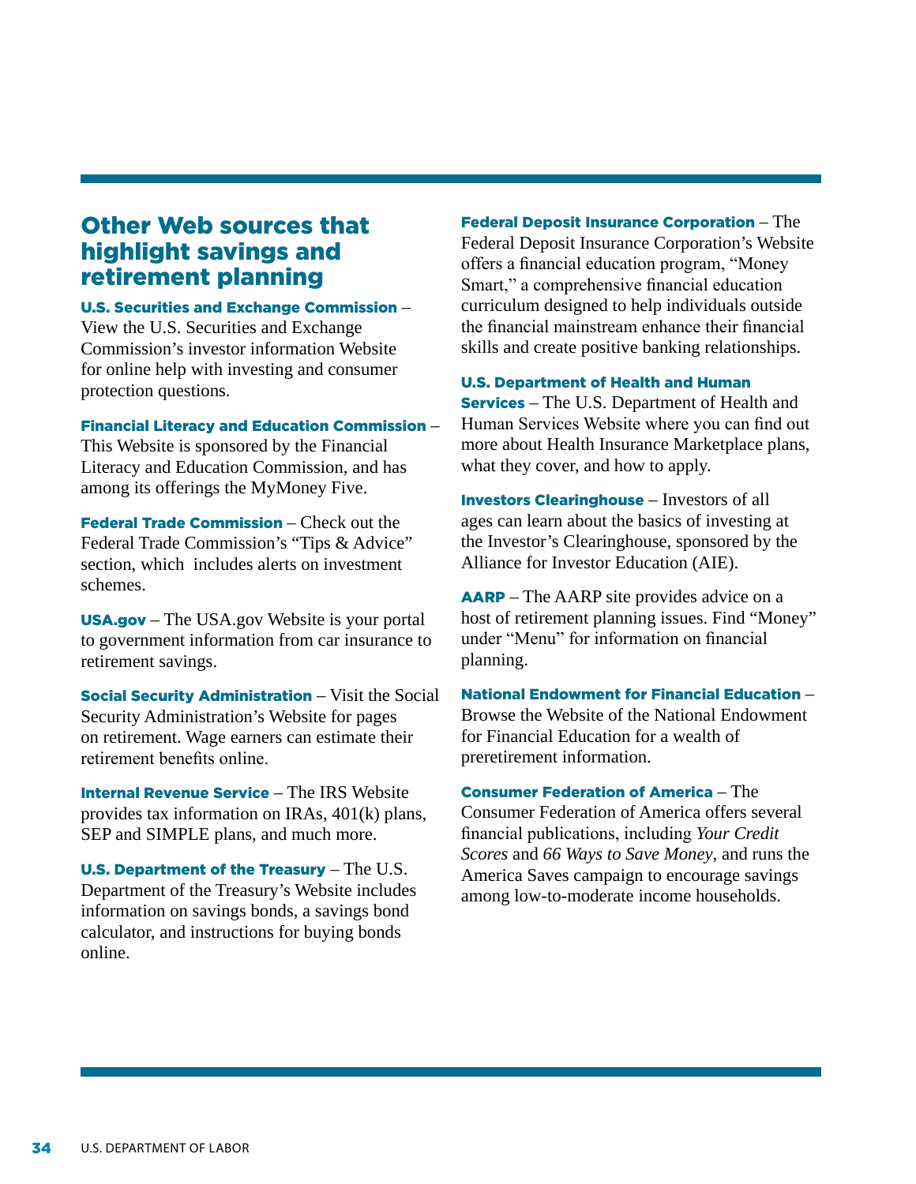## Other Web sources that highlight savings and retirement planning

**U.S. Securities and Exchange Commission** – View the U.S. Securities and Exchange Commission's investor information Website for online help with investing and consumer protection questions.

**Financial Literacy and Education Commission** – This Website is sponsored by the Financial Literacy and Education Commission, and has among its offerings the MyMoney Five.

**Federal Trade Commission** – Check out the Federal Trade Commission's "Tips & Advice" section, which includes alerts on investment schemes.

**USA.gov** – The USA.gov Website is your portal to government information from car insurance to retirement savings.

**Social Security Administration** – Visit the Social Security Administration's Website for pages on retirement. Wage earners can estimate their retirement benefits online.

**Internal Revenue Service** – The IRS Website provides tax information on IRAs, 401(k) plans, SEP and SIMPLE plans, and much more.

**U.S. Department of the Treasury** – The U.S. Department of the Treasury's Website includes information on savings bonds, a savings bond calculator, and instructions for buying bonds online.

**Federal Deposit Insurance Corporation** – The Federal Deposit Insurance Corporation's Website offers a financial education program, "Money Smart," a comprehensive financial education curriculum designed to help individuals outside the financial mainstream enhance their financial skills and create positive banking relationships.

**U.S. Department of Health and Human Services** – The U.S. Department of Health and Human Services Website where you can find out more about Health Insurance Marketplace plans, what they cover, and how to apply.

**Investors Clearinghouse** – Investors of all ages can learn about the basics of investing at the Investor's Clearinghouse, sponsored by the Alliance for Investor Education (AIE).

**AARP** – The AARP site provides advice on a host of retirement planning issues. Find "Money" under "Menu" for information on financial planning.

**National Endowment for Financial Education** – Browse the Website of the National Endowment for Financial Education for a wealth of preretirement information.

**Consumer Federation of America** – The Consumer Federation of America offers several financial publications, including *Your Credit Scores* and *66 Ways to Save Money*, and runs the America Saves campaign to encourage savings among low-to-moderate income households.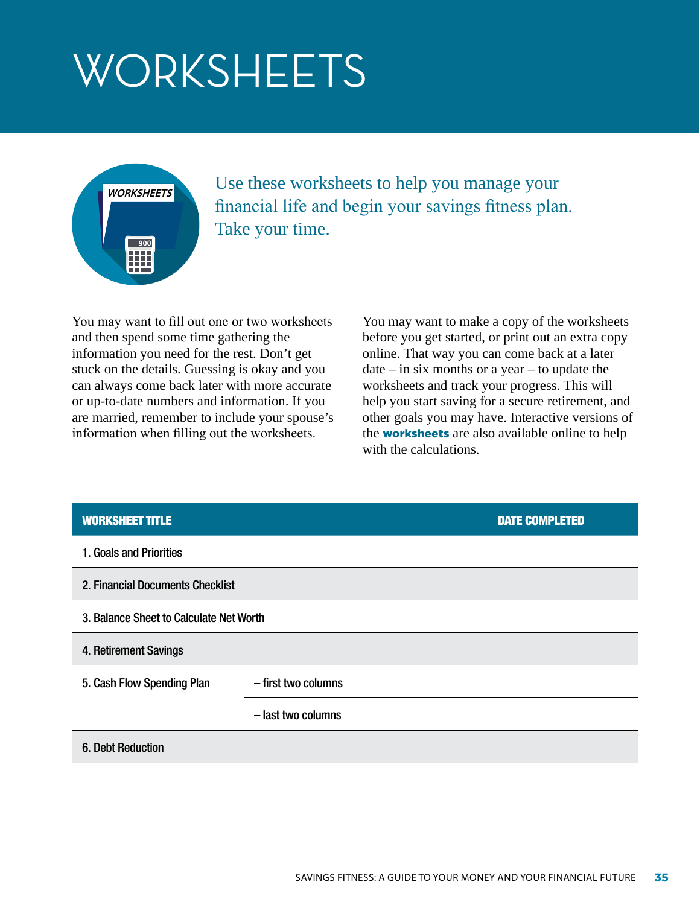# WORKSHEETS

Use these worksheets to help you manage your financial life and begin your savings fitness plan. Take your time.

You may want to fill out one or two worksheets and then spend some time gathering the information you need for the rest. Don't get stuck on the details. Guessing is okay and you can always come back later with more accurate or up-to-date numbers and information. If you are married, remember to include your spouse's information when filling out the worksheets.

You may want to make a copy of the worksheets before you get started, or print out an extra copy online. That way you can come back at a later date – in six months or a year – to update the worksheets and track your progress. This will help you start saving for a secure retirement, and other goals you may have. Interactive versions of the **worksheets** are also available online to help with the calculations.

| WORKSHEET TITLE | | DATE COMPLETED |
|---|---|---|
| 1. Goals and Priorities | | |
| 2. Financial Documents Checklist | | |
| 3. Balance Sheet to Calculate Net Worth | | |
| 4. Retirement Savings | | |
| 5. Cash Flow Spending Plan | – first two columns | |
| | – last two columns | |
| 6. Debt Reduction | | |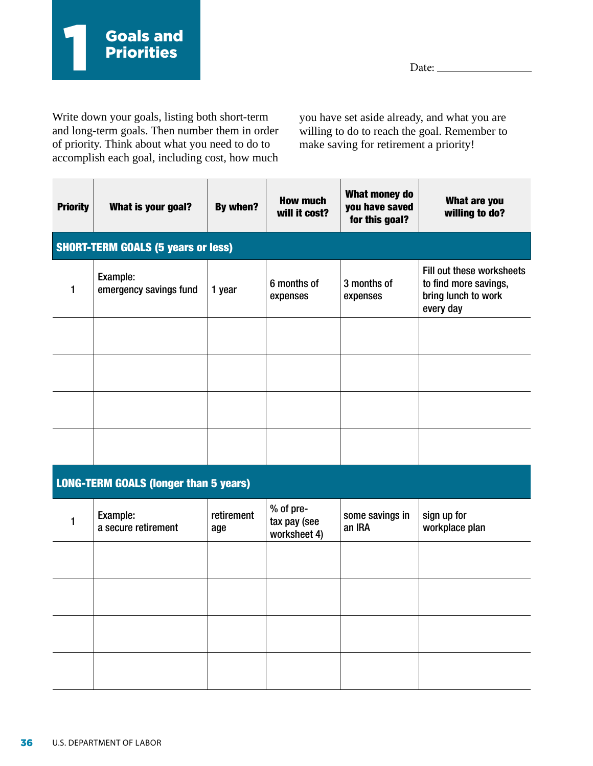# 1 Goals and Priorities

Date: ___________________

Write down your goals, listing both short-term and long-term goals. Then number them in order of priority. Think about what you need to do to accomplish each goal, including cost, how much you have set aside already, and what you are willing to do to reach the goal. Remember to make saving for retirement a priority!

| Priority | What is your goal? | By when? | How much will it cost? | What money do you have saved for this goal? | What are you willing to do? |
|---|---|---|---|---|---|
| **SHORT-TERM GOALS (5 years or less)** | | | | | |
| 1 | Example: emergency savings fund | 1 year | 6 months of expenses | 3 months of expenses | Fill out these worksheets to find more savings, bring lunch to work every day |
| | | | | | |
| | | | | | |
| | | | | | |
| | | | | | |
| **LONG-TERM GOALS (longer than 5 years)** | | | | | |
| 1 | Example: a secure retirement | retirement age | % of pre-tax pay (see worksheet 4) | some savings in an IRA | sign up for workplace plan |
| | | | | | |
| | | | | | |
| | | | | | |
| | | | | | |

U.S. DEPARTMENT OF LABOR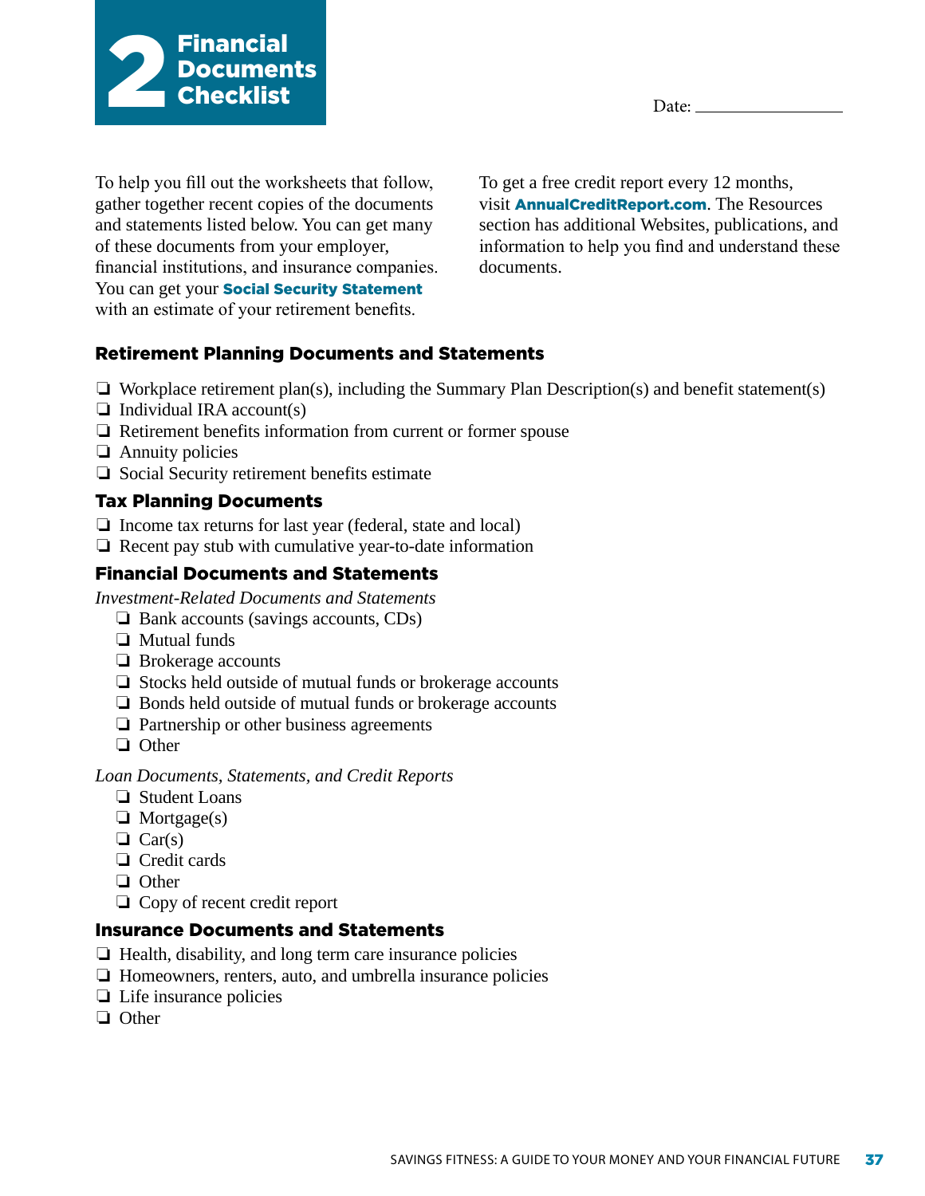# 2 Financial Documents Checklist

Date: ________________

To help you fill out the worksheets that follow, gather together recent copies of the documents and statements listed below. You can get many of these documents from your employer, financial institutions, and insurance companies. You can get your **Social Security Statement** with an estimate of your retirement benefits.

To get a free credit report every 12 months, visit **AnnualCreditReport.com**. The Resources section has additional Websites, publications, and information to help you find and understand these documents.

## Retirement Planning Documents and Statements

- ❏ Workplace retirement plan(s), including the Summary Plan Description(s) and benefit statement(s)
- ❏ Individual IRA account(s)
- ❏ Retirement benefits information from current or former spouse
- ❏ Annuity policies
- ❏ Social Security retirement benefits estimate

## Tax Planning Documents

- ❏ Income tax returns for last year (federal, state and local)
- ❏ Recent pay stub with cumulative year-to-date information

## Financial Documents and Statements

*Investment-Related Documents and Statements*

- ❏ Bank accounts (savings accounts, CDs)
- ❏ Mutual funds
- ❏ Brokerage accounts
- ❏ Stocks held outside of mutual funds or brokerage accounts
- ❏ Bonds held outside of mutual funds or brokerage accounts
- ❏ Partnership or other business agreements
- ❏ Other

*Loan Documents, Statements, and Credit Reports*

- ❏ Student Loans
- ❏ Mortgage(s)
- ❏ Car(s)
- ❏ Credit cards
- ❏ Other
- ❏ Copy of recent credit report

## Insurance Documents and Statements

- ❏ Health, disability, and long term care insurance policies
- ❏ Homeowners, renters, auto, and umbrella insurance policies
- ❏ Life insurance policies
- ❏ Other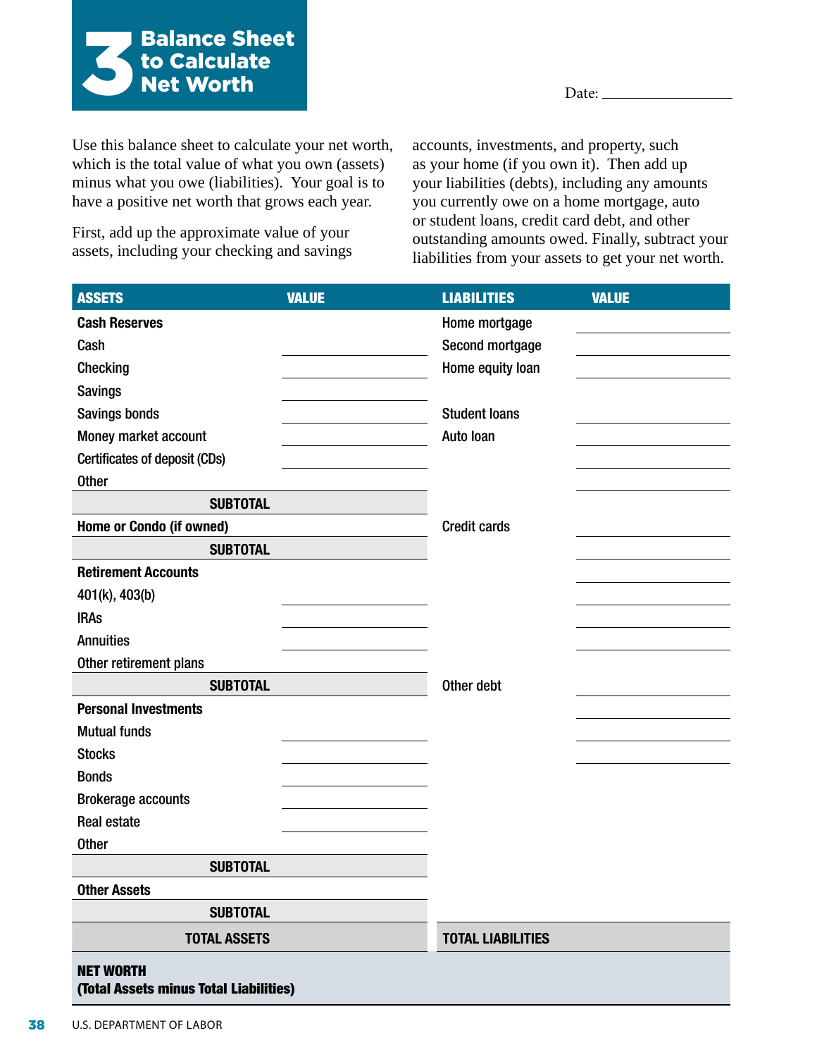# 3 Balance Sheet to Calculate Net Worth

Date: ____________

Use this balance sheet to calculate your net worth, which is the total value of what you own (assets) minus what you owe (liabilities). Your goal is to have a positive net worth that grows each year.

First, add up the approximate value of your assets, including your checking and savings accounts, investments, and property, such as your home (if you own it). Then add up your liabilities (debts), including any amounts you currently owe on a home mortgage, auto or student loans, credit card debt, and other outstanding amounts owed. Finally, subtract your liabilities from your assets to get your net worth.

| ASSETS | VALUE | LIABILITIES | VALUE |
|---|---|---|---|
| **Cash Reserves** | | Home mortgage | |
| Cash | | Second mortgage | |
| Checking | | Home equity loan | |
| Savings | | | |
| Savings bonds | | Student loans | |
| Money market account | | Auto loan | |
| Certificates of deposit (CDs) | | | |
| Other | | | |
| **SUBTOTAL** | | | |
| **Home or Condo (if owned)** | | Credit cards | |
| **SUBTOTAL** | | | |
| **Retirement Accounts** | | | |
| 401(k), 403(b) | | | |
| IRAs | | | |
| Annuities | | | |
| Other retirement plans | | | |
| **SUBTOTAL** | | Other debt | |
| **Personal Investments** | | | |
| Mutual funds | | | |
| Stocks | | | |
| Bonds | | | |
| Brokerage accounts | | | |
| Real estate | | | |
| Other | | | |
| **SUBTOTAL** | | | |
| **Other Assets** | | | |
| **SUBTOTAL** | | | |
| **TOTAL ASSETS** | | **TOTAL LIABILITIES** | |
| **NET WORTH (Total Assets minus Total Liabilities)** | | | |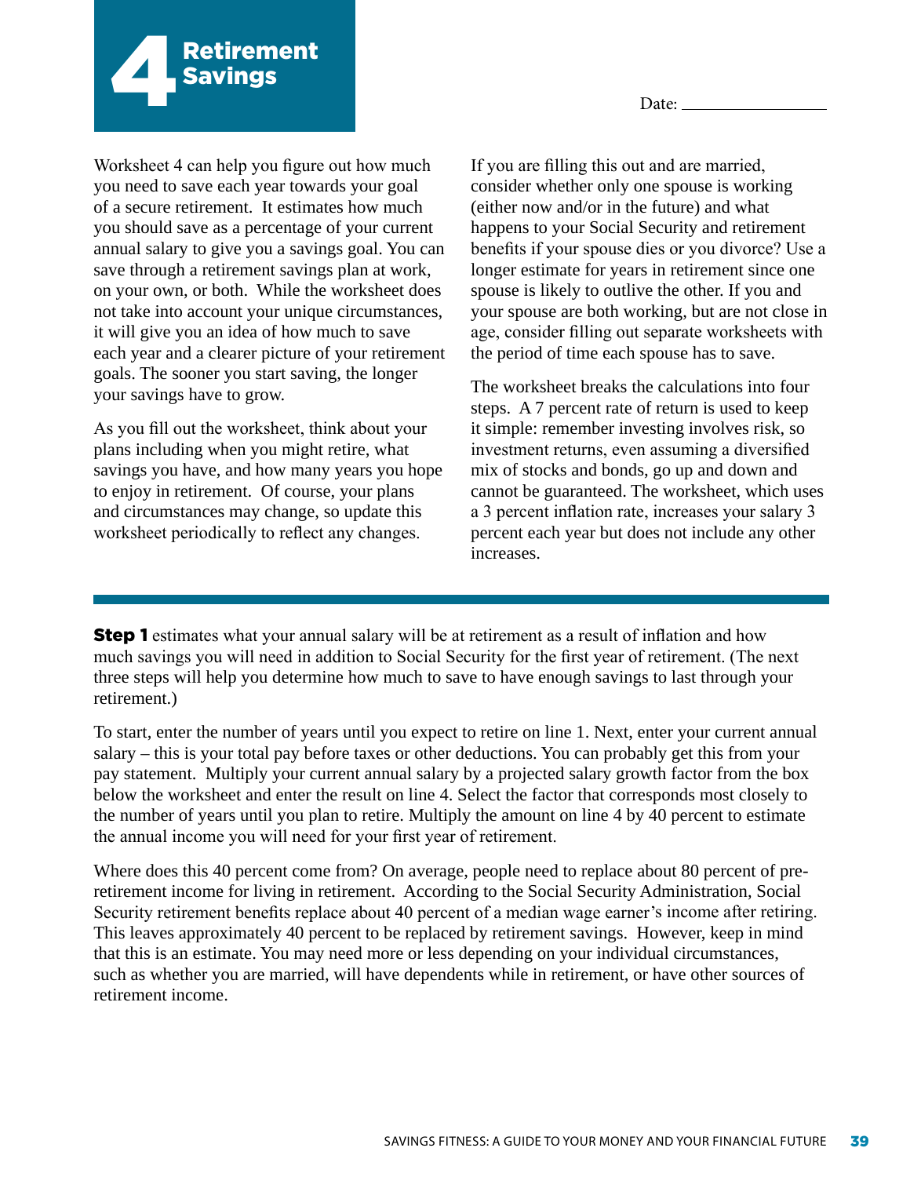# 4 Retirement Savings

Date: ______________

Worksheet 4 can help you figure out how much you need to save each year towards your goal of a secure retirement. It estimates how much you should save as a percentage of your current annual salary to give you a savings goal. You can save through a retirement savings plan at work, on your own, or both. While the worksheet does not take into account your unique circumstances, it will give you an idea of how much to save each year and a clearer picture of your retirement goals. The sooner you start saving, the longer your savings have to grow.

As you fill out the worksheet, think about your plans including when you might retire, what savings you have, and how many years you hope to enjoy in retirement. Of course, your plans and circumstances may change, so update this worksheet periodically to reflect any changes.

If you are filling this out and are married, consider whether only one spouse is working (either now and/or in the future) and what happens to your Social Security and retirement benefits if your spouse dies or you divorce? Use a longer estimate for years in retirement since one spouse is likely to outlive the other. If you and your spouse are both working, but are not close in age, consider filling out separate worksheets with the period of time each spouse has to save.

The worksheet breaks the calculations into four steps. A 7 percent rate of return is used to keep it simple: remember investing involves risk, so investment returns, even assuming a diversified mix of stocks and bonds, go up and down and cannot be guaranteed. The worksheet, which uses a 3 percent inflation rate, increases your salary 3 percent each year but does not include any other increases.

**Step 1** estimates what your annual salary will be at retirement as a result of inflation and how much savings you will need in addition to Social Security for the first year of retirement. (The next three steps will help you determine how much to save to have enough savings to last through your retirement.)

To start, enter the number of years until you expect to retire on line 1. Next, enter your current annual salary – this is your total pay before taxes or other deductions. You can probably get this from your pay statement. Multiply your current annual salary by a projected salary growth factor from the box below the worksheet and enter the result on line 4. Select the factor that corresponds most closely to the number of years until you plan to retire. Multiply the amount on line 4 by 40 percent to estimate the annual income you will need for your first year of retirement.

Where does this 40 percent come from? On average, people need to replace about 80 percent of pre-retirement income for living in retirement. According to the Social Security Administration, Social Security retirement benefits replace about 40 percent of a median wage earner's income after retiring. This leaves approximately 40 percent to be replaced by retirement savings. However, keep in mind that this is an estimate. You may need more or less depending on your individual circumstances, such as whether you are married, will have dependents while in retirement, or have other sources of retirement income.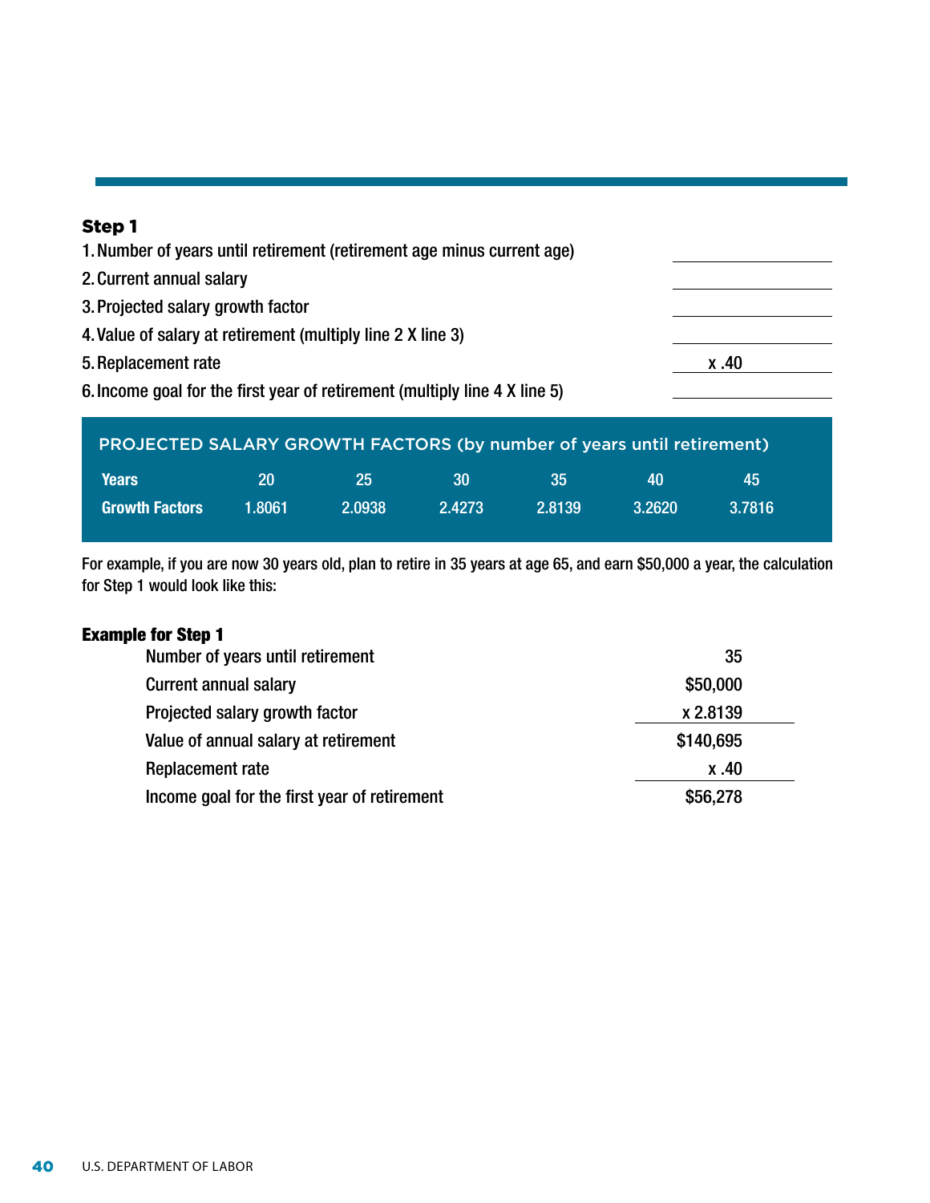### Step 1

1. Number of years until retirement (retirement age minus current age) \_\_\_\_\_\_\_\_\_\_
2. Current annual salary \_\_\_\_\_\_\_\_\_\_
3. Projected salary growth factor \_\_\_\_\_\_\_\_\_\_
4. Value of salary at retirement (multiply line 2 X line 3) \_\_\_\_\_\_\_\_\_\_
5. Replacement rate x .40
6. Income goal for the first year of retirement (multiply line 4 X line 5) \_\_\_\_\_\_\_\_\_\_

**PROJECTED SALARY GROWTH FACTORS (by number of years until retirement)**

| Years | 20 | 25 | 30 | 35 | 40 | 45 |
|---|---|---|---|---|---|---|
| Growth Factors | 1.8061 | 2.0938 | 2.4273 | 2.8139 | 3.2620 | 3.7816 |

For example, if you are now 30 years old, plan to retire in 35 years at age 65, and earn $50,000 a year, the calculation for Step 1 would look like this:

**Example for Step 1**

| | |
|---|---|
| Number of years until retirement | 35 |
| Current annual salary | $50,000 |
| Projected salary growth factor | x 2.8139 |
| Value of annual salary at retirement | $140,695 |
| Replacement rate | x .40 |
| Income goal for the first year of retirement | $56,278 |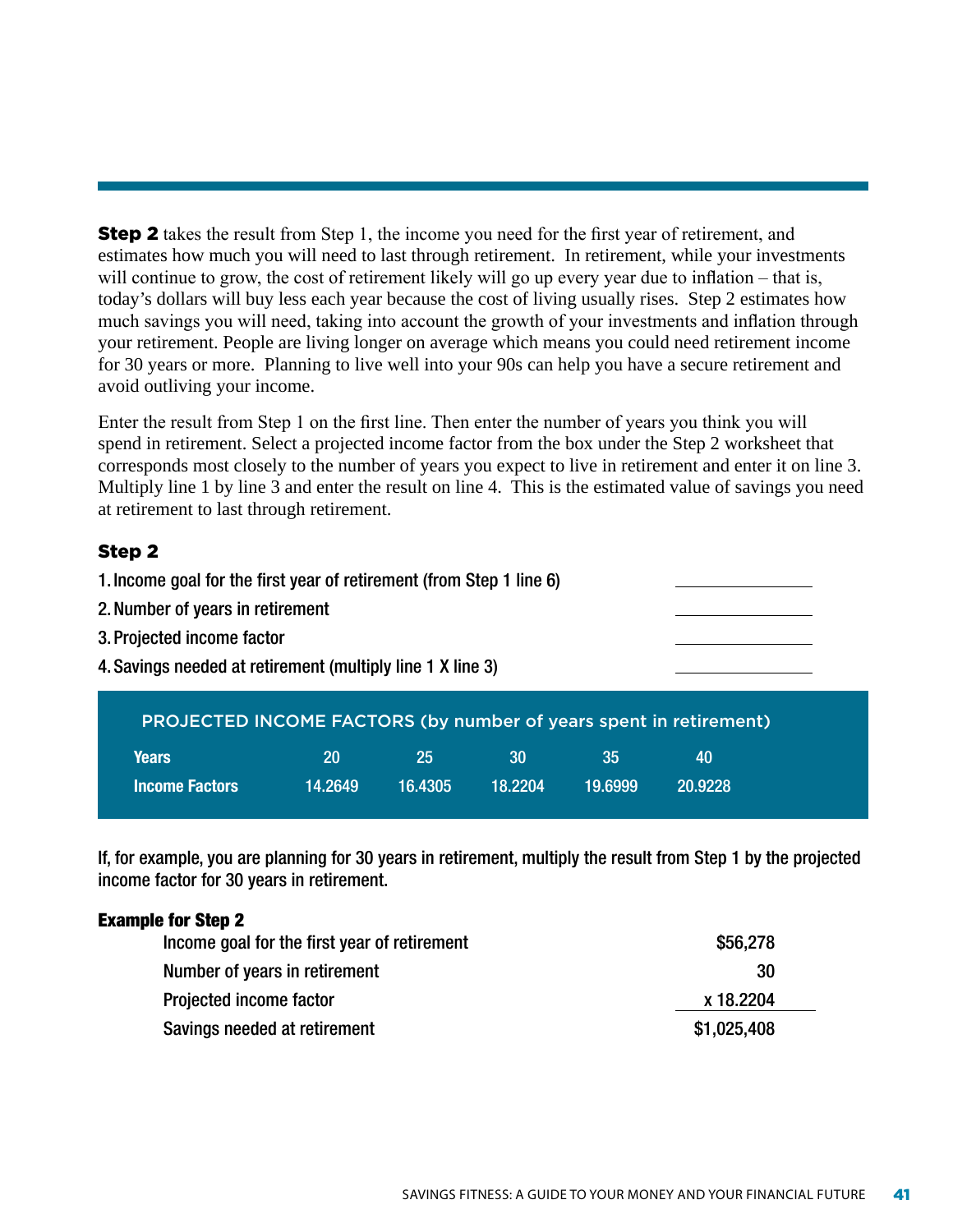**Step 2** takes the result from Step 1, the income you need for the first year of retirement, and estimates how much you will need to last through retirement. In retirement, while your investments will continue to grow, the cost of retirement likely will go up every year due to inflation – that is, today's dollars will buy less each year because the cost of living usually rises. Step 2 estimates how much savings you will need, taking into account the growth of your investments and inflation through your retirement. People are living longer on average which means you could need retirement income for 30 years or more. Planning to live well into your 90s can help you have a secure retirement and avoid outliving your income.

Enter the result from Step 1 on the first line. Then enter the number of years you think you will spend in retirement. Select a projected income factor from the box under the Step 2 worksheet that corresponds most closely to the number of years you expect to live in retirement and enter it on line 3. Multiply line 1 by line 3 and enter the result on line 4. This is the estimated value of savings you need at retirement to last through retirement.

## Step 2

1. Income goal for the first year of retirement (from Step 1 line 6) \_\_\_\_\_\_\_\_\_\_
2. Number of years in retirement \_\_\_\_\_\_\_\_\_\_
3. Projected income factor \_\_\_\_\_\_\_\_\_\_
4. Savings needed at retirement (multiply line 1 X line 3) \_\_\_\_\_\_\_\_\_\_

**PROJECTED INCOME FACTORS (by number of years spent in retirement)**

| Years | 20 | 25 | 30 | 35 | 40 |
|---|---|---|---|---|---|
| Income Factors | 14.2649 | 16.4305 | 18.2204 | 19.6999 | 20.9228 |

If, for example, you are planning for 30 years in retirement, multiply the result from Step 1 by the projected income factor for 30 years in retirement.

**Example for Step 2**

| | |
|---|---|
| Income goal for the first year of retirement | $56,278 |
| Number of years in retirement | 30 |
| Projected income factor | x 18.2204 |
| Savings needed at retirement | $1,025,408 |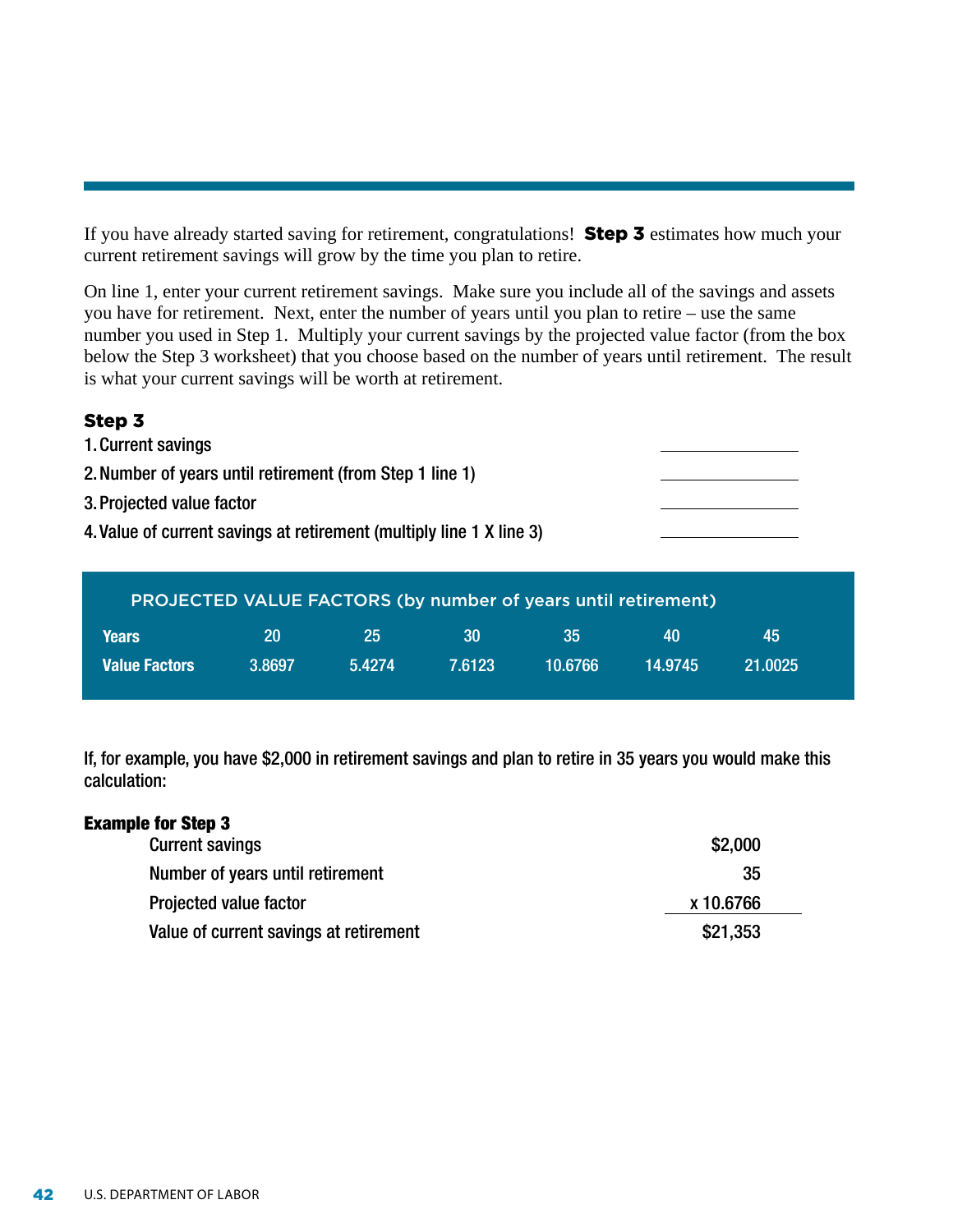If you have already started saving for retirement, congratulations! **Step 3** estimates how much your current retirement savings will grow by the time you plan to retire.

On line 1, enter your current retirement savings. Make sure you include all of the savings and assets you have for retirement. Next, enter the number of years until you plan to retire – use the same number you used in Step 1. Multiply your current savings by the projected value factor (from the box below the Step 3 worksheet) that you choose based on the number of years until retirement. The result is what your current savings will be worth at retirement.

### Step 3

1. Current savings ______________
2. Number of years until retirement (from Step 1 line 1) ______________
3. Projected value factor ______________
4. Value of current savings at retirement (multiply line 1 X line 3) ______________

**PROJECTED VALUE FACTORS (by number of years until retirement)**

| Years | 20 | 25 | 30 | 35 | 40 | 45 |
|---|---|---|---|---|---|---|
| Value Factors | 3.8697 | 5.4274 | 7.6123 | 10.6766 | 14.9745 | 21.0025 |

If, for example, you have $2,000 in retirement savings and plan to retire in 35 years you would make this calculation:

**Example for Step 3**

| | |
|---|---|
| Current savings | $2,000 |
| Number of years until retirement | 35 |
| Projected value factor | x 10.6766 |
| Value of current savings at retirement | $21,353 |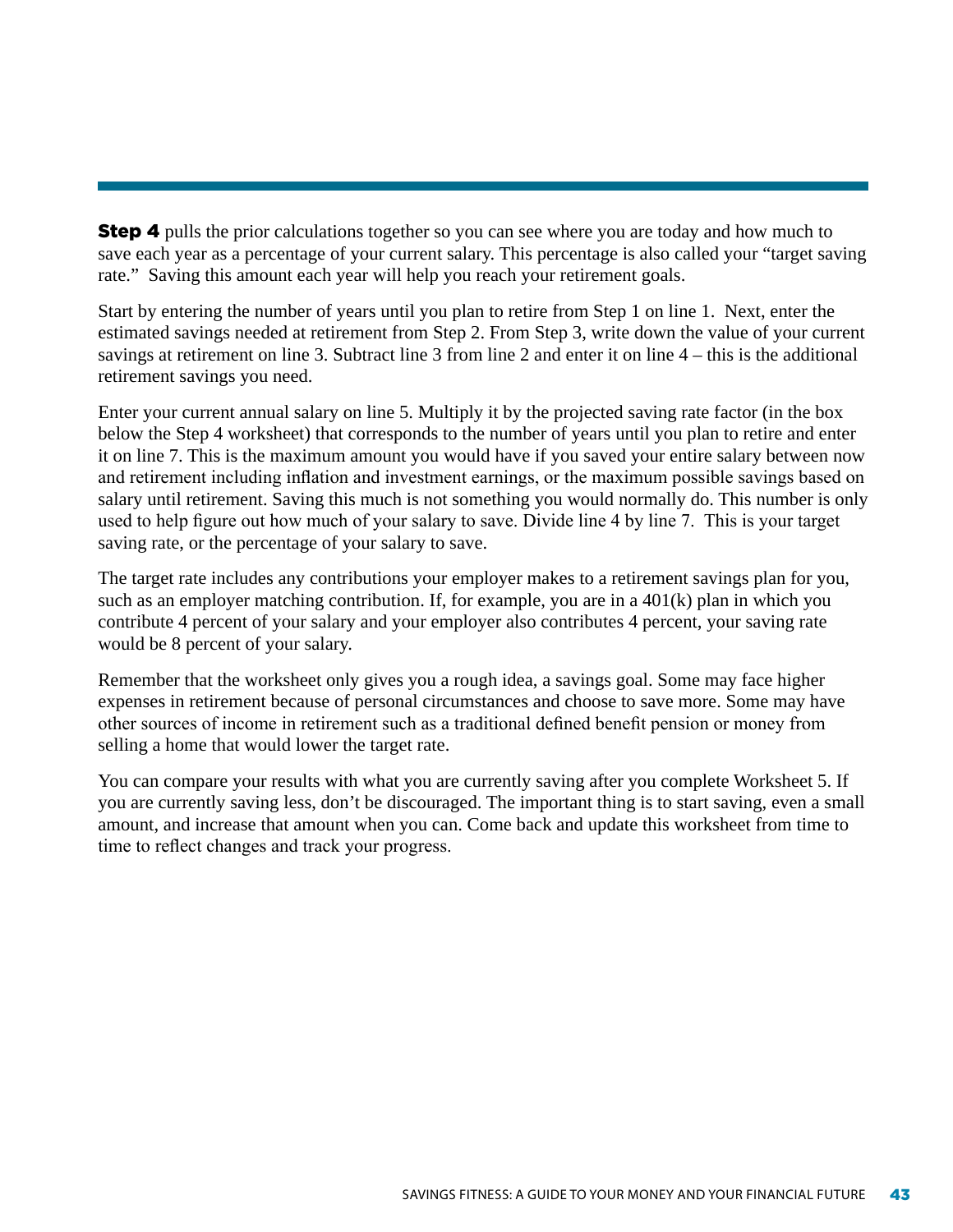**Step 4** pulls the prior calculations together so you can see where you are today and how much to save each year as a percentage of your current salary. This percentage is also called your "target saving rate." Saving this amount each year will help you reach your retirement goals.

Start by entering the number of years until you plan to retire from Step 1 on line 1. Next, enter the estimated savings needed at retirement from Step 2. From Step 3, write down the value of your current savings at retirement on line 3. Subtract line 3 from line 2 and enter it on line 4 – this is the additional retirement savings you need.

Enter your current annual salary on line 5. Multiply it by the projected saving rate factor (in the box below the Step 4 worksheet) that corresponds to the number of years until you plan to retire and enter it on line 7. This is the maximum amount you would have if you saved your entire salary between now and retirement including inflation and investment earnings, or the maximum possible savings based on salary until retirement. Saving this much is not something you would normally do. This number is only used to help figure out how much of your salary to save. Divide line 4 by line 7. This is your target saving rate, or the percentage of your salary to save.

The target rate includes any contributions your employer makes to a retirement savings plan for you, such as an employer matching contribution. If, for example, you are in a 401(k) plan in which you contribute 4 percent of your salary and your employer also contributes 4 percent, your saving rate would be 8 percent of your salary.

Remember that the worksheet only gives you a rough idea, a savings goal. Some may face higher expenses in retirement because of personal circumstances and choose to save more. Some may have other sources of income in retirement such as a traditional defined benefit pension or money from selling a home that would lower the target rate.

You can compare your results with what you are currently saving after you complete Worksheet 5. If you are currently saving less, don't be discouraged. The important thing is to start saving, even a small amount, and increase that amount when you can. Come back and update this worksheet from time to time to reflect changes and track your progress.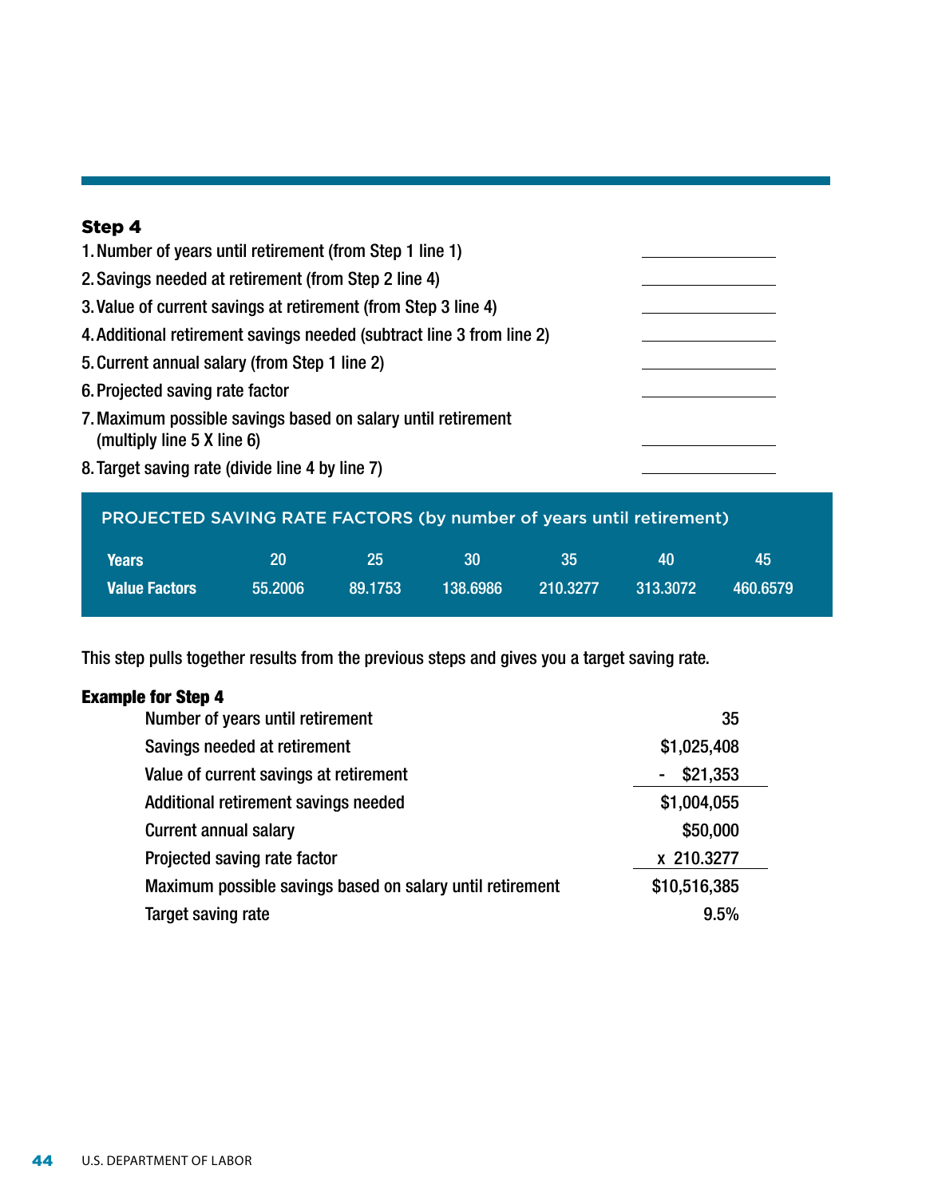### Step 4

1. Number of years until retirement (from Step 1 line 1) ______________
2. Savings needed at retirement (from Step 2 line 4) ______________
3. Value of current savings at retirement (from Step 3 line 4) ______________
4. Additional retirement savings needed (subtract line 3 from line 2) ______________
5. Current annual salary (from Step 1 line 2) ______________
6. Projected saving rate factor ______________
7. Maximum possible savings based on salary until retirement (multiply line 5 X line 6) ______________
8. Target saving rate (divide line 4 by line 7) ______________

**PROJECTED SAVING RATE FACTORS (by number of years until retirement)**

| Years | 20 | 25 | 30 | 35 | 40 | 45 |
|---|---|---|---|---|---|---|
| Value Factors | 55.2006 | 89.1753 | 138.6986 | 210.3277 | 313.3072 | 460.6579 |

This step pulls together results from the previous steps and gives you a target saving rate.

**Example for Step 4**

| | |
|---|---|
| Number of years until retirement | 35 |
| Savings needed at retirement | $1,025,408 |
| Value of current savings at retirement | - $21,353 |
| Additional retirement savings needed | $1,004,055 |
| Current annual salary | $50,000 |
| Projected saving rate factor | x 210.3277 |
| Maximum possible savings based on salary until retirement | $10,516,385 |
| Target saving rate | 9.5% |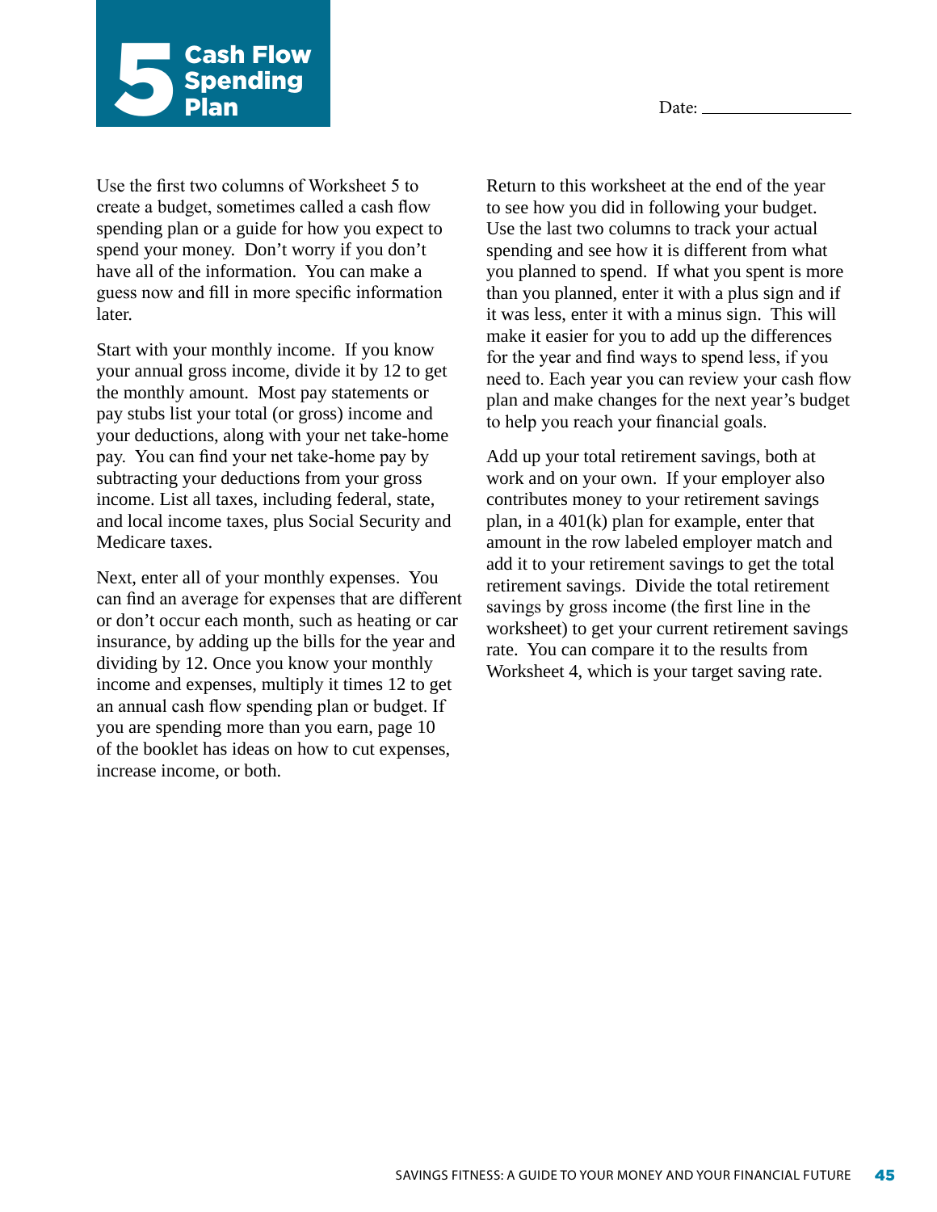# 5 Cash Flow Spending Plan

Date: ____________

Use the first two columns of Worksheet 5 to create a budget, sometimes called a cash flow spending plan or a guide for how you expect to spend your money. Don't worry if you don't have all of the information. You can make a guess now and fill in more specific information later.

Start with your monthly income. If you know your annual gross income, divide it by 12 to get the monthly amount. Most pay statements or pay stubs list your total (or gross) income and your deductions, along with your net take-home pay. You can find your net take-home pay by subtracting your deductions from your gross income. List all taxes, including federal, state, and local income taxes, plus Social Security and Medicare taxes.

Next, enter all of your monthly expenses. You can find an average for expenses that are different or don't occur each month, such as heating or car insurance, by adding up the bills for the year and dividing by 12. Once you know your monthly income and expenses, multiply it times 12 to get an annual cash flow spending plan or budget. If you are spending more than you earn, page 10 of the booklet has ideas on how to cut expenses, increase income, or both.

Return to this worksheet at the end of the year to see how you did in following your budget. Use the last two columns to track your actual spending and see how it is different from what you planned to spend. If what you spent is more than you planned, enter it with a plus sign and if it was less, enter it with a minus sign. This will make it easier for you to add up the differences for the year and find ways to spend less, if you need to. Each year you can review your cash flow plan and make changes for the next year's budget to help you reach your financial goals.

Add up your total retirement savings, both at work and on your own. If your employer also contributes money to your retirement savings plan, in a 401(k) plan for example, enter that amount in the row labeled employer match and add it to your retirement savings to get the total retirement savings. Divide the total retirement savings by gross income (the first line in the worksheet) to get your current retirement savings rate. You can compare it to the results from Worksheet 4, which is your target saving rate.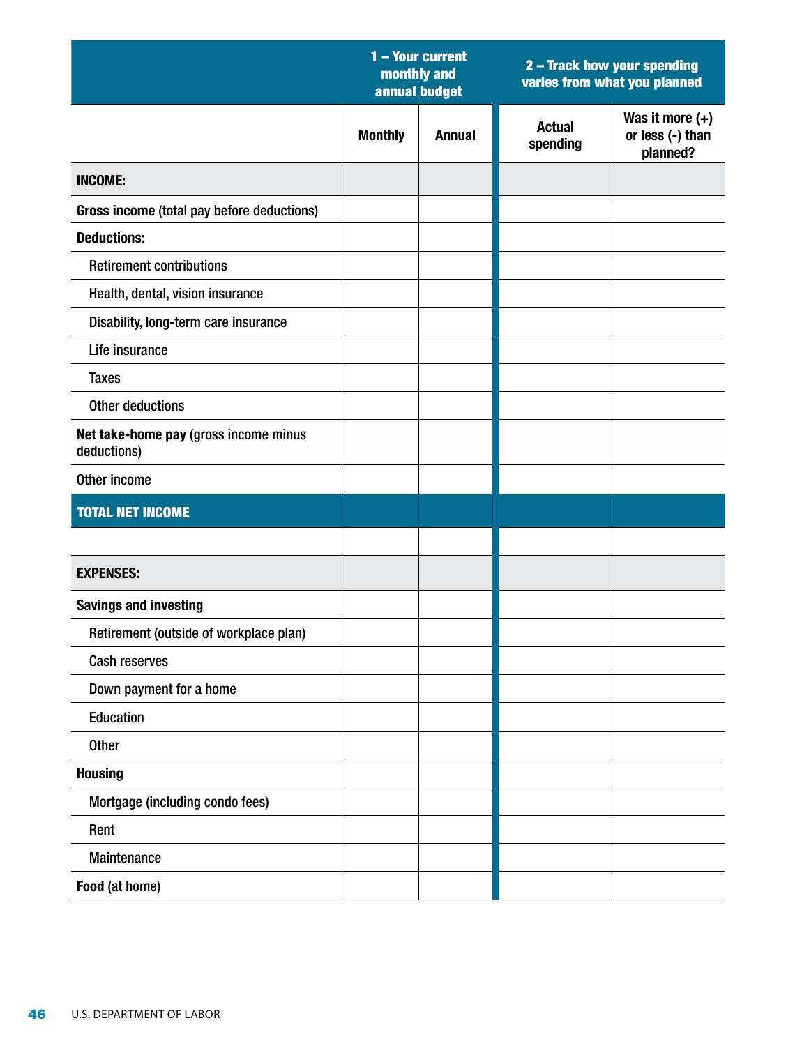| | 1 – Your current monthly and annual budget | | 2 – Track how your spending varies from what you planned | |
|---|---|---|---|---|
| | Monthly | Annual | Actual spending | Was it more (+) or less (-) than planned? |
| **INCOME:** | | | | |
| **Gross income** (total pay before deductions) | | | | |
| **Deductions:** | | | | |
| Retirement contributions | | | | |
| Health, dental, vision insurance | | | | |
| Disability, long-term care insurance | | | | |
| Life insurance | | | | |
| Taxes | | | | |
| Other deductions | | | | |
| **Net take-home pay** (gross income minus deductions) | | | | |
| Other income | | | | |
| **TOTAL NET INCOME** | | | | |
| | | | | |
| **EXPENSES:** | | | | |
| **Savings and investing** | | | | |
| Retirement (outside of workplace plan) | | | | |
| Cash reserves | | | | |
| Down payment for a home | | | | |
| Education | | | | |
| Other | | | | |
| **Housing** | | | | |
| Mortgage (including condo fees) | | | | |
| Rent | | | | |
| Maintenance | | | | |
| **Food** (at home) | | | | |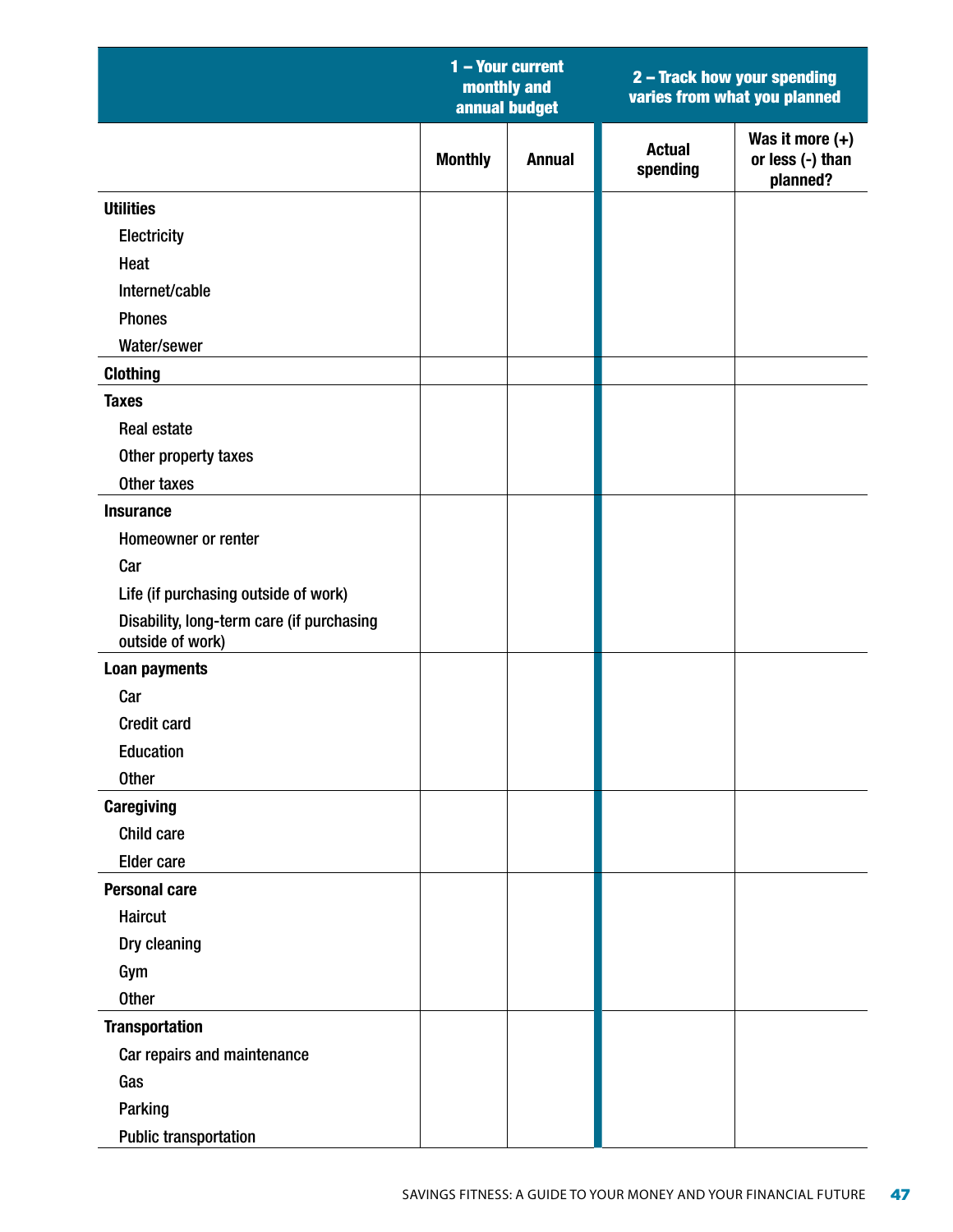| | 1 – Your current monthly and annual budget | | 2 – Track how your spending varies from what you planned | |
|---|---|---|---|---|
| | **Monthly** | **Annual** | **Actual spending** | **Was it more (+) or less (-) than planned?** |
| **Utilities** | | | | |
| Electricity | | | | |
| Heat | | | | |
| Internet/cable | | | | |
| Phones | | | | |
| Water/sewer | | | | |
| **Clothing** | | | | |
| **Taxes** | | | | |
| Real estate | | | | |
| Other property taxes | | | | |
| Other taxes | | | | |
| **Insurance** | | | | |
| Homeowner or renter | | | | |
| Car | | | | |
| Life (if purchasing outside of work) | | | | |
| Disability, long-term care (if purchasing outside of work) | | | | |
| **Loan payments** | | | | |
| Car | | | | |
| Credit card | | | | |
| Education | | | | |
| Other | | | | |
| **Caregiving** | | | | |
| Child care | | | | |
| Elder care | | | | |
| **Personal care** | | | | |
| Haircut | | | | |
| Dry cleaning | | | | |
| Gym | | | | |
| Other | | | | |
| **Transportation** | | | | |
| Car repairs and maintenance | | | | |
| Gas | | | | |
| Parking | | | | |
| Public transportation | | | | |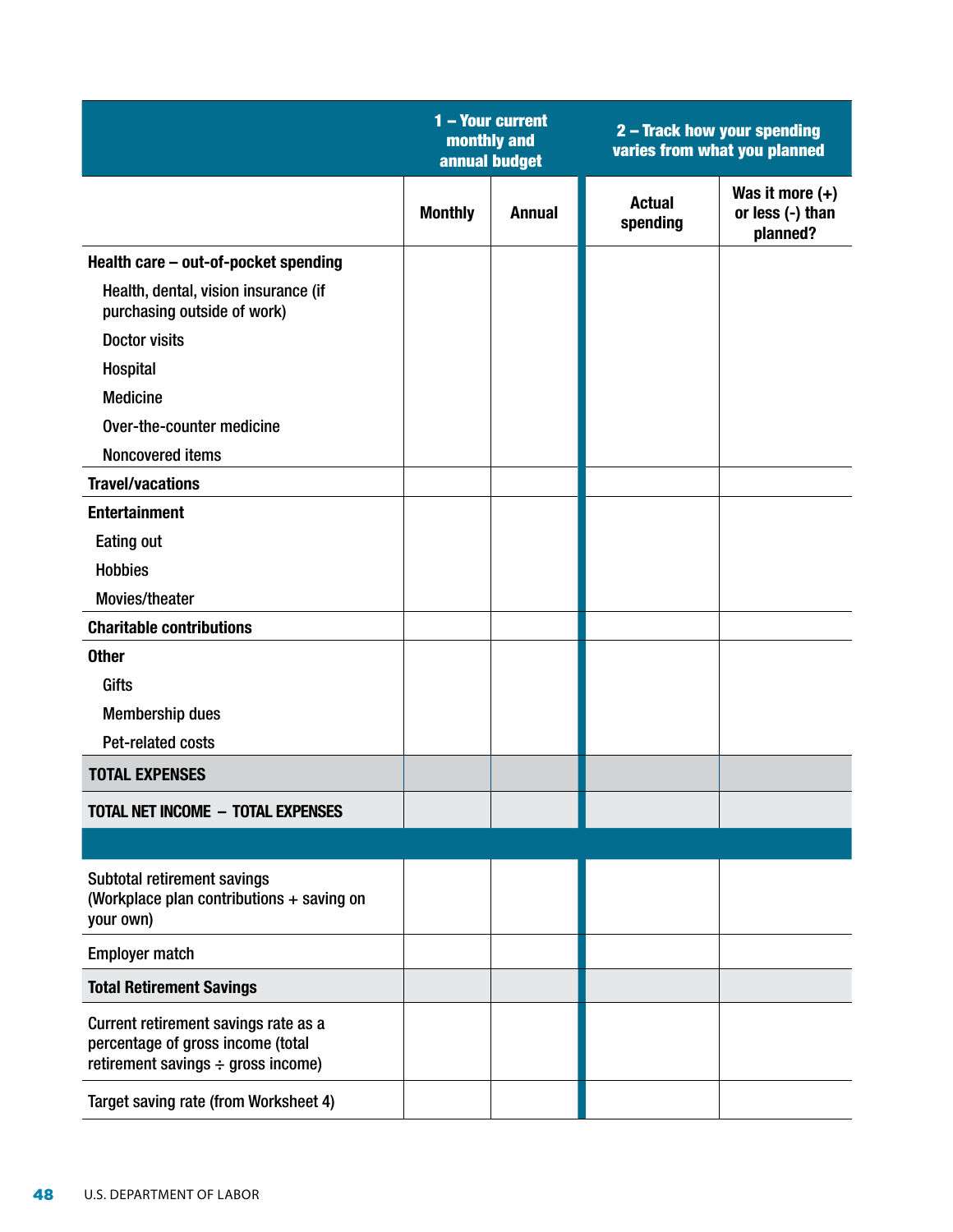| | 1 – Your current monthly and annual budget | | 2 – Track how your spending varies from what you planned | |
|---|---|---|---|---|
| | Monthly | Annual | Actual spending | Was it more (+) or less (-) than planned? |
| **Health care – out-of-pocket spending** | | | | |
| Health, dental, vision insurance (if purchasing outside of work) | | | | |
| Doctor visits | | | | |
| Hospital | | | | |
| Medicine | | | | |
| Over-the-counter medicine | | | | |
| Noncovered items | | | | |
| **Travel/vacations** | | | | |
| **Entertainment** | | | | |
| Eating out | | | | |
| Hobbies | | | | |
| Movies/theater | | | | |
| **Charitable contributions** | | | | |
| **Other** | | | | |
| Gifts | | | | |
| Membership dues | | | | |
| Pet-related costs | | | | |
| **TOTAL EXPENSES** | | | | |
| **TOTAL NET INCOME – TOTAL EXPENSES** | | | | |
| | | | | |
| Subtotal retirement savings (Workplace plan contributions + saving on your own) | | | | |
| Employer match | | | | |
| **Total Retirement Savings** | | | | |
| Current retirement savings rate as a percentage of gross income (total retirement savings ÷ gross income) | | | | |
| Target saving rate (from Worksheet 4) | | | | |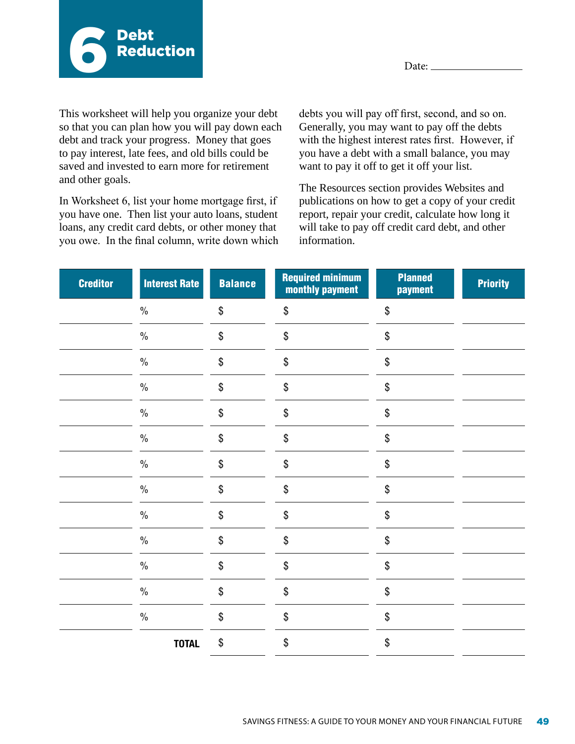# 6 Debt Reduction

Date: ____________

This worksheet will help you organize your debt so that you can plan how you will pay down each debt and track your progress. Money that goes to pay interest, late fees, and old bills could be saved and invested to earn more for retirement and other goals.

In Worksheet 6, list your home mortgage first, if you have one. Then list your auto loans, student loans, any credit card debts, or other money that you owe. In the final column, write down which debts you will pay off first, second, and so on. Generally, you may want to pay off the debts with the highest interest rates first. However, if you have a debt with a small balance, you may want to pay it off to get it off your list.

The Resources section provides Websites and publications on how to get a copy of your credit report, repair your credit, calculate how long it will take to pay off credit card debt, and other information.

| Creditor | Interest Rate | Balance | Required minimum monthly payment | Planned payment | Priority |
|---|---|---|---|---|---|
| | % | $ | $ | $ | |
| | % | $ | $ | $ | |
| | % | $ | $ | $ | |
| | % | $ | $ | $ | |
| | % | $ | $ | $ | |
| | % | $ | $ | $ | |
| | % | $ | $ | $ | |
| | % | $ | $ | $ | |
| | % | $ | $ | $ | |
| | % | $ | $ | $ | |
| | % | $ | $ | $ | |
| | % | $ | $ | $ | |
| | % | $ | $ | $ | |
| | **TOTAL** | $ | $ | $ | |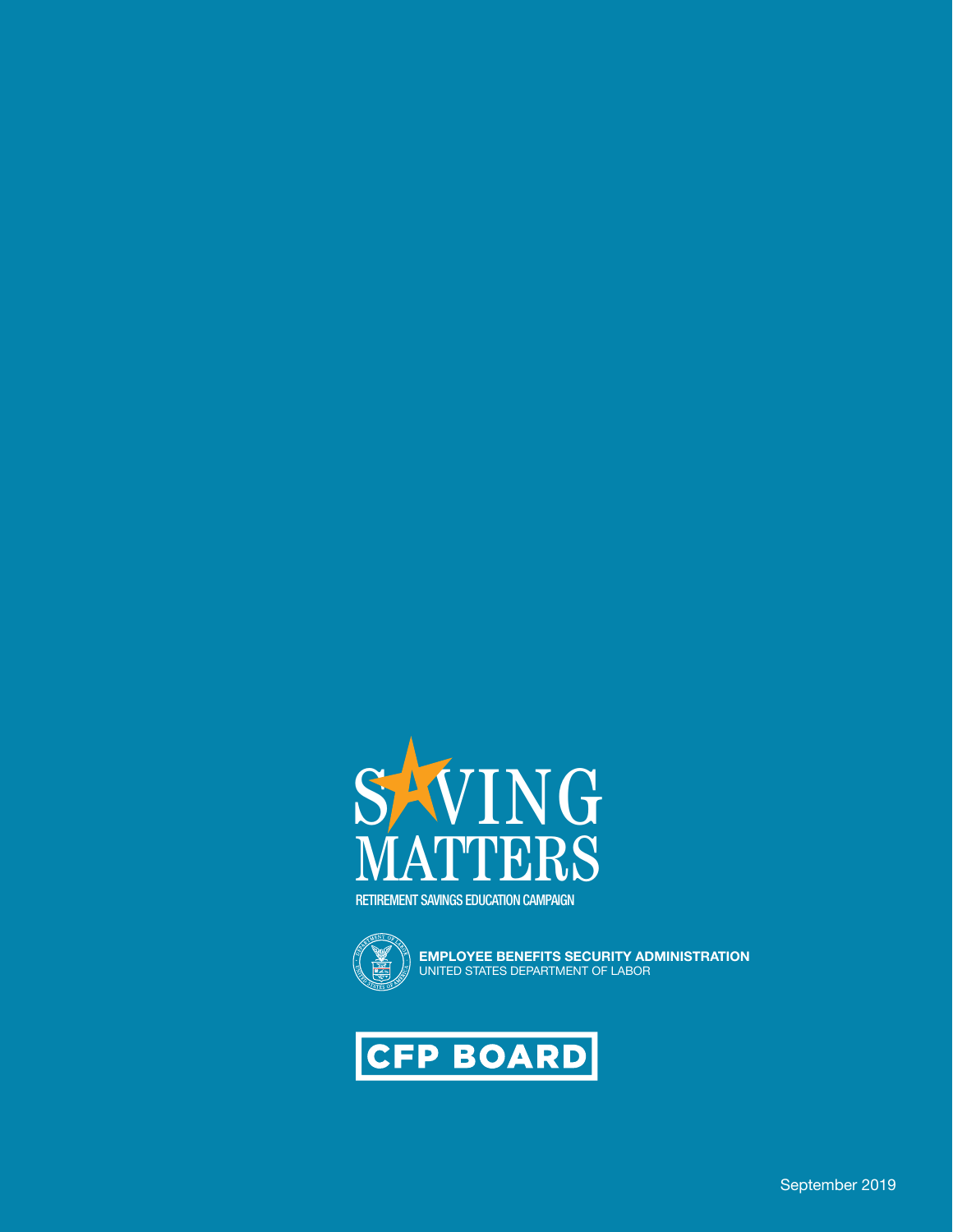SAVING MATTERS

RETIREMENT SAVINGS EDUCATION CAMPAIGN

**EMPLOYEE BENEFITS SECURITY ADMINISTRATION**
UNITED STATES DEPARTMENT OF LABOR

CFP BOARD

September 2019